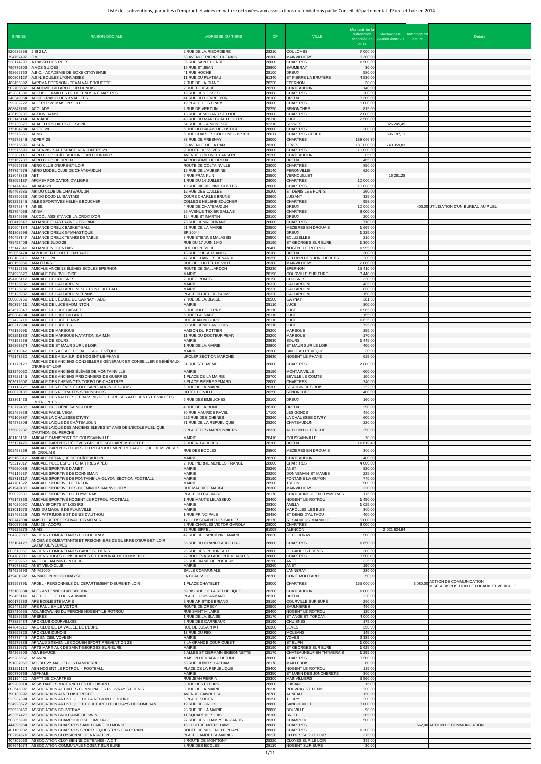# Liste des subventions, garanties d'emprunt et aides en nature octroyées aux associations ou fondations par le Conseil départemental d'Eure-et-Loir en 2014

| SIRENE | RAISON DOCIALE | ADRESSE DU TIERS | CP | VILLE | Montant de la subvention accordée en 2014 | Montant de la garantie d'emprunt | Avantage en nature | Détails |
|---|---|---|---|---|---|---|---|---|
| 520686858 | 2 SI 2 LA | 2 RUE DE LA RIBORDIERE | 28210 | COULOMBS | 7 000,00 | | | |
| 794757492 | 3 M | 53 AVENUE PIERRE CHENAIS | 28300 | MAINVILLIERS | 6 300,00 | | | |
| 538174293 | A L'ASSO DES RUES | 36 RUE SAINT PIERRE | 28000 | CHARTRES | 1 500,00 | | | |
| 790770309 | A VOS GUIDES | 15 RUE ST JEAN | 28800 | SAUMERAY | 30,00 | | | |
| 492662762 | A.B.C. - ACADÉMIE DE BOXE CITOYENNE | 41 RUE HOCHE | 28100 | DREUX | 580,00 | | | |
| 500803127 | A.S.N. BOULES LYONNAISES | 11 RUE DU PLATEAU | 61340 | ST PIERRE LA BRUYERE | 4 530,00 | | | |
| 489456897 | AAPPMA EPERNON - TEAM VAL DROUETTE | 7 RUE DE LA DIANE | 28230 | EPERNON | 30,00 | | | |
| 502706682 | ACADÉMIE BILLARD CLUB DUNOIS | 2 RUE TOUFAIRE | 28200 | CHATEAUDUN | 140,00 | | | |
| 452831381 | ACCUEIL FAMILLES DE DETENUS A CHARTRES | 19 RUE DES LISSES | 28000 | CHARTRES | 200,00 | | | |
| 340349364 | ACIDE - RADIO DES 3 VALLEES | 41 RUE DU LIEVRE D'OR | 28100 | DREUX | 8 300,00 | | | |
| 399282227 | ACLEREP 28 MAISON SOLEIL | 19 PLACE DES EPARS | 28000 | CHARTRES | 5 000,00 | | | |
| 808843791 | ACOLADE | 2 RUE DE VERDUN | 28250 | SENONCHES | 875,00 | | | |
| 428190235 | ACTION DANSE | 13 RUE RENOUARD ST LOUP | 28000 | CHARTRES | 7 000,00 | | | |
| 802145144 | ADA JADE | 43 RUE DU MARECHAL LECLERC | 28110 | LUCE | 2 500,00 | | | |
| 775730328 | ADAPEI DES HAUTS DE SEINE | 54 RUE DE LA MONESSE | 92310 | SEVRES | | 326 245,45 | | |
| 775104284 | ADETE 28 | 6 RUE DU PALAIS DE JUSTICE | 28000 | CHARTRES | 200,00 | | | |
| 775575350 | ADMR | 6 RUE CHARLES COULOMB - BP 913 | 28011 | CHARTRES CEDEX | | 596 187,11 | | |
| 775575343 | ADPEP 28 | 83 RUE DE FRESNAY | 28000 | CHARTRES | 188 066,70 | | | |
| 775575699 | ADSEA | 35 AVENUE DE LA PAIX | 28300 | LEVES | 180 000,00 | 740 359,83 | | |
| 775575699 | ADSEA 28 - SAF ESPACE RENCONTRE 28 | 9 ROUTE DE VOVES | 28000 | CHARTRES | 10 000,00 | | | |
| 325282143 | AÉRO CLUB CHÂTEAUDUN JEAN FOURNIER | AVENUE COLONEL PARSON | 28200 | CHATEAUDUN | 85,00 | | | |
| 775162738 | AÉRO CLUB DE DREUX | AERODROME DE DREUX | 28100 | DREUX | 465,00 | | | |
| 775096738 | AÉRO CLUB D'EURE-ET-LOIR | ROUTE DE COLTAINVILLE | 28000 | CHARTRES | 850,00 | | | |
| 447794678 | AERO MODEL CLUB DE CHÂTEAUDUN | 15 RUE DE L'AUBEPINE | 28140 | PERONVILLE | 620,00 | | | |
| 318043833 | AET | 6 RUE FRANKLIN | 28500 | VERNOUILLET | | 16 261,28 | | |
| 488055187 | AFCASA FONDATION D'ALIGRE | 1 RUE DU 14 JUILLET | 28000 | CHARTRES | 10 000,00 | | | |
| 531474849 | AIDAGRI28 | 10 RUE DIEUDONNE COSTES | 28000 | CHARTRES | 10 000,00 | | | |
| 494468689 | AIKIDO CLUB DE CHATEAUDUN | 12 RUE DES CAILLES | 28200 | ST DENIS LES PONTS | 260,00 | | | |
| 498850239 | AIKIDO DOJO LUISANTAIS | COURS CHARLES BRUNE | 28600 | LUISANT | 325,00 | | | |
| 503296345 | AILES SPORTIVES HELENE BOUCHER | COLLEGE HELENE BOUCHER | 28000 | CHARTRES | 958,00 | | | |
| 487975344 | AINEE | 4 RUE DE CHATEAUDUN | 28100 | DREUX | 10 000,00 | | 400,00 | UTILISATION D'UN BUREAU AU PUEL |
| 452764053 | AKIBA | 26 AVENUE TEXIER GALLAS | 28000 | CHARTRES | 3 000,00 | | | |
| 453845968 | ALCOOL ASSISTANCE LA CROIX D'OR | 124 RUE ST MARTIN | 28100 | DREUX | 200,00 | | | |
| 380419648 | ALLIANCE CHARTRAINE - ESCRIME | 73 RUE HENRI DUNANT | 28000 | CHARTRES | 710,00 | | | |
| 510604184 | ALLIANCE DREUX BASKET-BALL | 21 RUE DE LA MAIRIE | 28500 | MEZIERES EN DROUAIS | 1 665,00 | | | |
| 491808598 | ALLIANCE DREUX GYMNASTIQUE | BP 20044 | 28100 | DREUX | 1 225,00 | | | |
| 440497147 | ALLIANCE DREUX TENNIS DE TABLE | 8 RUE ETIENNE MALASSIS | 28500 | ECLUZELLES | 210,00 | | | |
| 789458403 | ALLIANCE JUDO 28 | RUE DU 17 JUIN 1940 | 28190 | ST GEORGES SUR EURE | 1 300,00 | | | |
| 775147341 | ALLIANCE NOGENTAISE | RUE DU PERCHE | 28400 | NOGENT LE ROTROU | 1 955,00 | | | |
| 753055474 | ALZHEIMER ECOUTE ENTRAIDE | 13 RUE GUE AUX ANES | 28100 | DREUX | 300,00 | | | |
| 808108310 | AMAP BIO 28 | 47 RUE CHARLES RENARD | 28350 | ST LUBIN DES JONCHERETS | 200,00 | | | |
| 480155951 | AMATEURS | RUE DE L'HOTEL DE VILLE | 28300 | MAINVILLIERS | 2 000,00 | | | |
| 775122765 | AMICALE ANCIENS ÉLÈVES ÉCOLES EPERNON | ROUTE DE GALLARDON | 28230 | EPERNON | 15 410,00 | | | |
| 334923620 | AMICALE COURVILLOISE | MAIRIE | 28190 | COURVILLE SUR EURE | 3 440,00 | | | |
| 494706112 | AMICALE DE CHUISNES | 2 RUE 3 PONTS | 28190 | CHUISNES | 320,00 | | | |
| 775125982 | AMICALE DE GALLARDON | MAIRIE | 28320 | GALLARDON | 405,00 | | | |
| 775125982 | AMICALE DE GALLARDON SECTION FOOTBALL | MAIRIE | 28320 | GALLARDON | 800,00 | | | |
| 775125982 | AMICALE DE GALLARDON TENNIS | PLACE DU JEU DE PAUME | 28320 | GALLARDON | 150,00 | | | |
| 500080759 | AMICALE DE L'ÉCOLE DE GARNAY - AEG | 7 RUE DE LA BLAISE | 28500 | GARNAY | 381,50 | | | |
| 450396411 | AMICALE DE LUCÉ BADMINTON | MAIRIE | 28110 | LUCE | 800,00 | | | |
| 424573343 | AMICALE DE LUCÉ BASKET | 5 RUE JULES FERRY | 28110 | LUCE | 1 985,00 | | | |
| 450384284 | AMICALE DE LUCÉ BILLARD | 5 RUE D ALSACE | 28110 | LUCE | 155,00 | | | |
| 327423711 | AMICALE DE LUCÉ TENNIS | RUE JEAN BOUDRIE | 28110 | LUCE | 1 625,00 | | | |
| 488212994 | AMICALE DE LUCE TIR | 30 RUE RENE LANGLOIS | 28110 | LUCE | 795,00 | | | |
| 775139991 | AMICALE DE MARBOUÉ | MAISON DU POTTIER | 28200 | MARBOUE | 255,00 | | | |
| 508251782 | AMICALE DE MARBOUÉ NATATION S.A.M.N. | 11 RUE DU DOCTEUR PEAN | 28200 | MARBOUE | 170,00 | | | |
| 775158538 | AMICALE DE SOURS | MAIRIE | 28630 | SOURS | 1 445,00 | | | |
| 326863974 | AMICALE DE ST MAUR SUR LE LOIR | 1 RUE DE LA MAIRIE | 28800 | ST MAUR SUR LE LOIR | 400,00 | | | |
| 403019342 | AMICALE DES A.E.A.E. DE BAILLEAU-L'ÉVÊQUE | MAIRIE | 28300 | BAILLEAU L'EVEQUE | 30,00 | | | |
| 775143530 | AMICALE DES A.E.A.E.P. DE NOGENT-LE-PHAYE | UFOLEP SECTION MARCHE | 28630 | NOGENT LE PHAYE | 625,00 | | | |
| 381779123 | AMICALE DES ANCIENS CONSEILLERS GÉNÉRAUX ET CONSEILLERS GÉNÉRAUX D'EURE-ET-LOIR | 31 RUE STE MEME | 28000 | CHARTRES | 7 000,00 | | | |
| 523249050 | AMICALE DES ANCIENS ÉLÈVES DE MONTAINVILLE | MAIRIE | 28150 | MONTAINVILLE | 600,00 | | | |
| 537928145 | AMICALE DES ANCIENS PRISONNIERS DE GUERRES | 1 PLACE DE LA MAIRIE | 28700 | BEVILLE LE COMTE | 100,00 | | | |
| 503679607 | AMICALE DES CHEMINOTS CORPO DE CHARTRES | 8 PLACE PIERRE SEMARD | 28000 | CHARTRES | 240,00 | | | |
| 511116725 | AMICALE DES ÉLÈVES ÉCOLE SAINT-AUBIN-DES-BOIS | 6 RUE DE LA MAIRIE | 28300 | ST AUBIN DES BOIS | 252,00 | | | |
| 808020135 | AMICALE DES RETRAITES SENONCHOIS | HOTEL DE VILLE | 28250 | SENONCHES | 400,00 | | | |
| 323361436 | AMICALE DES VALLÉES ET BASSINS DE L'EURE SES AFFLUENTS ET VALLÉES LIMITROPHES | 6 RUE DES EMBUCHES | 28100 | DREUX | 160,00 | | | |
| 513779488 | AMICALE DU CHÊNE SAINT-LOUIS | 4 RUE DE LA BLINE | 28100 | DREUX | 250,00 | | | |
| 802469833 | AMICALE FACEL VEGA | 30 RUE MAURICE RAVEL | 17100 | LES GONDS | 450,00 | | | |
| 775109887 | AMICALE LA CHAUSSEE D'IVRY | 226 RUE DES CHENES | 28260 | LA CHAUSSEE D'IVRY | 600,00 | | | |
| 494572803 | AMICALE LAÏQUE DE CHÂTEAUDUN | 71 RUE DE LA REPUBLIQUE | 28200 | CHATEAUDUN | 220,00 | | | |
| 775082282 | AMICALE LAÏQUE DES ANCIENS ÉLÈVES ET AMIS DE L'ÉCOLE PUBLIQUE D'AUTHON-DU-PERCHE | 8 PLACE DES MARRONNIERS | 28330 | AUTHON DU PERCHE | 250,00 | | | |
| 481105161 | AMICALE OMNISPORT DE GOUSSAINVILLE | MAIRIE | 28410 | GOUSSAINVILLE | 70,00 | | | |
| 775121429 | AMICALE PARENTS D'ÉLÈVES GROUPE SCOLAIRE MICHELET | 2 RUE A. FAUCHER | 28100 | DREUX | 11 619,40 | | | |
| 502458268 | AMICALE PARENTS ELEVES DU REGROUPEMENT PEDAGOGIQUE DE MEZIERES EN DROUAIS | RUE DES ECOLES | 28500 | MEZIERES EN DROUAIS | 300,00 | | | |
| 495168312 | AMICALE PÉTANQUE DE CHÂTEAUDUN | MAIRIE | 28200 | CHATEAUDUN | 400,00 | | | |
| 795217017 | AMICALE POLE ESPOIR CHARTRES APEC | 2 RUE PIERRE MENDES FRANCE | 28000 | CHARTRES | 4 000,00 | | | |
| 775080088 | AMICALE SPORTIVE D'ANET | MAIRIE | 28260 | ANET | 820,00 | | | |
| 775115637 | AMICALE SPORTIVE DE DONNEMAIN | MAIRIE | 28200 | DONNEMAIN ST MAMES | 225,00 | | | |
| 452718117 | AMICALE SPORTIVE DE FONTAINE-LA-GUYON SECTION FOOTBALL | MAIRIE | 28190 | FONTAINE LA GUYON | 740,00 | | | |
| 447701327 | AMICALE SPORTIVE DE TREON | MAIRIE | 28500 | TREON | 500,00 | | | |
| 491949186 | AMICALE SPORTIVE DES CHEMINOTS MAINVILLIERS | RUE MAURICE MAUGE | 28300 | MAINVILLIERS | 220,00 | | | |
| 750029530 | AMICALE SPORTIVE DU THYMERAIS | PLACE DU CALVAIRE | 28170 | CHATEAUNEUF EN THYMERAIS | 175,00 | | | |
| 775147366 | AMICALE SPORTIVE NOGENT LE ROTROU FOOTBALL | 1 RUE MAUTE LELASSEUX | 28400 | NOGENT LE ROTROU | 1 450,00 | | | |
| 394026090 | AMILLY SPORTS ET LOISIRS | MAIRIE | 28300 | AMILLY | 1 025,00 | | | |
| 513011676 | AMIS DU MAQUIS DE PLAINVILLE | MAIRIE | 28400 | MAROLLES LES BUIS | 300,00 | | | |
| 518468228 | AMIS PATRIMOINE ST DENIS D'AUTHOU | 1 RUE PRINCIPALE | 28480 | ST DENIS D'AUTHOU | 400,00 | | | |
| 788747004 | AMIS THEATRE FESTIVAL THYMERAIS | 17 LOTISSEMENT LES SAULES | 28170 | ST SAUVEUR MARVILLE | 5 000,00 | | | |
| 480057058 | AMU 28 - ADOPS | 5 RUE CHARLES VICTOR GAROLA | 28000 | CHARTRES | 3 000,00 | | | |
| 775629272 | ANAIS | 32 RUE EIFFEL | 61008 | ALENCON | | 2 021 624,94 | | |
| 504282088 | ANCIENS COMBATTANTS DU COUDRAY | 42 RUE DE L'ANCIENNE MAIRIE | 28630 | LE COUDRAY | 500,00 | | | |
| 775104128 | ANCIENS COMBATTANTS ET PRISONNIERS DE GUERRE D'EURE-ET-LOIR CATM/TOE/VEUVES | 56 RUE DU GRAND FAUBOURG | 28000 | CHARTRES | 1 650,00 | | | |
| 803618065 | ANCIENS COMBATTANTS GAULT ST DENIS | 25 RUE DES PERDREAUX | 28800 | LE GAULT ST DENIS | 300,00 | | | |
| 804787000 | ANCIENS JUGES CONSULAIRES DU TRIBUNAL DE COMMERCE | 22 BOULEVARD ADELPHE CHASLES | 28000 | CHARTRES | 3 500,00 | | | |
| 795289263 | ANET BU BADMINTON CLUB | 25 RUE DIANE DE POITIERS | 28260 | ANET | 325,00 | | | |
| 478078850 | ANET VELO CLUB | MAIRIE | 28260 | ANET | 190,00 | | | |
| 484629399 | ANIM'2000 | SALLE COMMUNALE | 28200 | LANNERAY | 280,00 | | | |
| 479431397 | ANIMATION MILOCONAYSE | LA CHAUSSEE | 28200 | CONIE MOLITARD | 50,00 | | | |
| 539997791 | APDEL - PERSONNELS DU DÉPARTEMENT D'EURE-ET-LOIR | 1 PLACE CHATELET | 28000 | CHARTRES | 165 000,00 | | 3 080,00 | ACTION DE COMMUNICATION MISE A DISPOSITION DE LOCAUX ET VEHICULE |
| 775108384 | APE - ANTENNE CHATEAUDUN | 69 BIS RUE DE LA REPUBLIQUE | 28200 | CHATEAUDUN | 1 000,00 | | | |
| 798456141 | APE COLLEGE LOUIS ARMAND | PLACE LOUIS ARMAND | 28100 | DREUX | 230,00 | | | |
| 800176539 | APE ECOLE STE MARIE | 2 RUE ARISTIDE BRIAND | 28190 | COURVILLE SUR EURE | 250,00 | | | |
| 802443267 | APE PAUL EMILE VICTOR | ROUTE DE CRECY | 28500 | SAULNIERES | 450,00 | | | |
| 528430655 | AQUABOWLING DU PERCHE NOGENT-LE-ROTROU | RUE SAINT HILAIRE | 28400 | NOGENT LE ROTROU | 120,00 | | | |
| 791985666 | ARBRES | 1 RUE DE LA BLAISE | 28170 | ST ANGE ET TORCAY | 4 000,00 | | | |
| 478829484 | ARC CLUB COURVILLOIS | 5 RUE DES CARREAUX | 28190 | CHUISNES | 175,00 | | | |
| 447845215 | ARC CLUB DE LA VALLÉE DE L'EURE | RUE DE JOSAPHAT | 28300 | LEVES | 350,00 | | | |
| 483695326 | ARC CLUB DUNOIS | 13 RUE DU RIO | 28200 | MOLEANS | 145,00 | | | |
| 447777442 | ARC EN CIEL VOVEEN | MAIRIE | 28150 | VOVES | 2 385,00 | | | |
| 495276883 | ARNAUD STEVEN LE COQUEN SPORT PRÉVENTION 28 | 8 LA GRANDE COUR OUEST | 28240 | ST ELIPH | 1 000,00 | | | |
| 388819971 | ARTS MARTIAUX DE SAINT-GEORGES-SUR-EURE | MAIRIE | 28190 | ST GEORGES SUR EURE | 1 625,00 | | | |
| 494269509 | ASA BEAUCE | 6 ALLEE ST GERMAIN BIGEONNETTE | 28170 | CHATEAUNEUF EN THYMERAIS | 1 295,00 | | | |
| 495285652 | ASAVPA | MAISON DE L'AGRICULTURE | 28000 | CHARTRES | 3 500,00 | | | |
| 791837065 | ASL BLEVY MAILLEBOIS DAMPIERRE | 63 RUE HUBERT LATHAM | 28170 | MAILLEBOIS | 60,00 | | | |
| 331251124 | ASN NOGENT LE ROTROU - FOOTBALL | PLACE DE LA REPUBLIQUE | 28400 | NOGENT LE ROTROU | 135,00 | | | |
| 500770763 | ASPHALE | MAIRIE | 28350 | ST LUBIN DES JONCHERETS | 300,00 | | | |
| 391194420 | ASPTT DE CHARTRES | RUE JEAN PERRIN | 28300 | MAINVILLIERS | 5 560,00 | | | |
| 409289014 | ASSISTANTES MATERNELLES DE LUISANT | 3 RUE DES FLEURS | 28600 | LUISANT | 15,00 | | | |
| 803645092 | ASSOCIATION ACTIVITES COMMUNALES ROUVRAY ST DENIS | 3 RUE DE LA MAIRIE | 28310 | ROUVRAY ST DENIS | 200,00 | | | |
| 790130892 | ASSOCIATION ALNELOISE PECHE | AVENUE GAMBETTA | 28700 | AUNEAU | 150,00 | | | |
| 523937894 | ASSOCIATION ARTISTIQUE DE LA REGION DE TOURY | 5 PLACE SUGER | 28390 | TOURY | 200,00 | | | |
| 534923677 | ASSOCIATION ARTISTIQUE ET CULTURELLE DU PAYS DE COMBRAY | 19 RUE DE CROIX | 28800 | SANCHEVILLE | 3 000,00 | | | |
| 530520469 | ASSOCIATION BOUVITRAY | 28 RUE DE LA MAIRIE | 28800 | BOUVILLE | 90,00 | | | |
| 493357420 | ASSOCIATION BROUTAINE DE SWIN | 11 SQUARE DES IRIS | 28160 | BROU | 285,00 | | | |
| 503855991 | ASSOCIATION CHAMPHOLOISE JUMELAGE | 27 RUE DES CHAMPS BRIZARDS | 28300 | CHAMPHOL | 500,00 | | | |
| 444396964 | ASSOCIATION CHARTRES SANCTUAIRE DU MONDE | 16 CLOITRE NOTRE DAME | 28000 | CHARTRES | | | 662,00 | ACTION DE COMMUNICATION |
| 401100987 | ASSOCIATION CHARTRES SPORTS EQUESTRES CHARTRAIN | ROUTE DE NOGENT LE PHAYE | 28000 | CHARTRES | 1 200,00 | | | |
| 502794571 | ASSOCIATION CLOYSIENNE DE NATATION | PLACE GAMBETTA-MAIRIE- | 28220 | CLOYES SUR LE LOIR | 375,00 | | | |
| 404302069 | ASSOCIATION CLOYSIENNE DE TENNIS - A.C.T. | 6 ROUTE DE MONTIGNY | 28220 | CLOYES SUR LE LOIR | 395,00 | | | |
| 507641074 | ASSOCIATION COMMUNALE NOGENT SUR EURE | 8 RUE DES ECOLES | 28120 | NOGENT SUR EURE | 30,00 | | | |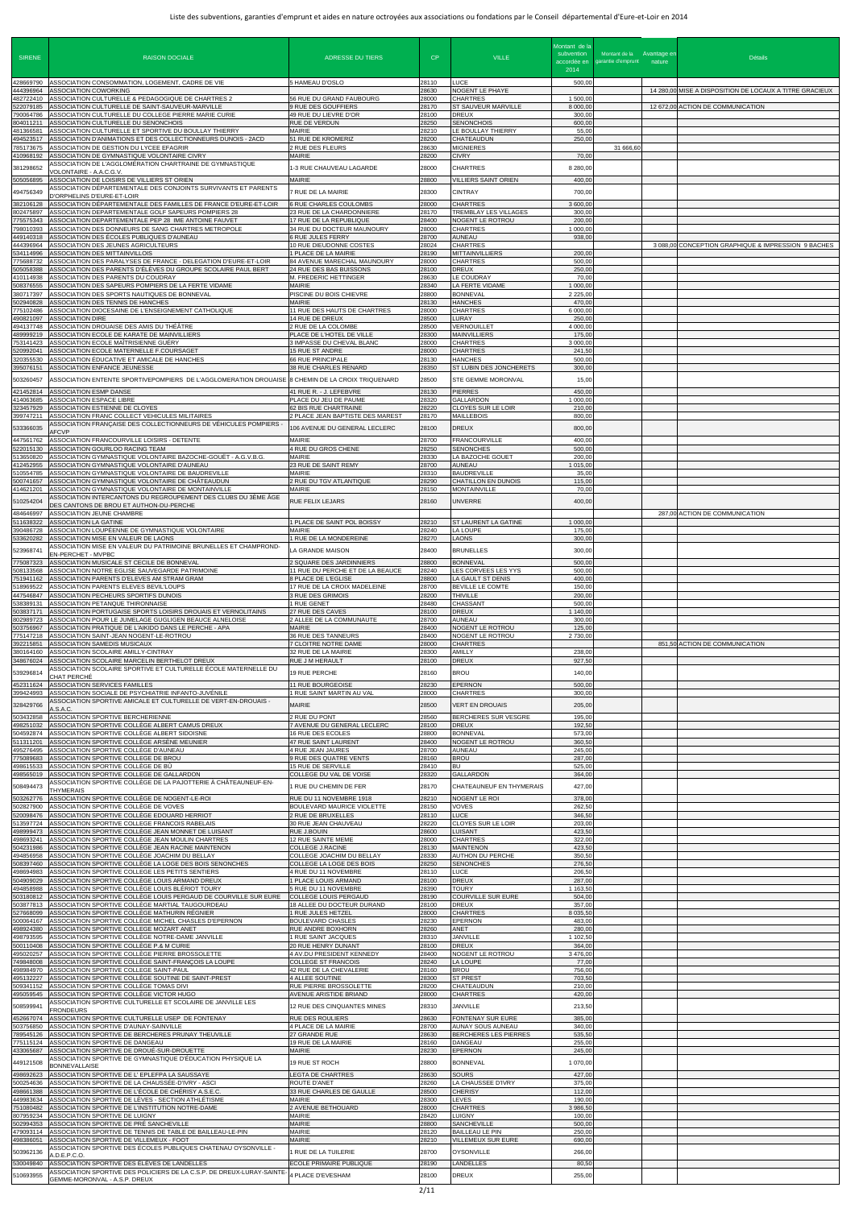Liste des subventions, garanties d'emprunt et aides en nature octroyées aux associations ou fondations par le Conseil départemental d'Eure-et-Loir en 2014

| SIRENE | RAISON DOCIALE | ADRESSE DU TIERS | CP | VILLE | Montant de la subvention accordée en 2014 | Montant de la garantie d'emprunt | Avantage en nature | Détails |
|---|---|---|---|---|---|---|---|---|
| 428669790 | ASSOCIATION CONSOMMATION, LOGEMENT, CADRE DE VIE | 5 HAMEAU D'OSLO | 28110 | LUCE | 500,00 | | | |
| 444396964 | ASSOCIATION COWORKING | | 28630 | NOGENT LE PHAYE | | | 14 280,00 | MISE A DISPOSITION DE LOCAUX A TITRE GRACIEUX |
| 482722410 | ASSOCIATION CULTURELLE & PEDAGOGIQUE DE CHARTRES 2 | 56 RUE DU GRAND FAUBOURG | 28000 | CHARTRES | 1 500,00 | | | |
| 522079185 | ASSOCIATION CULTURELLE DE SAINT-SAUVEUR-MARVILLE | 9 RUE DES GOUFFIERS | 28170 | ST SAUVEUR MARVILLE | 8 000,00 | | 12 672,00 | ACTION DE COMMUNICATION |
| 790064786 | ASSOCIATION CULTURELLE DU COLLEGE PIERRE MARIE CURIE | 49 RUE DU LIEVRE D'OR | 28100 | DREUX | 300,00 | | | |
| 804011211 | ASSOCIATION CULTURELLE DU SENONCHOIS | RUE DE VERDUN | 28250 | SENONCHES | 600,00 | | | |
| 481366581 | ASSOCIATION CULTURELLE ET SPORTIVE DU BOULLAY THIERRY | MAIRIE | 28210 | LE BOULLAY THIERRY | 55,00 | | | |
| 494523517 | ASSOCIATION D'ANIMATIONS ET DES COLLECTIONNEURS DUNOIS - 2ACD | 51 RUE DE KROMERIZ | 28200 | CHATEAUDUN | 250,00 | | | |
| 785173675 | ASSOCIATION DE GESTION DU LYCEE EFAGRIR | 2 RUE DES FLEURS | 28630 | MIGNIERES | | 31 666,60 | | |
| 410968192 | ASSOCIATION DE GYMNASTIQUE VOLONTAIRE CIVRY | MAIRIE | 28200 | CIVRY | 70,00 | | | |
| 381298652 | ASSOCIATION DE L'AGGLOMÉRATION CHARTRAINE DE GYMNASTIQUE VOLONTAIRE - A.A.C.G.V. | 1-3 RUE CHAUVEAU LAGARDE | 28000 | CHARTRES | 8 280,00 | | | |
| 505056895 | ASSOCIATION DE LOISIRS DE VILLIERS ST ORIEN | MAIRIE | 28800 | VILLIERS SAINT ORIEN | 400,00 | | | |
| 494756349 | ASSOCIATION DÉPARTEMENTALE DES CONJOINTS SURVIVANTS ET PARENTS D'ORPHELINS D'EURE-ET-LOIR | 7 RUE DE LA MAIRIE | 28300 | CINTRAY | 700,00 | | | |
| 382106128 | ASSOCIATION DÉPARTEMENTALE DES FAMILLES DE FRANCE D'EURE-ET-LOIR | 6 RUE CHARLES COULOMBS | 28000 | CHARTRES | 3 600,00 | | | |
| 802475897 | ASSOCIATION DEPARTEMENTALE GOLF SAPEURS POMPIERS 28 | 23 RUE DE LA CHARDONNIERE | 28170 | TREMBLAY LES VILLAGES | 300,00 | | | |
| 775575343 | ASSOCIATION DEPARTEMENTALE PEP 28 IME ANTOINE FAUVET | 17 RUE DE LA REPUBLIQUE | 28400 | NOGENT LE ROTROU | 200,00 | | | |
| 798010393 | ASSOCIATION DES DONNEURS DE SANG CHARTRES METROPOLE | 34 RUE DU DOCTEUR MAUNOURY | 28000 | CHARTRES | 1 000,00 | | | |
| 449140318 | ASSOCIATION DES ÉCOLES PUBLIQUES D'AUNEAU | 6 RUE JULES FERRY | 28700 | AUNEAU | 938,00 | | | |
| 444396964 | ASSOCIATION DES JEUNES AGRICULTEURS | 10 RUE DIEUDONNE COSTES | 28024 | CHARTRES | | | 3 088,00 | CONCEPTION GRAPHIQUE & IMPRESSION 9 BACHES |
| 534114996 | ASSOCIATION DES MITTAINVILLOIS | 1 PLACE DE LA MAIRIE | 28190 | MITTAINVILLIERS | 200,00 | | | |
| 775688732 | ASSOCIATION DES PARALYSES DE FRANCE - DELEGATION D'EURE-ET-LOIR | 84 AVENUE MARECHAL MAUNOURY | 28000 | CHARTRES | 500,00 | | | |
| 505058388 | ASSOCIATION DES PARENTS D'ÉLÈVES DU GROUPE SCOLAIRE PAUL BERT | 24 RUE DES BAS BUISSONS | 28100 | DREUX | 250,00 | | | |
| 410114938 | ASSOCIATION DES PARENTS DU COUDRAY | M. FREDERIC HETTINGER | 28630 | LE COUDRAY | 70,00 | | | |
| 508376555 | ASSOCIATION DES SAPEURS POMPIERS DE LA FERTE VIDAME | MAIRIE | 28340 | LA FERTE VIDAME | 1 000,00 | | | |
| 380717397 | ASSOCIATION DES SPORTS NAUTIQUES DE BONNEVAL | PISCINE DU BOIS CHIEVRE | 28800 | BONNEVAL | 2 225,00 | | | |
| 502940828 | ASSOCIATION DES TENNIS DE HANCHES | MAIRIE | 28130 | HANCHES | 470,00 | | | |
| 775102486 | ASSOCIATION DIOCESAINE DE L'ENSEIGNEMENT CATHOLIQUE | 11 RUE DES HAUTS DE CHARTRES | 28000 | CHARTRES | 6 000,00 | | | |
| 490821097 | ASSOCIATION DIRE | 14 RUE DE DREUX | 28500 | LURAY | 250,00 | | | |
| 494137748 | ASSOCIATION DROUAISE DES AMIS DU THÉÂTRE | 2 RUE DE LA COLOMBE | 28500 | VERNOUILLET | 4 000,00 | | | |
| 489999219 | ASSOCIATION ECOLE DE KARATE DE MAINVILLIERS | PLACE DE L'HOTEL DE VILLE | 28300 | MAINVILLIERS | 175,00 | | | |
| 753141423 | ASSOCIATION ECOLE MAÎTRISIENNE GUÉRY | 3 IMPASSE DU CHEVAL BLANC | 28000 | CHARTRES | 3 000,00 | | | |
| 520992041 | ASSOCIATION ECOLE MATERNELLE F.COURSAGET | 15 RUE ST ANDRE | 28000 | CHARTRES | 241,50 | | | |
| 320355530 | ASSOCIATION ÉDUCATIVE ET AMICALE DE HANCHES | 66 RUE PRINCIPALE | 28130 | HANCHES | 500,00 | | | |
| 395076151 | ASSOCIATION ENFANCE JEUNESSE | 38 RUE CHARLES RENARD | 28350 | ST LUBIN DES JONCHERETS | 300,00 | | | |
| 503260457 | ASSOCIATION ENTENTE SPORTIVEPOMPIERS DE L'AGGLOMERATION DROUAISE | 8 CHEMIN DE LA CROIX TRIQUENARD | 28500 | STE GEMME MORONVAL | 15,00 | | | |
| 421452814 | ASSOCIATION ESMP DANSE | 41 RUE R. - J. LEFEBVRE | 28130 | PIERRES | 450,00 | | | |
| 414063685 | ASSOCIATION ESPACE LIBRE | PLACE DU JEU DE PAUME | 28320 | GALLARDON | 1 000,00 | | | |
| 323457929 | ASSOCIATION ESTIENNE DE CLOYES | 62 BIS RUE CHARTRAINE | 28220 | CLOYES SUR LE LOIR | 210,00 | | | |
| 399747211 | ASSOCIATION FRANC COLLECT VEHICULES MILITAIRES | 2 PLACE JEAN BAPTISTE DES MAREST | 28170 | MAILLEBOIS | 800,00 | | | |
| 533366035 | ASSOCIATION FRANÇAISE DES COLLECTIONNEURS DE VÉHICULES POMPIERS - AFCVP | 106 AVENUE DU GENERAL LECLERC | 28100 | DREUX | 800,00 | | | |
| 447561762 | ASSOCIATION FRANCOURVILLE LOISIRS - DETENTE | MAIRIE | 28700 | FRANCOURVILLE | 400,00 | | | |
| 522015130 | ASSOCIATION GOURLOO RACING TEAM | 4 RUE DU GROS CHENE | 28250 | SENONCHES | 500,00 | | | |
| 513650820 | ASSOCIATION GYMNASTIQUE VOLONTAIRE BAZOCHE-GOUËT - A.G.V.B.G. | MAIRIE | 28330 | LA BAZOCHE GOUET | 200,00 | | | |
| 412452955 | ASSOCIATION GYMNASTIQUE VOLONTAIRE D'AUNEAU | 23 RUE DE SAINT REMY | 28700 | AUNEAU | 1 015,00 | | | |
| 510554785 | ASSOCIATION GYMNASTIQUE VOLONTAIRE DE BAUDREVILLE | MAIRIE | 28310 | BAUDREVILLE | 35,00 | | | |
| 500741657 | ASSOCIATION GYMNASTIQUE VOLONTAIRE DE CHÂTEAUDUN | 2 RUE DU TGV ATLANTIQUE | 28290 | CHATILLON EN DUNOIS | 115,00 | | | |
| 414621201 | ASSOCIATION GYMNASTIQUE VOLONTAIRE DE MONTAINVILLE | MAIRIE | 28150 | MONTAINVILLE | 70,00 | | | |
| 510254204 | ASSOCIATION INTERCANTONS DU REGROUPEMENT DES CLUBS DU 3ÈME ÂGE DES CANTONS DE BROU ET AUTHON-DU-PERCHE | RUE FELIX LEJARS | 28160 | UNVERRE | 400,00 | | | |
| 484646997 | ASSOCIATION JEUNE CHAMBRE | | | | | | 287,00 | ACTION DE COMMUNICATION |
| 511638322 | ASSOCIATION LA GATINE | 1 PLACE DE SAINT POL BOISSY | 28210 | ST LAURENT LA GATINE | 1 000,00 | | | |
| 390486728 | ASSOCIATION LOUPÉENNE DE GYMNASTIQUE VOLONTAIRE | MAIRIE | 28240 | LA LOUPE | 175,00 | | | |
| 533620282 | ASSOCIATION MISE EN VALEUR DE LAONS | 1 RUE DE LA MONDEREINE | 28270 | LAONS | 300,00 | | | |
| 523968741 | ASSOCIATION MISE EN VALEUR DU PATRIMOINE BRUNELLES ET CHAMPROND-EN-PERCHET - MVPBC | LA GRANDE MAISON | 28400 | BRUNELLES | 300,00 | | | |
| 775087323 | ASSOCIATION MUSICALE ST CECILE DE BONNEVAL | 2 SQUARE DES JARDINNIERS | 28800 | BONNEVAL | 500,00 | | | |
| 508133568 | ASSOCIATION NOTRE EGLISE SAUVEGARDE PATRIMOINE | 11 RUE DU PERCHE ET DE LA BEAUCE | 28240 | LES CORVEES LES YYS | 500,00 | | | |
| 751941162 | ASSOCIATION PARENTS D'ELEVES AM STRAM GRAM | 8 PLACE DE L'EGLISE | 28800 | LA GAULT ST DENIS | 400,00 | | | |
| 518969522 | ASSOCIATION PARENTS ELEVES BEVIL'LOUPS | 17 RUE DE LA CROIX MADELEINE | 28700 | BEVILLE LE COMTE | 150,00 | | | |
| 447546847 | ASSOCIATION PECHEURS SPORTIFS DUNOIS | 3 RUE DES GRIMOIS | 28200 | THIVILLE | 200,00 | | | |
| 538389131 | ASSOCIATION PETANQUE THIRONNAISE | 1 RUE GENET | 28480 | CHASSANT | 500,00 | | | |
| 503837171 | ASSOCIATION PORTUGAISE SPORTS LOISIRS DROUAIS ET VERNOLITAINS | 27 RUE DES CAVES | 28100 | DREUX | 1 140,00 | | | |
| 802989723 | ASSOCIATION POUR LE JUMELAGE GUGLIGEN BEAUCE ALNELOISE | 2 ALLEE DE LA COMMUNAUTE | 28700 | AUNEAU | 300,00 | | | |
| 503756967 | ASSOCIATION PRATIQUE DE L'AIKIDO DANS LE PERCHE - APA | MAIRIE | 28400 | NOGENT LE ROTROU | 125,00 | | | |
| 775147218 | ASSOCIATION SAINT-JEAN NOGENT-LE-ROTROU | 36 RUE DES TANNEURS | 28400 | NOGENT LE ROTROU | 2 730,00 | | | |
| 392215851 | ASSOCIATION SAMEDIS MUSICAUX | 7 CLOITRE NOTRE DAME | 28000 | CHARTRES | | | 851,50 | ACTION DE COMMUNICATION |
| 380164160 | ASSOCIATION SCOLAIRE AMILLY-CINTRAY | 32 RUE DE LA MAIRIE | 28300 | AMILLY | 238,00 | | | |
| 348676024 | ASSOCIATION SCOLAIRE MARCELIN BERTHELOT DREUX | RUE J M HERAULT | 28100 | DREUX | 927,50 | | | |
| 539296814 | ASSOCIATION SCOLAIRE SPORTIVE ET CULTURELLE ÉCOLE MATERNELLE DU CHAT PERCHÉ | 19 RUE PERCHE | 28160 | BROU | 140,00 | | | |
| 452311624 | ASSOCIATION SERVICES FAMILLES | 11 RUE BOURGEOISE | 28230 | EPERNON | 500,00 | | | |
| 399424993 | ASSOCIATION SOCIALE DE PSYCHIATRIE INFANTO-JUVÉNILE | 1 RUE SAINT MARTIN AU VAL | 28000 | CHARTRES | 300,00 | | | |
| 328429766 | ASSOCIATION SPORTIVE AMICALE ET CULTURELLE DE VERT-EN-DROUAIS - A.S.A.C. | MAIRIE | 28500 | VERT EN DROUAIS | 205,00 | | | |
| 503432858 | ASSOCIATION SPORTIVE BERCHERIENNE | 2 RUE DU PONT | 28560 | BERCHERES SUR VESGRE | 195,00 | | | |
| 498251032 | ASSOCIATION SPORTIVE COLLÈGE ALBERT CAMUS DREUX | 7 AVENUE DU GENERAL LECLERC | 28100 | DREUX | 192,50 | | | |
| 504592874 | ASSOCIATION SPORTIVE COLLÈGE ALBERT SIDOISNE | 16 RUE DES ECOLES | 28800 | BONNEVAL | 573,00 | | | |
| 511311201 | ASSOCIATION SPORTIVE COLLÈGE ARSÈNE MEUNIER | 47 RUE SAINT LAURENT | 28400 | NOGENT LE ROTROU | 360,50 | | | |
| 495276495 | ASSOCIATION SPORTIVE COLLÈGE D'AUNEAU | 4 RUE JEAN JAURES | 28700 | AUNEAU | 245,00 | | | |
| 775089683 | ASSOCIATION SPORTIVE COLLÈGE DE BROU | 9 RUE DES QUATRE VENTS | 28160 | BROU | 287,00 | | | |
| 498615533 | ASSOCIATION SPORTIVE COLLÈGE DE BÛ | 15 RUE DE SERVILLE | 28410 | BU | 525,00 | | | |
| 498565019 | ASSOCIATION SPORTIVE COLLÈGE DE GALLARDON | COLLEGE DU VAL DE VOISE | 28320 | GALLARDON | 364,00 | | | |
| 508494473 | ASSOCIATION SPORTIVE COLLÈGE DE LA PAJOTTERIE À CHÂTEAUNEUF-EN-THYMERAIS | 1 RUE DU CHEMIN DE FER | 28170 | CHATEAUNEUF EN THYMERAIS | 427,00 | | | |
| 503262776 | ASSOCIATION SPORTIVE COLLÈGE DE NOGENT-LE-ROI | RUE DU 11 NOVEMBRE 1918 | 28210 | NOGENT LE ROI | 378,00 | | | |
| 502827900 | ASSOCIATION SPORTIVE COLLÈGE DE VOVES | BOULEVARD MAURICE VIOLETTE | 28150 | VOVES | 262,50 | | | |
| 520098476 | ASSOCIATION SPORTIVE COLLÈGE EDOUARD HERRIOT | 2 RUE DE BRUXELLES | 28110 | LUCE | 346,50 | | | |
| 513597724 | ASSOCIATION SPORTIVE COLLEGE FRANCOIS RABELAIS | 30 RUE JEAN CHAUVEAU | 28220 | CLOYES SUR LE LOIR | 203,00 | | | |
| 498999473 | ASSOCIATION SPORTIVE COLLEGE JEAN MONNET DE LUISANT | RUE J.BOUIN | 28600 | LUISANT | 423,50 | | | |
| 498693241 | ASSOCIATION SPORTIVE COLLÈGE JEAN MOULIN CHARTRES | 12 RUE SAINTE MEME | 28000 | CHARTRES | 322,00 | | | |
| 504231986 | ASSOCIATION SPORTIVE COLLÈGE JEAN RACINE MAINTENON | COLLEGE J.RACINE | 28130 | MAINTENON | 423,50 | | | |
| 494856958 | ASSOCIATION SPORTIVE COLLÈGE JOACHIM DU BELLAY | COLLEGE JOACHIM DU BELLAY | 28330 | AUTHON DU PERCHE | 350,50 | | | |
| 508397460 | ASSOCIATION SPORTIVE COLLÈGE LA LOGE DES BOIS SENONCHES | COLLEGE LA LOGE DES BOIS | 28250 | SENONCHES | 276,50 | | | |
| 498694983 | ASSOCIATION SPORTIVE COLLÈGE LES PETITS SENTIERS | 4 RUE DU 11 NOVEMBRE | 28110 | LUCE | 206,50 | | | |
| 504909029 | ASSOCIATION SPORTIVE COLLÈGE LOUIS ARMAND DREUX | 1 PLACE LOUIS ARMAND | 28100 | DREUX | 287,00 | | | |
| 494858988 | ASSOCIATION SPORTIVE COLLÈGE LOUIS BLERIOT TOURY | 5 RUE DU 11 NOVEMBRE | 28390 | TOURY | 1 163,50 | | | |
| 503180812 | ASSOCIATION SPORTIVE COLLÈGE LOUIS PERGAUD DE COURVILLE SUR EURE | COLLEGE LOUIS PERGAUD | 28190 | COURVILLE SUR EURE | 504,00 | | | |
| 503877813 | ASSOCIATION SPORTIVE COLLÈGE MARTIAL TAUGOURDEAU | 18 ALLEE DU DOCTEUR DURAND | 28100 | DREUX | 357,00 | | | |
| 527668099 | ASSOCIATION SPORTIVE COLLÈGE MATHURIN REGNIER | 1 RUE JULES HETZEL | 28000 | CHARTRES | 8 035,50 | | | |
| 500064167 | ASSOCIATION SPORTIVE COLLÈGE MICHEL CHASLES D'EPERNON | BOULEVARD CHASLES | 28230 | EPERNON | 483,00 | | | |
| 498924380 | ASSOCIATION SPORTIVE COLLEGE MOZART ANET | RUE ANDRE BOXHORN | 28260 | ANET | 280,00 | | | |
| 498793595 | ASSOCIATION SPORTIVE COLLÈGE NOTRE-DAME JANVILLE | 1 RUE SAINT JACQUES | 28310 | JANVILLE | 1 102,50 | | | |
| 500110408 | ASSOCIATION SPORTIVE COLLÈGE P.& M CURIE | 20 RUE HENRY DUNANT | 28100 | DREUX | 364,00 | | | |
| 495020257 | ASSOCIATION SPORTIVE COLLÈGE PIERRE BROSSOLETTE | 4 AV.DU PRESIDENT KENNEDY | 28400 | NOGENT LE ROTROU | 3 476,00 | | | |
| 749848008 | ASSOCIATION SPORTIVE COLLÈGE SAINT-FRANÇOIS LA LOUPE | COLLEGE ST FRANCOIS | 28240 | LA LOUPE | 77,00 | | | |
| 498984970 | ASSOCIATION SPORTIVE COLLEGE SAINT-PAUL | 42 RUE DE LA CHEVALERIE | 28160 | BROU | 756,00 | | | |
| 495132227 | ASSOCIATION SPORTIVE COLLÈGE SOUTINE DE SAINT-PREST | 4 ALLEE SOUTINE | 28300 | ST PREST | 703,50 | | | |
| 509341152 | ASSOCIATION SPORTIVE COLLÈGE TOMAS DIVI | RUE PIERRE BROSSOLETTE | 28200 | CHATEAUDUN | 210,00 | | | |
| 495059545 | ASSOCIATION SPORTIVE COLLÈGE VICTOR HUGO | AVENUE ARISTIDE BRIAND | 28000 | CHARTRES | 420,00 | | | |
| 508599941 | ASSOCIATION SPORTIVE CULTURELLE ET SCOLAIRE DE JANVILLE LES FRONDEURS | 12 RUE DES CINQUANTES MINES | 28310 | JANVILLE | 213,50 | | | |
| 452667074 | ASSOCIATION SPORTIVE CULTURELLE USEP DE FONTENAY | RUE DES ROULIERS | 28630 | FONTENAY SUR EURE | 385,00 | | | |
| 503756850 | ASSOCIATION SPORTIVE D'AUNAY-SAINVILLE | 4 PLACE DE LA MAIRIE | 28700 | AUNAY SOUS AUNEAU | 340,00 | | | |
| 789545126 | ASSOCIATION SPORTIVE DE BERCHERES PRUNAY THEUVILLE | 27 GRANDE RUE | 28630 | BERCHERES LES PIERRES | 535,50 | | | |
| 775115124 | ASSOCIATION SPORTIVE DE DANGEAU | 19 RUE DE LA MAIRIE | 28160 | DANGEAU | 255,00 | | | |
| 433065687 | ASSOCIATION SPORTIVE DE DROUÉ-SUR-DROUETTE | MAIRIE | 28230 | EPERNON | 245,00 | | | |
| 449121508 | ASSOCIATION SPORTIVE DE GYMNASTIQUE D'ÉDUCATION PHYSIQUE LA BONNEVALLAISE | 19 RUE ST ROCH | 28800 | BONNEVAL | 1 070,00 | | | |
| 498692623 | ASSOCIATION SPORTIVE DE L' EPLEFPA LA SAUSSAYE | LEGTA DE CHARTRES | 28630 | SOURS | 427,00 | | | |
| 500254636 | ASSOCIATION SPORTIVE DE LA CHAUSSÉE-D'IVRY - ASCI | ROUTE D'ANET | 28260 | LA CHAUSSEE D'IVRY | 375,00 | | | |
| 498661388 | ASSOCIATION SPORTIVE DE L'ÉCOLE DE CHÉRISY A.S.E.C. | 33 RUE CHARLES DE GAULLE | 28500 | CHERISY | 112,00 | | | |
| 449983634 | ASSOCIATION SPORTIVE DE LÈVES - SECTION ATHLÉTISME | MAIRIE | 28300 | LEVES | 190,00 | | | |
| 751080482 | ASSOCIATION SPORTIVE DE L'INSTITUTION NOTRE-DAME | 2 AVENUE BETHOUARD | 28000 | CHARTRES | 3 986,50 | | | |
| 807959234 | ASSOCIATION SPORTIVE DE LUIGNY | MAIRIE | 28420 | LUIGNY | 100,00 | | | |
| 502994353 | ASSOCIATION SPORTIVE DE PRÉ SANCHEVILLE | MAIRIE | 28800 | SANCHEVILLE | 500,00 | | | |
| 479093114 | ASSOCIATION SPORTIVE DE TENNIS DE TABLE DE BAILLEAU-LE-PIN | MAIRIE | 28120 | BAILLEAU LE PIN | 250,00 | | | |
| 498386051 | ASSOCIATION SPORTIVE DE VILLEMEUX - FOOT | MAIRIE | 28210 | VILLEMEUX SUR EURE | 690,00 | | | |
| 503962136 | ASSOCIATION SPORTIVE DES ÉCOLES PUBLIQUES CHATENAU OYSONVILLE - A.D.E.P.C.O. | 1 RUE DE LA TUILERIE | 28700 | OYSONVILLE | 266,00 | | | |
| 530049840 | ASSOCIATION SPORTIVE DES ÉLÈVES DE LANDELLES | ECOLE PRIMAIRE PUBLIQUE | 28190 | LANDELLES | 80,50 | | | |
| 510693955 | ASSOCIATION SPORTIVE DES POLICIERS DE LA C.S.P. DE DREUX-LURAY-SAINTE GEMME-MORONVAL - A.S.P. DREUX | 4 PLACE D'EVESHAM | 28100 | DREUX | 255,00 | | | |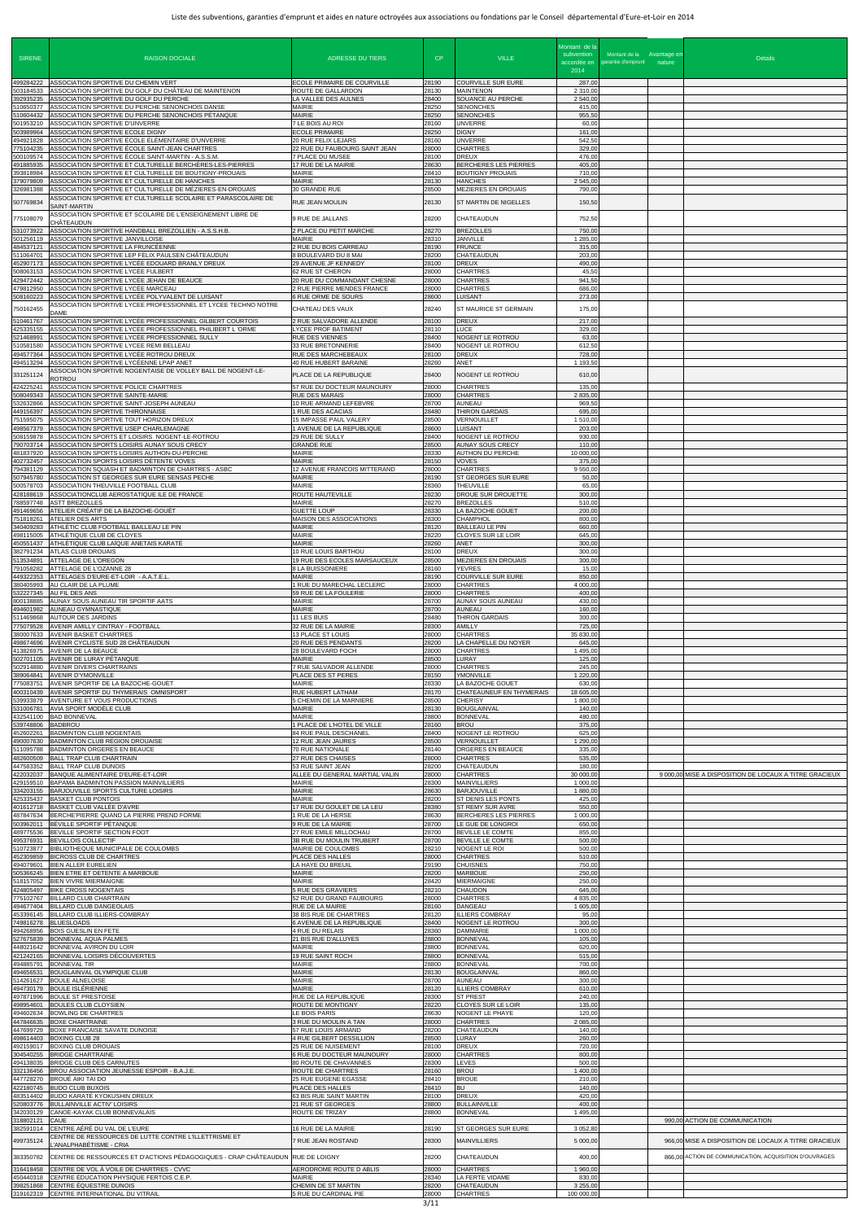# Liste des subventions, garanties d'emprunt et aides en nature octroyées aux associations ou fondations par le Conseil départemental d'Eure-et-Loir en 2014

| SIRENE | RAISON SOCIALE | ADRESSE DU TIERS | CP | VILLE | Montant de la subvention accordée en 2014 | Montant de la garantie d'emprunt | Avantage en nature | Détails |
|---|---|---|---|---|---|---|---|---|
| 499284222 | ASSOCIATION SPORTIVE DU CHEMIN VERT | ECOLE PRIMAIRE DE COURVILLE | 28190 | COURVILLE SUR EURE | 287,00 | | | |
| 503184533 | ASSOCIATION SPORTIVE DU GOLF DU CHÂTEAU DE MAINTENON | ROUTE DE GALLARDON | 28130 | MAINTENON | 2 310,00 | | | |
| 392935235 | ASSOCIATION SPORTIVE DU GOLF DU PERCHE | LA VALLEE DES AULNES | 28400 | SOUANCE AU PERCHE | 2 540,00 | | | |
| 510650377 | ASSOCIATION SPORTIVE DU PERCHE SENONCHOIS DANSE | MAIRIE | 28250 | SENONCHES | 415,00 | | | |
| 510604432 | ASSOCIATION SPORTIVE DU PERCHE SENONCHOIS PÉTANQUE | MAIRIE | 28250 | SENONCHES | 955,50 | | | |
| 501953210 | ASSOCIATION SPORTIVE D'UNVERRE | 7 LE BOIS AU ROI | 28160 | UNVERRE | 60,00 | | | |
| 503989964 | ASSOCIATION SPORTIVE ECOLE DIGNY | ECOLE PRIMAIRE | 28250 | DIGNY | 161,00 | | | |
| 494921828 | ASSOCIATION SPORTIVE ÉCOLE ÉLÉMENTAIRE D'UNVERRE | 20 RUE FELIX LEJARS | 28160 | UNVERRE | 542,50 | | | |
| 775104235 | ASSOCIATION SPORTIVE ÉCOLE SAINT-JEAN CHARTRES | 22 RUE DU FAUBOURG SAINT JEAN | 28000 | CHARTRES | 329,00 | | | |
| 500109574 | ASSOCIATION SPORTIVE ÉCOLE SAINT-MARTIN - A.S.S.M. | 7 PLACE DU MUSEE | 28100 | DREUX | 476,00 | | | |
| 491885935 | ASSOCIATION SPORTIVE ET CULTURELLE BERCHÈRES-LES-PIERRES | 17 RUE DE LA MAIRIE | 28630 | BERCHERES LES PIERRES | 405,00 | | | |
| 393818984 | ASSOCIATION SPORTIVE ET CULTURELLE DE BOUTIGNY-PROUAIS | MAIRIE | 28410 | BOUTIGNY PROUAIS | 710,00 | | | |
| 379079809 | ASSOCIATION SPORTIVE ET CULTURELLE DE HANCHES | MAIRIE | 28130 | HANCHES | 2 545,00 | | | |
| 326981388 | ASSOCIATION SPORTIVE ET CULTURELLE DE MÉZIERES-EN-DROUAIS | 30 GRANDE RUE | 28500 | MEZIERES EN DROUAIS | 790,00 | | | |
| 507769834 | ASSOCIATION SPORTIVE ET CULTURELLE SCOLAIRE ET PARASCOLAIRE DE SAINT-MARTIN | RUE JEAN MOULIN | 28130 | ST MARTIN DE NIGELLES | 150,50 | | | |
| 775108079 | ASSOCIATION SPORTIVE ET SCOLAIRE DE L'ENSEIGNEMENT LIBRE DE CHÂTEAUDUN | 9 RUE DE JALLANS | 28200 | CHATEAUDUN | 752,50 | | | |
| 531073922 | ASSOCIATION SPORTIVE HANDBALL BREZOLLIEN - A.S.S.H.B. | 2 PLACE DU PETIT MARCHE | 28270 | BREZOLLES | 750,00 | | | |
| 501256119 | ASSOCIATION SPORTIVE JANVILLOISE | MAIRIE | 28310 | JANVILLE | 1 285,00 | | | |
| 484537121 | ASSOCIATION SPORTIVE LA FRUNCÉENNE | 2 RUE DU BOIS CARREAU | 28190 | FRUNCE | 315,00 | | | |
| 511064701 | ASSOCIATION SPORTIVE LEP FÉLIX PAULSEN CHÂTEAUDUN | 8 BOULEVARD DU 8 MAI | 28200 | CHATEAUDUN | 203,00 | | | |
| 452907173 | ASSOCIATION SPORTIVE LYCÉE EDOUARD BRANLY DREUX | 29 AVENUE JF KENNEDY | 28100 | DREUX | 490,00 | | | |
| 508063153 | ASSOCIATION SPORTIVE LYCÉE FULBERT | 62 RUE ST CHERON | 28000 | CHARTRES | 45,50 | | | |
| 429472442 | ASSOCIATION SPORTIVE LYCÉE JEHAN DE BEAUCE | 20 RUE DU COMMANDANT CHESNE | 28000 | CHARTRES | 941,50 | | | |
| 479812950 | ASSOCIATION SPORTIVE LYCÉE MARCEAU | 2 RUE PIERRE MENDES FRANCE | 28000 | CHARTRES | 686,00 | | | |
| 508160223 | ASSOCIATION SPORTIVE LYCÉE POLYVALENT DE LUISANT | 6 RUE ORME DE SOURS | 28600 | LUISANT | 273,00 | | | |
| 750162455 | ASSOCIATION SPORTIVE LYCEE PROFESSIONNEL ET LYCEE TECHNO NOTRE DAME | CHATEAU DES VAUX | 28240 | ST MAURICE ST GERMAIN | 175,00 | | | |
| 510461767 | ASSOCIATION SPORTIVE LYCÉE PROFESSIONNEL GILBERT COURTOIS | 2 RUE SALVADORE ALLENDE | 28100 | DREUX | 217,00 | | | |
| 425335155 | ASSOCIATION SPORTIVE LYCÉE PROFESSIONNEL PHILIBERT L 'ORME | LYCEE PROF BATIMENT | 28110 | LUCE | 329,00 | | | |
| 521468991 | ASSOCIATION SPORTIVE LYCÉE PROFESSIONNEL SULLY | RUE DES VIENNES | 28400 | NOGENT LE ROTROU | 63,00 | | | |
| 510581580 | ASSOCIATION SPORTIVE LYCEE REMI BELLEAU | 33 RUE BRETONNERIE | 28400 | NOGENT LE ROTROU | 612,50 | | | |
| 494577364 | ASSOCIATION SPORTIVE LYCÉE ROTROU DREUX | RUE DES MARCHEBEAUX | 28100 | DREUX | 728,00 | | | |
| 494513294 | ASSOCIATION SPORTIVE LYCÉENNE LPAP ANET | 40 RUE HUBERT BARAINE | 28260 | ANET | 1 193,50 | | | |
| 331251124 | ASSOCIATION SPORTIVE NOGENTAISE DE VOLLEY BALL DE NOGENT-LE-ROTROU | PLACE DE LA REPUBLIQUE | 28400 | NOGENT LE ROTROU | 610,00 | | | |
| 424225241 | ASSOCIATION SPORTIVE POLICE CHARTRES | 57 RUE DU DOCTEUR MAUNOURY | 28000 | CHARTRES | 135,00 | | | |
| 508049343 | ASSOCIATION SPORTIVE SAINTE-MARIE | RUE DES MARAIS | 28000 | CHARTRES | 2 835,00 | | | |
| 532632866 | ASSOCIATION SPORTIVE SAINT-JOSEPH AUNEAU | 10 RUE ARMAND LEFEBVRE | 28700 | AUNEAU | 969,50 | | | |
| 449156397 | ASSOCIATION SPORTIVE THIRONNAISE | 1 RUE DES ACACIAS | 28480 | THIRON GARDAIS | 695,00 | | | |
| 751595075 | ASSOCIATION SPORTIVE TOUT HORIZON DREUX | 15 IMPASSE PAUL VALERY | 28500 | VERNOUILLET | 1 510,00 | | | |
| 498567379 | ASSOCIATION SPORTIVE USEP CHARLEMAGNE | 1 AVENUE DE LA REPUBLIQUE | 28600 | LUISANT | 203,00 | | | |
| 508159878 | ASSOCIATION SPORTS ET LOISIRS NOGENT-LE-ROTROU | 29 RUE DE SULLY | 28400 | NOGENT LE ROTROU | 930,00 | | | |
| 790703714 | ASSOCIATION SPORTS LOISIRS AUNAY SOUS CRECY | GRANDE RUE | 28500 | AUNAY SOUS CRECY | 110,00 | | | |
| 481837920 | ASSOCIATION SPORTS LOISIRS AUTHON-DU-PERCHE | MAIRIE | 28330 | AUTHON DU PERCHE | 10 000,00 | | | |
| 402732457 | ASSOCIATION SPORTS LOISIRS DÉTENTE VOVES | MAIRIE | 28150 | VOVES | 375,00 | | | |
| 794381129 | ASSOCIATION SQUASH ET BADMINTON DE CHARTRES - ASBC | 12 AVENUE FRANCOIS MITTERAND | 28000 | CHARTRES | 9 550,00 | | | |
| 507945780 | ASSOCIATION ST GEORGES SUR EURE SENSAS PECHE | MAIRIE | 28190 | ST GEORGES SUR EURE | 50,00 | | | |
| 500578703 | ASSOCIATION THEUVILLE FOOTBALL CLUB | MAIRIE | 28360 | THEUVILLE | 65,00 | | | |
| 428188619 | ASSOCIATIONCLUB AEROSTATIQUE ILE DE FRANCE | ROUTE HAUTEVILLE | 28230 | DROUE SUR DROUETTE | 300,00 | | | |
| 788597748 | ASTT BREZOLLES | MAIRIE | 28270 | BREZOLLES | 510,00 | | | |
| 491469656 | ATELIER CRÉATIF DE LA BAZOCHE-GOUËT | GUETTE LOUP | 28330 | LA BAZOCHE GOUET | 200,00 | | | |
| 751818261 | ATELIER DES ARTS | MAISON DES ASSOCIATIONS | 28300 | CHAMPHOL | 800,00 | | | |
| 340409283 | ATHLÉTIC CLUB FOOTBALL BAILLEAU LE PIN | MAIRIE | 28120 | BAILLEAU LE PIN | 660,00 | | | |
| 498115005 | ATHLÉTIQUE CLUB DE CLOYES | MAIRIE | 28220 | CLOYES SUR LE LOIR | 645,00 | | | |
| 450551437 | ATHLÉTIQUE CLUB LAÏQUE ANETAIS KARATÉ | MAIRIE | 28260 | ANET | 300,00 | | | |
| 382791234 | ATLAS CLUB DROUAIS | 10 RUE LOUIS BARTHOU | 28100 | DREUX | 300,00 | | | |
| 513534891 | ATTELAGE DE L'OREGON | 19 RUE DES ECOLES MARSAUCEUX | 28500 | MEZIERES EN DROUAIS | 300,00 | | | |
| 791058282 | ATTELAGE DE L'OZANNE 28 | 8 LA BUISSONIERE | 28160 | YEVRES | 15,00 | | | |
| 449323353 | ATTELAGES D'EURE-ET-LOIR - A.A.T.E.L. | MAIRIE | 28190 | COURVILLE SUR EURE | 850,00 | | | |
| 380405993 | AU CLAIR DE LA PLUME | 1 RUE DU MARECHAL LECLERC | 28000 | CHARTRES | 4 000,00 | | | |
| 532227345 | AU FIL DES ANS | 59 RUE DE LA FOULERIE | 28000 | CHARTRES | 400,00 | | | |
| 800138885 | AUNAY SOUS AUNEAU TIR SPORTIF AATS | MAIRIE | 28700 | AUNAY SOUS AUNEAU | 430,00 | | | |
| 494601982 | AUNEAU GYMNASTIQUE | MAIRIE | 28700 | AUNEAU | 160,00 | | | |
| 511469868 | AUTOUR DES JARDINS | 11 LES BUIS | 28480 | THIRON GARDAIS | 300,00 | | | |
| 775079528 | AVENIR AMILLY CINTRAY - FOOTBALL | 32 RUE DE LA MAIRIE | 28300 | AMILLY | 725,00 | | | |
| 380007633 | AVENIR BASKET CHARTRES | 13 PLACE ST LOUIS | 28000 | CHARTRES | 35 830,00 | | | |
| 498674696 | AVENIR CYCLISTE SUD 28 CHÂTEAUDUN | 20 RUE DES PENDANTS | 28200 | LA CHAPELLE DU NOYER | 645,00 | | | |
| 413826975 | AVENIR DE LA BEAUCE | 28 BOULEVARD FOCH | 28000 | CHARTRES | 1 495,00 | | | |
| 502701105 | AVENIR DE LURAY PÉTANQUE | MAIRIE | 28500 | LURAY | 125,00 | | | |
| 502914880 | AVENIR DIVERS CHARTRAINS | 7 RUE SALVADOR ALLENDE | 28000 | CHARTRES | 245,00 | | | |
| 389064841 | AVENIR D'YMONVILLE | PLACE DES ST PERES | 28150 | YMONVILLE | 1 220,00 | | | |
| 775083751 | AVENIR SPORTIF DE LA BAZOCHE-GOUËT | MAIRIE | 28330 | LA BAZOCHE GOUET | 630,00 | | | |
| 400310439 | AVENIR SPORTIF DU THYMERAIS OMNISPORT | RUE HUBERT LATHAM | 28170 | CHATEAUNEUF EN THYMERAIS | 18 605,00 | | | |
| 539933879 | AVENTURE ET VOUS PRODUCTIONS | 5 CHEMIN DE LA MARNIERE | 28500 | CHERISY | 1 800,00 | | | |
| 531006781 | AVIA SPORT MODÈLE CLUB | MAIRIE | 28130 | BOUGLAINVAL | 140,00 | | | |
| 432541100 | BAD BONNEVAL | MAIRIE | 28800 | BONNEVAL | 480,00 | | | |
| 539748806 | BADBROU | 1 PLACE DE L'HOTEL DE VILLE | 28160 | BROU | 375,00 | | | |
| 452602261 | BADMINTON CLUB NOGENTAIS | 84 RUE PAUL DESCHANEL | 28400 | NOGENT LE ROTROU | 625,00 | | | |
| 490007630 | BADMINTON CLUB RÉGION DROUAISE | 12 RUE JEAN JAURES | 28500 | VERNOUILLET | 1 290,00 | | | |
| 511095788 | BADMINTON ORGERES EN BEAUCE | 70 RUE NATIONALE | 28140 | ORGERES EN BEAUCE | 335,00 | | | |
| 482600509 | BALL TRAP CLUB CHARTRAIN | 27 RUE DES CHAISES | 28000 | CHARTRES | 535,00 | | | |
| 447583352 | BALL TRAP CLUB DUNOIS | 53 RUE SAINT JEAN | 28200 | CHATEAUDUN | 180,00 | | | |
| 422032037 | BANQUE ALIMENTAIRE D'EURE-ET-LOIR | ALLEE DU GENERAL MARTIAL VALIN | 28000 | CHARTRES | 30 000,00 | | 9 000,00 | MISE A DISPOSITION DE LOCAUX A TITRE GRACIEUX |
| 429159510 | BAPAMA BADMINTON PASSION MAINVILLIERS | MAIRIE | 28300 | MAINVILLIERS | 1 000,00 | | | |
| 334203155 | BARJOUVILLE SPORTS CULTURE LOISIRS | MAIRIE | 28630 | BARJOUVILLE | 1 880,00 | | | |
| 425335437 | BASKET CLUB PONTOIS | MAIRIE | 28200 | ST DENIS LES PONTS | 425,00 | | | |
| 401612718 | BASKET CLUB VALLÉE D'AVRE | 17 RUE DU GOULET DE LA LEU | 28380 | ST REMY SUR AVRE | 550,00 | | | |
| 487847634 | BERCHE'PIERRE QUAND LA PIERRE PREND FORME | 1 RUE DE LA HERSE | 28630 | BERCHERES LES PIERRES | 1 000,00 | | | |
| 503962011 | BÉVILLE SPORTIF PÉTANQUE | 9 RUE DE LA MAIRIE | 28700 | LE GUE DE LONGROI | 650,00 | | | |
| 489775536 | BEVILLE SPORTIF SECTION FOOT | 27 RUE EMILE MILLOCHAU | 28700 | BEVILLE LE COMTE | 855,00 | | | |
| 495376931 | BEVILLOIS COLLECTIF | 38 RUE DU MOULIN TRUBERT | 28700 | BEVILLE LE COMTE | 500,00 | | | |
| 510723877 | BIBLIOTHEQUE MUNICIPALE DE COULOMBS | MAIRIE DE COULOMBS | 28210 | NOGENT LE ROI | 500,00 | | | |
| 452309859 | BICROSS CLUB DE CHARTRES | PLACE DES HALLES | 28000 | CHARTRES | 510,00 | | | |
| 494079601 | BIEN ALLER EURELIEN | LA HAYE DU BREUIL | 29190 | CHUISNES | 750,00 | | | |
| 505366245 | BIEN ETRE ET DETENTE A MARBOUE | MAIRIE | 28200 | MARBOUE | 250,00 | | | |
| 518157052 | BIEN VIVRE MIERMAIGNE | MAIRIE | 28420 | MIERMAIGNE | 250,00 | | | |
| 424805497 | BIKE CROSS NOGENTAIS | 5 RUE DES GRAVIERS | 28210 | CHAUDON | 645,00 | | | |
| 775102767 | BILLARD CLUB CHARTRAIN | 52 RUE DU GRAND FAUBOURG | 28000 | CHARTRES | 4 835,00 | | | |
| 494677404 | BILLARD CLUB DANGEOLAIS | RUE DE LA MAIRIE | 28160 | DANGEAU | 1 605,00 | | | |
| 453396145 | BILLARD CLUB ILLIERS-COMBRAY | 38 BIS RUE DE CHARTRES | 28120 | ILLIERS COMBRAY | 95,00 | | | |
| 749816278 | BLUESLOADS | 6 AVENUE DE LA REPUBLIQUE | 28400 | NOGENT LE ROTROU | 300,00 | | | |
| 494268956 | BOIS GUESLIN EN FETE | 4 RUE DU RELAIS | 28360 | DAMMARIE | 1 000,00 | | | |
| 527675839 | BONNEVAL AQUA PALMES | 21 BIS RUE D'ALLUYES | 28800 | BONNEVAL | 105,00 | | | |
| 448021642 | BONNEVAL AVIRON DU LOIR | MAIRIE | 28800 | BONNEVAL | 620,00 | | | |
| 421242165 | BONNEVAL LOISIRS DÉCOUVERTES | 19 RUE SAINT ROCH | 28800 | BONNEVAL | 515,00 | | | |
| 494885791 | BONNEVAL TIR | MAIRIE | 28800 | BONNEVAL | 700,00 | | | |
| 494656531 | BOUGLAINVAL OLYMPIQUE CLUB | MAIRIE | 28130 | BOUGLAINVAL | 860,00 | | | |
| 514261627 | BOULE AUNELOISE | MAIRIE | 28700 | AUNEAU | 300,00 | | | |
| 494730179 | BOULE ISLÉRIENNE | MAIRIE | 28120 | ILLIERS COMBRAY | 610,00 | | | |
| 497871996 | BOULE ST PRESTOISE | RUE DE LA REPUBLIQUE | 28300 | ST PREST | 240,00 | | | |
| 498954601 | BOULES CLUB CLOYSIEN | ROUTE DE MONTIGNY | 28220 | CLOYES SUR LE LOIR | 135,00 | | | |
| 494602634 | BOWLING DE CHARTRES | LE BOIS PARIS | 28630 | NOGENT LE PHAYE | 120,00 | | | |
| 447846635 | BOXE CHARTRAINE | 3 RUE DU MOULIN A TAN | 28000 | CHARTRES | 2 085,00 | | | |
| 447699729 | BOXE FRANCAISE SAVATE DUNOISE | 57 RUE LOUIS ARMAND | 28200 | CHATEAUDUN | 140,00 | | | |
| 498614403 | BOXING CLUB 28 | 4 RUE GILBERT DESSILLION | 28500 | LURAY | 260,00 | | | |
| 492159017 | BOXING CLUB DROUAIS | 25 RUE DE NUISEMENT | 28100 | DREUX | 720,00 | | | |
| 304540255 | BRIDGE CHARTRAINE | 6 RUE DU DOCTEUR MAUNOURY | 28000 | CHARTRES | 800,00 | | | |
| 494139035 | BRIDGE CLUB DES CARNUTES | 80 ROUTE DE CHAVANNES | 28300 | LEVES | 500,00 | | | |
| 332136456 | BROU ASSOCIATION JEUNESSE ESPOIR - B.A.J.E. | ROUTE DE CHARTRES | 28160 | BROU | 1 400,00 | | | |
| 447728270 | BROUÉ AIKI TAI DO | 25 RUE EUGENE EGASSE | 28410 | BROUE | 210,00 | | | |
| 422180745 | BUDO CLUB BUXOIS | PLACE DES HALLES | 28410 | BU | 140,00 | | | |
| 483514402 | BUDO KARATE KYOKUSHIN DREUX | 63 BIS RUE SAINT MARTIN | 28100 | DREUX | 420,00 | | | |
| 520803776 | BULLAINVILLE ACTIV' LOISIRS | 21 RUE ST GEORGES | 28800 | BULLAINVILLE | 400,00 | | | |
| 342030129 | CANOË-KAYAK CLUB BONNEVALAIS | ROUTE DE TRIZAY | 28800 | BONNEVAL | 1 495,00 | | | |
| 318802121 | CAUE | | | | | | 990,00 | ACTION DE COMMUNICATION |
| 382591014 | CENTRE AÉRÉ DU VAL-DE-L'EURE | 16 RUE DE LA MAIRIE | 28190 | ST GEORGES SUR EURE | 3 052,80 | | | |
| 499735124 | CENTRE DE RESSOURCES DE LUTTE CONTRE L'ILLETRISME ET L'ANALPHABÉTISME - CRIA | 7 RUE JEAN ROSTAND | 28300 | MAINVILLIERS | 5 000,00 | | 966,00 | MISE A DISPOSITION DE LOCAUX A TITRE GRACIEUX |
| 383350782 | CENTRE DE RESSOURCES ET D'ACTIONS PÉDAGOGIQUES - CRAP CHÂTEAUDUN | RUE DE LOIGNY | 28200 | CHATEAUDUN | 400,00 | | 866,00 | ACTION DE COMMUNICATION, ACQUISITION D'OUVRAGES |
| 316418458 | CENTRE DE VOL À VOILE DE CHARTRES - CVVC | AERODROME ROUTE D ABLIS | 28000 | CHARTRES | 1 960,00 | | | |
| 450440318 | CENTRE ÉDUCATION PHYSIQUE FERTOIS C.E.P. | MAIRIE | 28340 | LA FERTE VIDAME | 830,00 | | | |
| 398251868 | CENTRE ÉQUESTRE DUNOIS | CHEMIN DE ST MARTIN | 28200 | CHATEAUDUN | 3 255,00 | | | |
| 319162319 | CENTRE INTERNATIONAL DU VITRAIL | 5 RUE DU CARDINAL PIE | 28000 | CHARTRES | 100 000,00 | | | |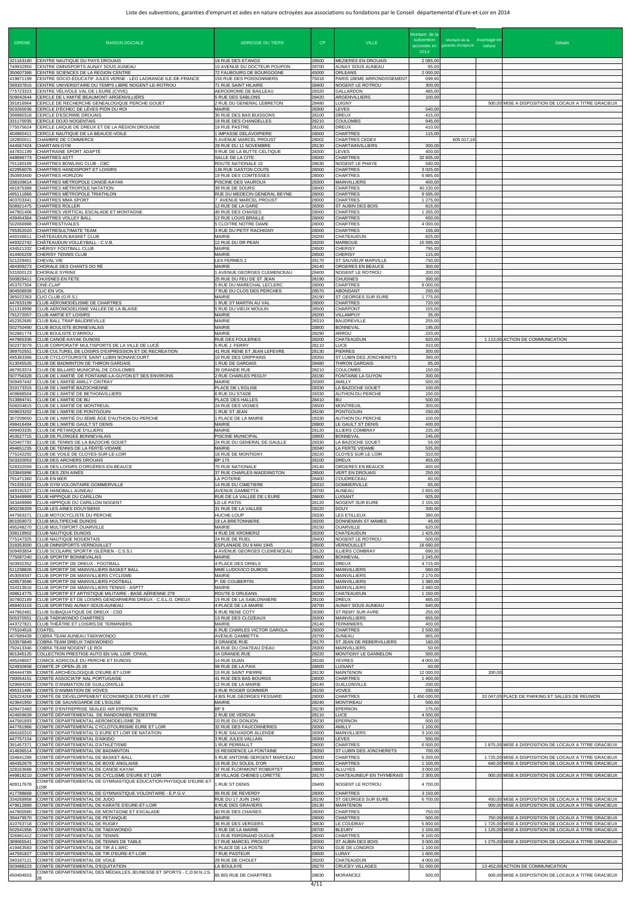| SIRENE | RAISON DOCIALE | ADRESSE DU TIERS | CP | VILLE | Montant de la subvention accordée en 2014 | Montant de la garantie d'emprunt | Avantage en nature | Détails |
|---|---|---|---|---|---|---|---|---|
| 321163180 | CENTRE NAUTIQUE DU PAYS DROUAIS | 18 RUE DES ETANGS | 28500 | MEZIERES EN DROUAIS | 2 085,00 | | | |
| 749932950 | CENTRE OMNISPORTS AUNAY SOUS AUNEAU | 10 AVENUE DU DOCTEUR POUPON | 28700 | AUNAY SOUS AUNEAU | 65,00 | | | |
| 350607388 | CENTRE SCIENCES DE LA REGION CENTRE | 72 FAUBOURG DE BOURGOGNE | 45000 | ORLEANS | 2 000,00 | | | |
| 419871199 | CENTRE SOCIO-ÉDUCATIF JULES VERNE - LÉO LAGRANGE ILE-DE-FRANCE | 150 RUE DES POISSONNIERS | 75018 | PARIS 18EME ARRONDISSEMENT | 699,60 | | | |
| 399337815 | CENTRE UNIVERSITAIRE DU TEMPS LIBRE NOGENT-LE-ROTROU | 71 RUE SAINT HILAIRE | 28400 | NOGENT LE ROTROU | 300,00 | | | |
| 775723323 | CENTRE VÉLIVOLE VAL DE L'EURE (CVVE) | AERODROME DE BAILLEAU | 28320 | GALLARDON | 485,00 | | | |
| 509042644 | CERCLE DE L'AMITIÉ BEAUMONT-ARGENVILLIERS | 5 RUE DES SABLONS | 28420 | ARGENVILLIERS | 100,00 | | | |
| 391816964 | CERCLE DE RECHERCHE GENEALOGIQUE PERCHE GOUET | 2 RUE DU GENERAL LEBRETON | 28480 | LUIGNY | | | 500,00 | MISE A DISPOSITION DE LOCAUX A TITRE GRACIEUX |
| 503260036 | CERCLE D'ÉCHEC DE LEVES PION DU ROI | MAIRIE | 28300 | LEVES | 540,00 | | | |
| 398980318 | CERCLE D'ESCRIME DROUAIS | 30 RUE DES BAS BUISSONS | 28100 | DREUX | 415,00 | | | |
| 331170035 | CERCLE DOJO NOGENTAIS | 19 RUE DES CHANDELLES | 28210 | COULOMBS | 945,00 | | | |
| 775575624 | CERCLE LAÏQUE DE DREUX ET DE LA RÉGION DROUAISE | 19 RUE PASTRE | 28100 | DREUX | 410,00 | | | |
| 404960411 | CERCLE NAUTIQUE DE LA BEAUCE-VOILE | 1 IMPASSE DELAVOIPIERE | 28000 | CHARTRES | 115,00 | | | |
| 182800011 | CHAMBRE DE COMMERCE | 5 AVENUE MARCEL PROUST | 28002 | CHARTRES CEDEX | | 605 017,18 | | |
| 444567424 | CHARTAIN-GYM | 29 RUE DU 11 NOVEMBRE | 28130 | CHARTAINVILLIERS | 300,00 | | | |
| 447831199 | CHARTRAINE SPORT ADAPTÉ | 9 RUE DE LA BUTTE CELTIQUE | 28300 | LEVES | 400,00 | | | |
| 448696773 | CHARTRES ASTT | SALLE DE LA CITE | 28000 | CHARTRES | 32 805,00 | | | |
| 791180169 | CHARTRES BOWLING CLUB - CBC | ROUTE NATIONALE 10 | 28630 | NOGENT LE PHAYE | 560,00 | | | |
| 422956078 | CHARTRES HANDISPORT ET LOISIRS | 136 RUE GASTON COUTE | 28000 | CHARTRES | 3 025,00 | | | |
| 350893400 | CHARTRES HORIZON | 19 RUE DES COMTESSES | 28000 | CHARTRES | 6 885,00 | | | |
| 338109614 | CHARTRES MÉTROPOLE CANOË-KAYAK | PISCINE DES VAUROUX | 28300 | MAINVILLIERS | 400,00 | | | |
| 491975389 | CHARTRES MÉTROPOLE NATATION | 39 RUE DE SOURS | 28000 | CHARTRES | 40 220,00 | | | |
| 495111866 | CHARTRES MÉTROPOLE TRIATHLON | RUE DU MEDECIN GENERAL BEYNE | 28000 | CHARTRES | 9 595,00 | | | |
| 403703341 | CHARTRES MMA SPORT | 7 AVENUE MARCEL PROUST | 28000 | CHARTRES | 1 275,00 | | | |
| 508921475 | CHARTRES ROLLER | 12 RUE DE LA GARE | 28300 | ST AUBIN DES BOIS | 815,00 | | | |
| 447901406 | CHARTRES VERTICAL ESCALADE ET MONTAGNE | 40 RUE DES CHAISES | 28000 | CHARTRES | 1 265,00 | | | |
| 439454364 | CHARTRES VOLLEY BALL | 12 RUE LOUIS BRAILLE | 28000 | CHARTRES | 450,00 | | | |
| 502066988 | CHARTRESTIVALES | 5 CLOITRE NOTRE DAME | 28000 | CHARTRES | 4 000,00 | | | |
| 795352020 | CHARTRESULTIMATE TEAM | 3 RUE DU PETIT RACHIGNY | 28000 | CHARTRES | 155,00 | | | |
| 449156611 | CHÂTEAUDUN BASKET CLUB | MAIRIE | 28200 | CHATEAUDUN | 825,00 | | | |
| 449322742 | CHÂTEAUDUN VOLLEYBALL - C.V.B. | 12 RUE DU DR PEAN | 28200 | MARBOUE | 15 595,00 | | | |
| 434521332 | CHÉRISY FOOTBALL CLUB | MAIRIE | 28500 | CHERISY | 795,00 | | | |
| 414405209 | CHERISY TENNIS CLUB | MAIRIE | 28500 | CHERISY | 115,00 | | | |
| 521229401 | CHEVAL VIE | LES FERMES 2 | 28170 | ST SAUVEUR MARVILLE | 750,00 | | | |
| 484309273 | CHORALE DES CHANTS DO RÉ | MAIRIE | 28140 | ORGERES EN BEAUCE | 300,00 | | | |
| 531000123 | CHORALE SYRINX | 1 AVENUE GEORGES CLEMENCEAU | 28400 | NOGENT LE ROTROU | 200,00 | | | |
| 500829411 | CHUISNES EN FETE | 25 RUE DU FEU DE ST JEAN | 28190 | CHUISNES | 300,00 | | | |
| 453757304 | CINE-CLAP | 5 RUE DU MARECHAL LECLERC | 28000 | CHARTRES | 8 000,00 | | | |
| 804506939 | CLIC EN VOL | 7 RUE DU CLOS DES PERCHES | 28570 | ABONDANT | 200,00 | | | |
| 385022363 | CLIO CLUB (G.R.S.) | MAIRIE | 28190 | ST GEORGES SUR EURE | 1 775,00 | | | |
| 447633199 | CLUB AÉROMODÉLISME DE CHARTRES | 1 RUE ST MARTIN AU VAL | 28000 | CHARTRES | 720,00 | | | |
| 511319998 | CLUB AEROMODELISME VALLEE DE LA BLAISE | 5 RUE DU VIEUX MOULIN | 28500 | CHARPONT | 155,00 | | | |
| 791272057 | CLUB AMITIE ET LOISIRS | MAIRIE | 28200 | VILLAMPUY | 35,00 | | | |
| 452352685 | CLUB BALL TRAP BAUDREVILLE | MAIRIE | 28310 | BAUDREVILLE | 255,00 | | | |
| 502750490 | CLUB BOULISTE BONNEVALAIS | MAIRIE | 28800 | BONNEVAL | 195,00 | | | |
| 502881774 | CLUB BOULISTE D'ARROU | MAIRIE | 28290 | ARROU | 220,00 | | | |
| 447965336 | CLUB CANOË-KAYAK DUNOIS | RUE DES FOULERIES | 28200 | CHATEAUDUN | 820,00 | | 1 113,00 | ACTION DE COMMUNICATION |
| 502373079 | CLUB CORPORATIF MULTISPORTS DE LA VILLE DE LUCÉ | 5 RUE J. FERRY | 28110 | LUCE | 310,00 | | | |
| 389752551 | CLUB CULTUREL DE LOISIRS D'EXPRESSION ET DE RECREATION | 41 RUE RENE ET JEAN LEFEVRE | 28130 | PIERRES | 300,00 | | | |
| 495383366 | CLUB CYCLOTOURISTE SAINT-LUBIN NONANCOURT | 10 RUE DES GRIPPAINS | 28350 | ST LUBIN DES JONCHERETS | 390,00 | | | |
| 513045526 | CLUB DE BADMINTON DE THIRON GARDAIS | 1 RUE DE GARDAIS | 28480 | THIRON GARDAIS | 85,00 | | | |
| 487953374 | CLUB DE BILLARD MUNICIPAL DE COULOMBS | 39 GRANDE RUE | 28210 | COULOMBS | 150,00 | | | |
| 507756328 | CLUB DE L'AMITIÉ DE FONTAINE-LA-GUYON ET SES ENVIRONS | 2 RUE CHARLES PEGUY | 28190 | FONTAINE LA GUYON | 300,00 | | | |
| 509497442 | CLUB DE L'AMITIÉ AMILLY CINTRAY | MAIRIE | 28300 | AMILLY | 500,00 | | | |
| 310173315 | CLUB DE L'AMITIÉ BAZOCHIENNE | PLACE DE L'EGLISE | 28330 | LA BAZOCHE GOUET | 100,00 | | | |
| 409888504 | CLUB DE L'AMITIÉ DE BETHONVILLIERS | 6 RUE DU STADE | 28330 | AUTHON DU PERCHE | 100,00 | | | |
| 513894741 | CLUB DE L'AMITIÉ DE BU | PLACE DES HALLES | 28410 | BU | 500,00 | | | |
| 508204815 | CLUB DE L'AMITIÉ DE MONTREUIL | 24 RUE DES VIGNES | 28500 | MONTREUIL | 300,00 | | | |
| 509633202 | CLUB DE L'AMITIE DE PONTGOUIN | 1 RUE ST JEAN | 28190 | PONTGOUIN | 250,00 | | | |
| 307209650 | CLUB DE L'AMITIÉ DU 3ÈME ÂGE D'AUTHON-DU-PERCHE | 1 PLACE DE LA MAIRIE | 28330 | AUTHON DU PERCHE | 100,00 | | | |
| 498416494 | CLUB DE L'AMITIE GAULT ST DENIS | MAIRIE | 28800 | LE GAULT ST DENIS | 400,00 | | | |
| 499403335 | CLUB DE PÉTANQUE D'ILLIERS | MAIRIE | 28120 | ILLIERS COMBRAY | 235,00 | | | |
| 453527715 | CLUB DE PLONGEE BONNEVALAIS | PISCINE MUNICIPAL | 28800 | BONNEVAL | 245,00 | | | |
| 520407792 | CLUB DE TENNIS DE LA BAZOCHE GOUET | 24 RUE DU GENERAL DE GAULLE | 28330 | LA BAZOCHE GOUET | 55,00 | | | |
| 494651235 | CLUB DE TENNIS DE LA FERTÉ-VIDAME | MAIRIE | 28340 | LA FERTE VIDAME | 535,00 | | | |
| 775142292 | CLUB DE VOILE DE CLOYES-SUR-LE-LOIR | 18 RUE DE MONTIGNY | 28220 | CLOYES SUR LE LOIR | 310,00 | | | |
| 503320053 | CLUB DES ARCHERS DROUAIS | BP 173 | 28100 | DREUX | 455,00 | | | |
| 528332059 | CLUB DES LOISIRS D'ORGÈRES-EN-BEAUCE | 70 RUE NATIONALE | 28140 | ORGERES EN BEAUCE | 400,00 | | | |
| 533845996 | CLUB DES ZEN AINÉS | 37 RUE CHARLES-WADDINGTON | 28500 | VERT EN DROUAIS | 250,00 | | | |
| 791471360 | CLUB EN MER | LA POTERIE | 28400 | COUDRECEAU | 60,00 | | | |
| 791335102 | CLUB GYM VOLONTAIRE GOMMERVILLE | 14 RUE DU CIMETIERE | 28310 | GOMMERVILLE | 65,00 | | | |
| 449191527 | CLUB HANDBALL AUNEAU | AVENUE GAMBETTA | 28700 | AUNEAU | 2 655,00 | | | |
| 343449989 | CLUB HIPPIQUE DU CARILLON | RUE DE LA VALLEE DE L'EURE | 28600 | LUISANT | 925,00 | | | |
| 343449989 | CLUB HIPPIQUE DU CARILLON NOGENT | LD LE PATIS | 28120 | NOGENT SUR EURE | 2 155,00 | | | |
| 800236309 | CLUB LES AINES DOUYSIENS | 31 RUE DE LA VALLEE | 28220 | DOUY | 300,00 | | | |
| 447563271 | CLUB MOTOCYCLISTE DU PERCHE | HUCHE-LOUP | 28330 | LES ETILLEUX | 390,00 | | | |
| 801059072 | CLUB MULTIPECHE DUNOIS | 19 LA BRETONNIERE | 28200 | DONNEMAIN ST MAMES | 45,00 | | | |
| 495248270 | CLUB MULTISPORT OUARVILLE | MAIRIE | 28150 | OUARVILLE | 620,00 | | | |
| 338119802 | CLUB NAUTIQUE DUNOIS | 4 RUE DE KROMERIZ | 28200 | CHATEAUDUN | 1 425,00 | | | |
| 775147325 | CLUB NAUTIQUE NOGENTAIS | 24 RUE DE RUEL | 28400 | NOGENT LE ROTROU | 500,00 | | | |
| 318353000 | CLUB OMNISPORTS VERNOUILLET | ESPLANADE DU 8 MAI 1945 | 28500 | VERNOUILLET | 18 660,00 | | | |
| 509493854 | CLUB SCOLAIRE SPORTIF ISLÉRIEN - C.S.S.I. | 4 AVENUE GEORGES CLEMENCEAU | 28120 | ILLIERS COMBRAY | 690,50 | | | |
| 775087240 | CLUB SPORTIF BONNEVALAIS | MAIRIE | 28800 | BONNEVAL | 1 245,00 | | | |
| 503932352 | CLUB SPORTIF DE DREUX - FOOTBALL | 4 PLACE DES ORIELS | 28100 | DREUX | 4 715,00 | | | |
| 511238826 | CLUB SPORTIF DE MAINVILLIERS BASKET BALL | MME LUDOVICO DUBOIS | 28300 | MAINVILLIERS | 560,00 | | | |
| 453059347 | CLUB SPORTIF DE MAINVILLIERS CYCLISME | MAIRIE | 28300 | MAINVILLIERS | 2 170,00 | | | |
| 428573596 | CLUB SPORTIF DE MAINVILLIERS FOOTBALL | P. DE COUBERTIN | 28300 | MAINVILLIERS | 1 380,00 | | | |
| 334313616 | CLUB SPORTIF DE MAINVILLIERS TENNIS - ASPTT | MAIRIE | 28300 | MAINVILLIERS | 2 480,00 | | | |
| 498614775 | CLUB SPORTIF ET ARTISTIQUE MILITAIRE - BASE AÉRIENNE 279 | ROUTE D ORLEANS | 28200 | CHATEAUDUN | 1 150,00 | | | |
| 507802189 | CLUB SPORTIF ET DE LOISIRS GENDARMERIE DREUX - C.S.L.G. DREUX | 19 RUE DE LA SABLONNIERE | 28100 | DREUX | 485,00 | | | |
| 499403103 | CLUB SPORTING AUNAY-SOUS-AUNEAU | 4 PLACE DE LA MAIRIE | 28700 | AUNAY SOUS AUNEAU | 640,00 | | | |
| 447962481 | CLUB SUBAQUATIQUE DE DREUX - CSD | 6 RUE RENE COTY | 28380 | ST REMY SUR AVRE | 255,00 | | | |
| 505370551 | CLUB TAEKWONDO CHARTRES | 13 RUE DES CLOZEAUX | 28300 | MAINVILLIERS | 655,00 | | | |
| 443727821 | CLUB THÉÂTRE ET LOISIRS DE TERMINIERS | MAIRIE | 28140 | TERMINIERS | 400,00 | | | |
| 775104516 | COATEL | 6 RUE CHARLES VICTOR GAROLA | 28000 | CHARTRES | 2 500,00 | | | |
| 407689439 | COBRA TEAM AUNEAU TAEKWONDO | AVENUE GAMBETTA | 28700 | AUNEAU | 865,00 | | | |
| 533576849 | COBRA TEAM DREUX TAEKWONDO | 3 GRANDE RUE | 28170 | ST JEAN DE REBERVILLIERS | 160,00 | | | |
| 792413346 | COBRA TEAM NOGENT LE ROI | 45 RUE DU CHATEAU D'EAU | 28300 | MAINVILLIERS | 50,00 | | | |
| 801345125 | COLLECTION PRESTIGE AUTO EN VAL LOIR CPAVL | 14 GRANDE RUE | 28220 | MONTIGNY LE GANNELON | 500,00 | | | |
| 495248007 | COMICE AGRICOLE DU PERCHE ET DUNOIS | 14 RUE DUAN | 28160 | YEVRES | 4 000,00 | | | |
| 524930658 | COMITÉ 2F OPEN-JS 28 | 98 RUE DE LA PAIX | 28600 | LUISANT | 60,00 | | | |
| 494444789 | COMITÉ ARCHÉOLOGIQUE D'EURE-ET-LOIR | 15 RUE SAINT PIERRE | 28130 | MAINTENON | 12 000,00 | | 200,00 | |
| 780054151 | COMITÉ ASSOCIATIF NAL PORTUGAISE | 41 RUE DES BAS BOURGS | 28000 | CHARTRES | 1 400,00 | | | |
| 529694200 | COMITÉ D'ANIMATION DE GUILLONVILLE | 12 RUE DE LA MAIRIE | 28140 | GUILLONVILLE | 200,00 | | | |
| 495311490 | COMITÉ D'ANIMATION DE VOVES | 5 RUE ROGER GOMMIER | 28150 | VOVES | 200,00 | | | |
| 326224268 | COMITÉ DE DÉVELOPPEMENT ÉCONOMIQUE D'EURE ET LOIR | 4 BIS RUE GEORGES FESSARD | 28000 | CHARTRES | 1 450 000,00 | | 33 047,00 | PLACE DE PARKING ET SALLES DE REUNION |
| 423641950 | COMITÉ DE SAUVEGARDE DE L'EGLISE | MAIRIE | 28240 | MONTIREAU | 500,00 | | | |
| 429472483 | COMITÉ D'ENTREPRISE SEALED AIR EPERNON | BP 9 | 28230 | EPERNON | 175,00 | | | |
| 424659639 | COMITÉ DÉPARTEMENTAL DE RANDONNEE PEDESTRE | 2 RUE DE VERDUN | 28110 | LUCE | 4 500,00 | | | |
| 447581893 | COMITÉ DÉPARTEMENTAL AEROMODELISME 28 | 10 RUE DU DONJON | 28230 | EPERNON | 500,00 | | | |
| 447761966 | COMITÉ DÉPARTEMENTAL CYCLOTOURISME EURE ET LOIR | 32 RUE DES FAUCONNERIES | 28300 | AMILLY | 1 100,00 | | | |
| 494160310 | COMITÉ DEPARTEMENTAL D EURE ET LOIR DE NATATION | 3 RUE SALVADOR ALLENDE | 28300 | MAINVILLIERS | 3 100,00 | | | |
| 447757154 | COMITÉ DÉPARTEMENTAL D'AIKIDO | 3 RUE JULES VALLAIN | 28300 | LEVES | 500,00 | | | |
| 391457371 | COMITÉ DÉPARTEMENTAL D'ATHLÉTISME | 1 RUE PERRAULT | 28000 | CHARTRES | 6 500,00 | | 1 875,00 | MISE A DISPOSITION DE LOCAUX A TITRE GRACIEUX |
| 414636514 | COMITÉ DÉPARTEMENTAL DE BADMINTON | 15 RESIDENCE LA PRAIRIE | 28350 | ST LUBIN DES JONCHERETS | 700,00 | | | |
| 334641289 | COMITÉ DÉPARTEMENTAL DE BASKET-BALL | 5 RUE ANTOINE-SERGENT MARCEAU | 28000 | CHARTRES | 5 200,00 | | 1 725,00 | MISE A DISPOSITION DE LOCAUX A TITRE GRACIEUX |
| 484352679 | COMITÉ DÉPARTEMENTAL DE BOXE ANGLAISE | 15 RUE DU SOLEIL D'OR | 28000 | CHARTRES | 1 100,00 | | 640,00 | MISE A DISPOSITION DE LOCAUX A TITRE GRACIEUX |
| 328163688 | COMITÉ DÉPARTEMENTAL DE CANOË KAYAK | 57 RUE FLORIMONT ROBERTET | 28800 | ALLUYES | 3 000,00 | | | |
| 449818210 | COMITÉ DÉPARTEMENTAL DE CYCLISME D'EURE ET LOIR | 38 VILLAGE CHENES LORETTE | 28170 | CHATEAUNEUF EN THYMERAIS | 2 300,00 | | 900,00 | MISE A DISPOSITION DE LOCAUX A TITRE GRACIEUX |
| 409117678 | COMITÉ DÉPARTEMENTAL DE GYMNASTIQUE EDUCATION PHYSIQUE D'EURE-ET-LOIR | 1 RUE ST DENIS | 28400 | NOGENT LE ROTROU | 4 700,00 | | | |
| 417788668 | COMITÉ DÉPARTEMENTAL DE GYMNASTIQUE VOLONTAIRE - E.P.G.V. | 95 RUE DE REVERDY | 28000 | CHARTRES | 3 150,00 | | | |
| 334269958 | COMITÉ DÉPARTEMENTAL DE JUDO | RUE DU 17 JUIN 1940 | 28190 | ST GEORGES SUR EURE | 6 700,00 | | 450,00 | MISE A DISPOSITION DE LOCAUX A TITRE GRACIEUX |
| 479612889 | COMITÉ DÉPARTEMENTAL DE KARATÉ D'EURE-ET-LOIR | 8 RUE DES GRAVIERS | 28130 | MAINTENON | | | 900,00 | MISE A DISPOSITION DE LOCAUX A TITRE GRACIEUX |
| 447900580 | COMITÉ DÉPARTEMENTAL DE MONTAGNE ET ESCALADE | 40 RUE DES CHAISES | 28000 | CHARTRES | 750,00 | | | |
| 394479570 | COMITÉ DÉPARTEMENTAL DE PETANQUE | MAIRIE | 28000 | CHARTRES | 500,00 | | 750,00 | MISE A DISPOSITION DE LOCAUX A TITRE GRACIEUX |
| 410763718 | COMITÉ DÉPARTEMENTAL DE RUGBY | 36 RUE DES VERGERS | 28630 | LE COUDRAY | 5 800,00 | | 1 725,00 | MISE A DISPOSITION DE LOCAUX A TITRE GRACIEUX |
| 502541956 | COMITÉ DÉPARTEMENTAL DE TAEKWONDO | 3 RUE DE LA MAIRIE | 28700 | BLEURY | 1 100,00 | | 1 125,00 | MISE A DISPOSITION DE LOCAUX A TITRE GRACIEUX |
| 326981412 | COMITÉ DÉPARTEMENTAL DE TENNIS | 11 RUE FERDINAND DUGUE | 28000 | CHARTRES | 8 100,00 | | | |
| 389065541 | COMITÉ DÉPARTEMENTAL DE TENNIS DE TABLE | 17 RUE MARCEL PROUST | 28300 | ST AUBIN DES BOIS | 3 000,00 | | 1 275,00 | MISE A DISPOSITION DE LOCAUX A TITRE GRACIEUX |
| 419463583 | COMITÉ DÉPARTEMENTAL DE TIR À L'ARC | 6 PLACE DE LA POSTE | 28700 | GUE DE LONGROI | 1 100,00 | | | |
| 447591827 | COMITÉ DÉPARTEMENTAL DE TIR D'EURE-ET-LOIR | 7 RUE PASTEUR | 28500 | LURAY | 1 600,00 | | | |
| 340167121 | COMITÉ DÉPARTEMENTAL DE VOILE | 29 RUE DE CHOLET | 28200 | CHATEAUDUN | 4 000,00 | | | |
| 503488223 | COMITÉ DÉPARTEMENTAL D'EQUITATION | LA BOULAYE | 28270 | CRUCEY VILLAGES | 51 000,00 | | 13 452,00 | ACTION DE COMMUNICATION |
| 450404553 | COMITÉ DÉPARTEMENTAL DES MÉDAILLES JEUNESSE ET SPORTS - C.D.M.J.S. 28 | 85 BIS RUE DE CHARTRES | 28630 | MORANCEZ | 500,00 | | 600,00 | MISE A DISPOSITION DE LOCAUX A TITRE GRACIEUX |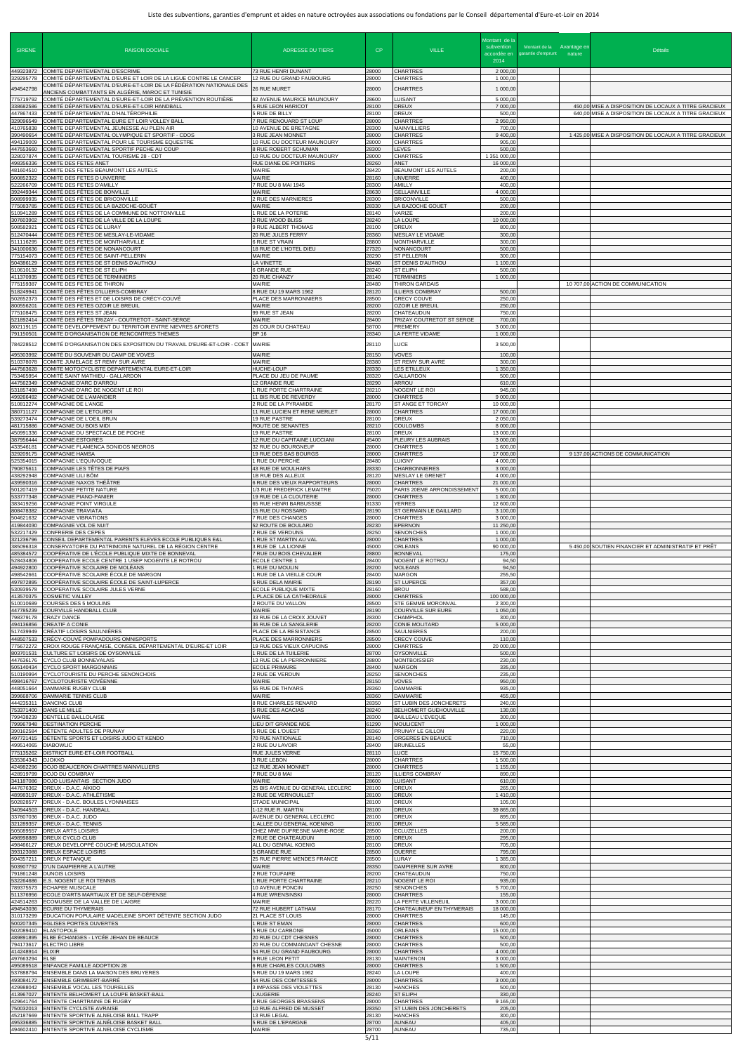# Liste des subventions, garanties d'emprunt et aides en nature octroyées aux associations ou fondations par le Conseil départemental d'Eure-et-Loir en 2014

| SIRENE | RAISON DOCIALE | ADRESSE DU TIERS | CP | VILLE | Montant de la subvention accordée en 2014 | Montant de la garantie d'emprunt | Avantage en nature | Détails |
|---|---|---|---|---|---|---|---|---|
| 449323872 | COMITE DEPARTEMENTAL D'ESCRIME | 73 RUE HENRI DUNANT | 28000 | CHARTRES | 2 000,00 | | | |
| 329295778 | COMITE DEPARTEMENTAL D'EURE ET LOIR DE LA LIGUE CONTRE LE CANCER | 12 RUE DU GRAND FAUBOURG | 28000 | CHARTRES | 1 000,00 | | | |
| 494542798 | COMITÉ DÉPARTEMENTAL D'EURE-ET-LOIR DE LA FÉDÉRATION NATIONALE DES ANCIENS COMBATTANTS EN ALGÉRIE, MAROC ET TUNISIE | 26 RUE MURET | 28000 | CHARTRES | 1 000,00 | | | |
| 775719792 | COMITÉ DÉPARTEMENTAL D'EURE-ET-LOIR DE LA PRÉVENTION ROUTIÈRE | 82 AVENUE MAURICE MAUNOURY | 28600 | LUISANT | 5 000,00 | | | |
| 338682586 | COMITE DEPARTEMENTAL D'EURE-ET-LOIR HANDBALL | 5 RUE LEON HARICOT | 28100 | DREUX | 7 000,00 | | 450,00 | MISE A DISPOSITION DE LOCAUX A TITRE GRACIEUX |
| 447867433 | COMITÉ DÉPARTEMENTAL D'HALTÉROPHILIE | 5 RUE DE BILLY | 28100 | DREUX | 500,00 | | 640,00 | MISE A DISPOSITION DE LOCAUX A TITRE GRACIEUX |
| 329096549 | COMITE DEPARTEMENTAL EURE ET LOIR VOLLEY BALL | 7 RUE RENOUARD ST LOUP | 28000 | CHARTRES | 2 950,00 | | | |
| 410765838 | COMITE DEPARTEMENTAL JEUNESSE AU PLEIN AIR | 10 AVENUE DE BRETAGNE | 28300 | MAINVILLIERS | 700,00 | | | |
| 390490654 | COMITE DEPARTEMENTAL OLYMPIQUE ET SPORTIF - CDOS | 3 RUE JEAN MONNET | 28000 | CHARTRES | 9 400,00 | | 1 425,00 | MISE A DISPOSITION DE LOCAUX A TITRE GRACIEUX |
| 494139009 | COMITE DEPARTEMENTAL POUR LE TOURISME EQUESTRE | 10 RUE DU DOCTEUR MAUNOURY | 28000 | CHARTRES | 905,00 | | | |
| 447553660 | COMITE DEPARTEMENTAL SPORTIF PECHE AU COUP | 8 RUE ROBERT SCHUMAN | 28300 | LEVES | 500,00 | | | |
| 328037874 | COMITÉ DÉPARTEMENTAL TOURISME 28 - CDT | 10 RUE DU DOCTEUR MAUNOURY | 28000 | CHARTRES | 1 351 000,00 | | | |
| 498356336 | COMITE DES FETES ANET | RUE DIANE DE POITIERS | 28260 | ANET | 16 000,00 | | | |
| 481604510 | COMITE DES FETES BEAUMONT LES AUTELS | MAIRIE | 28420 | BEAUMONT LES AUTELS | 200,00 | | | |
| 500852322 | COMITE DES FETES D'UNVERRE | MAIRIE | 28160 | UNVERRE | 400,00 | | | |
| 522266709 | COMITE DES FETES D'AMILLY | 7 RUE DU 8 MAI 1945 | 28300 | AMILLY | 400,00 | | | |
| 392449344 | COMITE DES FETES DE BONVILLE | MAIRIE | 28630 | GELLAINVILLE | 4 000,00 | | | |
| 508999935 | COMITÉ DES FÊTES DE BRICONVILLE | 2 RUE DES MARNIERES | 28300 | BRICONVILLE | 500,00 | | | |
| 775083785 | COMITÉ DES FÊTES DE LA BAZOCHE-GOUËT | MAIRIE | 28330 | LA BAZOCHE GOUET | 200,00 | | | |
| 510941289 | COMITE DES FETES DE LA COMMUNE DE NOTTONVILLE | 1 RUE DE LA POTERIE | 28140 | VARIZE | 200,00 | | | |
| 307603902 | COMITÉ DES FÊTES DE LA VILLE DE LA LOUPE | 2 RUE WOOD BLISS | 28240 | LA LOUPE | 10 000,00 | | | |
| 508582921 | COMITÉ DES FÊTES DE LURAY | 9 RUE ALBERT THOMAS | 28100 | DREUX | 800,00 | | | |
| 512470444 | COMITÉ DES FÊTES DE MESLAY-LE-VIDAME | 20 RUE JULES FERRY | 28360 | MESLAY LE VIDAME | 300,00 | | | |
| 511116295 | COMITE DES FETES DE MONTHARVILLE | 6 RUE ST VRAIN | 28800 | MONTHARVILLE | 300,00 | | | |
| 341000636 | COMITE DES FETES DE NONANCOURT | 18 RUE DE L'HOTEL DIEU | 27320 | NONANCOURT | 500,00 | | | |
| 775154073 | COMITE DES FETES DE SAINT-PELLERIN | MAIRIE | 28290 | ST PELLERIN | 300,00 | | | |
| 504386129 | COMITE DES FETES DE ST DENIS D'AUTHOU | LA VINETTE | 28480 | ST DENIS D'AUTHOU | 1 100,00 | | | |
| 510610132 | COMITE DES FETES DE ST ELIPH | 6 GRANDE RUE | 28240 | ST ELIPH | 500,00 | | | |
| 411370935 | COMITÉ DES FÊTES DE TERMINIERS | 20 RUE CHANZY | 28140 | TERMINIERS | 1 000,00 | | | |
| 775159387 | COMITÉ DES FÊTES DE THIRON | MAIRIE | 28480 | THIRON GARDAIS | | | 10 707,00 | ACTION DE COMMUNICATION |
| 518249941 | COMITÉ DES FÊTES D'ILLIERS-COMBRAY | 8 RUE DU 19 MARS 1962 | 28120 | ILLIERS COMBRAY | 500,00 | | | |
| 502652373 | COMITÉ DES FÊTES ET DE LOISIRS DE CRÉCY-COUVÉ | PLACE DES MARRONNIERS | 28500 | CRECY COUVE | 250,00 | | | |
| 800556201 | COMITE DES FETES OZOIR LE BREUIL | MAIRIE | 28200 | OZOIR LE BREUIL | 250,00 | | | |
| 775108475 | COMITE DES FETES ST JEAN | 99 RUE ST JEAN | 28200 | CHATEAUDUN | 750,00 | | | |
| 521892414 | COMITÉ DES FÊTES TRIZAY - COUTRETOT - SAINT-SERGE | MAIRIE | 28400 | TRIZAY COUTRETOT ST SERGE | 700,00 | | | |
| 802119115 | COMITE DEVELOPPEMENT DU TERRITOIR ENTRE NIEVRES &FORETS | 26 COUR DU CHATEAU | 58700 | PREMERY | 3 000,00 | | | |
| 791150501 | COMITE D'ORGANISATION DE RENCONTRES THEMES | BP 16 | 28340 | LA FERTE VIDAME | 1 000,00 | | | |
| 784228512 | COMITÉ D'ORGANISATION DES EXPOSITION DU TRAVAIL D'EURE-ET-LOIR - COET | MAIRIE | 28110 | LUCE | 3 500,00 | | | |
| 495303992 | COMITÉ DU SOUVENIR DU CAMP DE VOVES | MAIRIE | 28150 | VOVES | 100,00 | | | |
| 510378078 | COMITE JUMELAGE ST REMY SUR AVRE | MAIRIE | 28380 | ST REMY SUR AVRE | 300,00 | | | |
| 447563628 | COMITE MOTOCYCLISTE DEPARTEMENTAL EURE-ET-LOIR | HUCHE-LOUP | 28330 | LES ETILLEUX | 1 350,00 | | | |
| 753465954 | COMITÉ SAINT MATHIEU - GALLARDON | PLACE DU JEU DE PAUME | 28320 | GALLARDON | 500,00 | | | |
| 447562349 | COMPAGNIE D'ARC D'ARROU | 12 GRANDE RUE | 28290 | ARROU | 610,00 | | | |
| 531857498 | COMPAGNIE D'ARC DE NOGENT LE ROI | 1 RUE PORTE CHARTRAINE | 28210 | NOGENT LE ROI | 945,00 | | | |
| 499266492 | COMPAGNIE DE L'AMANDIER | 11 BIS RUE DE REVERDY | 28000 | CHARTRES | 9 000,00 | | | |
| 510812274 | COMPAGNIE DE L'ANGE | 2 RUE DE LA PYRAMIDE | 28170 | ST ANGE ET TORCAY | 10 000,00 | | | |
| 380711127 | COMPAGNIE DE L'ETOURDI | 11 RUE LUCIEN ET RENE MERLET | 28000 | CHARTRES | 17 000,00 | | | |
| 539274374 | COMPAGNIE DE L'OEIL BRUN | 19 RUE PASTRE | 28100 | DREUX | 2 050,00 | | | |
| 481715886 | COMPAGNIE DU BOIS MIDI | ROUTE DE SENANTES | 28210 | COULOMBS | 8 000,00 | | | |
| 450991336 | COMPAGNIE DU SPECTACLE DE POCHE | 19 RUE PASTRE | 28100 | DREUX | 13 000,00 | | | |
| 387956444 | COMPAGNIE ESTOIRES | 12 RUE DU CAPITAINE LUCCIANI | 45400 | FLEURY LES AUBRAIS | 3 000,00 | | | |
| 433546181 | COMPAGNIE FLAMENCA SONIDOS NEGROS | 32 RUE DU BOURGNEUF | 28000 | CHARTRES | 1 600,00 | | | |
| 329209175 | COMPAGNIE HAMSA | 19 RUE DES BAS BOURGS | 28000 | CHARTRES | 17 000,00 | | 9 137,00 | ACTIONS DE COMMUNICATION |
| 525354015 | COMPAGNIE L'EQUIVOQUE | 1 RUE DU PERCHE | 28480 | LUIGNY | 4 000,00 | | | |
| 790875611 | COMPAGNIE LES TÊTES DE PIAFS | 43 RUE DE MOULHARS | 28330 | CHARBONNIERES | 3 000,00 | | | |
| 438292948 | COMPAGNIE LILI BÔM | 1B RUE DES ALLEUX | 28120 | MESLAY LE GRENET | 4 000,00 | | | |
| 439590316 | COMPAGNIE NAXOS THÉÂTRE | 6 RUE DES VIEUX RAPPORTEURS | 28000 | CHARTRES | 21 000,00 | | | |
| 501207419 | COMPAGNIE PETITE NATURE | 1/3 RUE FREDERICK LEMAITRE | 75020 | PARIS 20EME ARRONDISSEMENT | 5 000,00 | | | |
| 533777348 | COMPAGNIE PIANO-PANIER | 19 RUE DE LA CLOUTERIE | 28000 | CHARTRES | 1 800,00 | | | |
| 383419256 | COMPAGNIE POINT VIRGULE | 65 RUE HENRI BARBUSSE | 91330 | YERRES | 12 600,00 | | | |
| 808478382 | COMPAGNIE TRAVIATA | 15 RUE DU ROSSARD | 28190 | ST GERMAIN LE GAILLARD | 3 100,00 | | | |
| 504621632 | COMPAGNIE VIBRATIONS | 7 RUE DES CHANGES | 28000 | CHARTRES | 3 000,00 | | | |
| 419844030 | COMPAGNIE VOL DE NUIT | 52 ROUTE DE BOULARD | 28230 | EPERNON | 11 250,00 | | | |
| 532217429 | CONFRERIE DES CEPES | 2 RUE DE VERDUNS | 28250 | SENONCHES | 1 000,00 | | | |
| 321236796 | CONSEIL DEPARTEMENTAL PARENTS ELEVES ECOLE PUBLIQUES E&L | 1 RUE ST MARTIN AU VAL | 28000 | CHARTRES | 1 000,00 | | | |
| 385096318 | CONSERVATOIRE DU PATRIMOINE NATUREL DE LA RÉGION CENTRE | 3 RUE DE LA LIONNE | 45000 | ORLEANS | 90 000,00 | | 5 450,00 | SOUTIEN FINANCIER ET ADMINISTRATIF ET PRÊT |
| 485384572 | COOPÉRATIVE DE L'ÉCOLE PUBLIQUE MIXTE DE BONNEVAL | 7 RUE DU BOIS CHEVALIER | 28800 | BONNEVAL | 175,00 | | | |
| 528434806 | COOPERATIVE ECOLE CENTRE 1 USEP NOGENT LE ROTROU | ECOLE CENTRE 1 | 28400 | NOGENT LE ROTROU | 94,50 | | | |
| 494922800 | COOPÉRATIVE SCOLAIRE DE MOLÉANS | 1 RUE DU MOULIN | 28200 | MOLEANS | 94,50 | | | |
| 498542661 | COOPÉRATIVE SCOLAIRE ÉCOLE DE MARGON | 1 RUE DE LA VIEILLE COUR | 28400 | MARGON | 255,50 | | | |
| 497872895 | COOPÉRATIVE SCOLAIRE ÉCOLE DE SAINT-LUPERCE | 5 RUE DELA MAIRIE | 28190 | ST LUPERCE | 357,00 | | | |
| 530939578 | COOPERATIVE SCOLAIRE JULES VERNE | ECOLE PUBLIQUE MIXTE | 28160 | BROU | 588,00 | | | |
| 413570375 | COSMETIC VALLEY | 1 PLACE DE LA CATHEDRALE | 28000 | CHARTRES | 100 000,00 | | | |
| 510010689 | COURSES DES 5 MOULINS | 2 ROUTE DU VALLON | 28500 | STE GEMME MORONVAL | 2 300,00 | | | |
| 447785239 | COURVILLE HANDBALL CLUB | MAIRIE | 28190 | COURVILLE SUR EURE | 1 050,00 | | | |
| 798379178 | CRAZY DANCE | 33 RUE DE LA CROIX JOUVET | 28300 | CHAMPHOL | 300,00 | | | |
| 494136856 | CREATIF A CONIE | 36 RUE DE LA SANGLERIE | 28200 | CONIE MOLITARD | 5 000,00 | | | |
| 517439949 | CRÉATIF LOISIRS SAULNIÈRES | PLACE DE LA RESISTANCE | 28500 | SAULNIERES | 200,00 | | | |
| 448507533 | CRÉCY-COUVÉ POMPADOURS OMNISPORTS | PLACE DES MARRONNIERS | 28500 | CRECY COUVE | 110,00 | | | |
| 775672272 | CROIX ROUGE FRANÇAISE, CONSEIL DÉPARTEMENTAL D'EURE-ET LOIR | 19 RUE DES VIEUX CAPUCINS | 28000 | CHARTRES | 20 000,00 | | | |
| 803701531 | CULTURE ET LOISIRS DE OYSONVILLE | 1 RUE DE LA TUILERIE | 28700 | OYSONVILLE | 500,00 | | | |
| 447636176 | CYCLO CLUB BONNEVALAIS | 13 RUE DE LA PERRONNIERE | 28800 | MONTBOISSIER | 230,00 | | | |
| 505140434 | CYCLO SPORT MARGONNAIS | ECOLE PRIMAIRE | 28400 | MARGON | 335,00 | | | |
| 510190994 | CYCLOTOURISTE DU PERCHE SENONCHOIS | 2 RUE DE VERDUN | 28250 | SENONCHES | 235,00 | | | |
| 498416767 | CYCLOTOURISTE VOVÉENNE | MAIRIE | 28150 | VOVES | 950,00 | | | |
| 448051664 | DAMMARIE RUGBY CLUB | 55 RUE DE THIVARS | 28360 | DAMMARIE | 935,00 | | | |
| 399668706 | DAMMARIE TENNIS CLUB | MAIRIE | 28360 | DAMMARIE | 455,00 | | | |
| 444235311 | DANCING CLUB | 8 RUE CHARLES RENARD | 28350 | ST LUBIN DES JONCHERETS | 240,00 | | | |
| 753371400 | DANS LE MILLE | 5 RUE DES ACACIAS | 28240 | BELHOMERT GUEHOUVILLE | 130,00 | | | |
| 799438239 | DENTELLE BAILLOLAISE | MAIRIE | 28300 | BAILLEAU L'EVEQUE | 300,00 | | | |
| 799967948 | DESTINATION PERCHE | LIEU DIT GRANDE NOE | 61290 | MOULICENT | 1 000,00 | | | |
| 390162584 | DÉTENTE ADULTES DE PRUNAY | 5 RUE DE L'OUEST | 28360 | PRUNAY LE GILLON | 220,00 | | | |
| 497721415 | DÉTENTE SPORTS ET LOISIRS JUDO ET KENDO | 70 RUE NATIONALE | 28140 | ORGERES EN BEAUCE | 710,00 | | | |
| 499514065 | DIABOWLIC | 2 RUE DU LAVOIR | 28400 | BRUNELLES | 55,00 | | | |
| 775135262 | DISTRICT EURE-ET-LOIR FOOTBALL | RUE JULES VERNE | 28110 | LUCE | 15 750,00 | | | |
| 535364343 | DJOKKO | 3 RUE LEBON | 28000 | CHARTRES | 1 500,00 | | | |
| 424982296 | DOJO BEAUCERON CHARTRES MAINVILLIERS | 12 RUE JEAN MONNET | 28000 | CHARTRES | 1 155,00 | | | |
| 428919799 | DOJO DU COMBRAY | 7 RUE DU 8 MAI | 28120 | ILLIERS COMBRAY | 890,00 | | | |
| 341187086 | DOJO LUISANTAIS SECTION JUDO | MAIRIE | 28600 | LUISANT | 610,00 | | | |
| 447676362 | DREUX - D.A.C. AÏKIDO | 25 BIS AVENUE DU GENERAL LECLERC | 28100 | DREUX | 265,00 | | | |
| 489983197 | DREUX - D.A.C. ATHLÉTISME | 2 RUE DE VERNOUILLET | 28100 | DREUX | 1 410,00 | | | |
| 502828577 | DREUX - D.A.C. BOULES LYONNAISES | STADE MUNICIPAL | 28100 | DREUX | 105,00 | | | |
| 340944503 | DREUX - D.A.C. HANDBALL | 1-12 RUE R. MARTIN | 28100 | DREUX | 39 865,00 | | | |
| 337807036 | DREUX - D.A.C. JUDO | AVENUE DU GENERAL LECLERC | 28100 | DREUX | 895,00 | | | |
| 321289357 | DREUX - D.A.C. TENNIS | 1 ALLEE DU GENERAL KOENING | 28100 | DREUX | 5 585,00 | | | |
| 505089557 | DREUX ARTS LOISIRS | CHEZ MME DUFRESNE MARIE-ROSE | 28500 | ECLUZELLES | 200,00 | | | |
| 498998889 | DREUX CYCLO CLUB | 2 RUE DE CHATEAUDUN | 28100 | DREUX | 295,00 | | | |
| 498466127 | DREUX DEVELOPPÉ COUCHÉ MUSCULATION | ALL DU GENRAL KOENIG | 28100 | DREUX | 705,00 | | | |
| 393123088 | DREUX ESPACE LOISIRS | 5 GRANDE RUE | 28500 | OUERRE | 795,00 | | | |
| 504357211 | DREUX PETANQUE | 25 RUE PIERRE MENDES FRANCE | 28500 | LURAY | 1 385,00 | | | |
| 503907792 | D'UN DAMPIERRE A L'AUTRE | MAIRIE | 28350 | DAMPIERRE SUR AVRE | 800,00 | | | |
| 791861248 | DUNOIS LOISIRS | 2 RUE TOUFAIRE | 28200 | CHATEAUDUN | 750,00 | | | |
| 532264686 | E.S. NOGENT LE ROI TENNIS | 1 RUE PORTE CHARTRAINE | 28210 | NOGENT LE ROI | 935,00 | | | |
| 789375573 | ECHAPEE MUSICALE | 10 AVENUE PONCIN | 28250 | SENONCHES | 5 700,00 | | | |
| 511376956 | ECOLE D'ARTS MARTIAUX ET DE SELF-DÉFENSE | 4 RUE WRENSINSKI | 28000 | CHARTRES | 155,00 | | | |
| 424514263 | ECOMUSEE DE LA VALLEE DE L'AIGRE | MAIRIE | 28220 | LA FERTE VILLENEUIL | 3 000,00 | | | |
| 494543036 | ECURIE DU THYMERAIS | 72 RUE HUBERT LATHAM | 28170 | CHATEAUNEUF EN THYMERAIS | 18 000,00 | | | |
| 310173299 | ÉDUCATION POPULAIRE MADELEINE SPORT DÉTENTE SECTION JUDO | 21 PLACE ST LOUIS | 28000 | CHARTRES | 145,00 | | | |
| 500207345 | EGLISES PORTES OUVERTES | 1 RUE ST EMAN | 28000 | CHARTRES | 600,00 | | | |
| 502089410 | ELASTOPOLE | 5 RUE DU CARBONE | 45000 | ORLEANS | 15 000,00 | | | |
| 489891895 | ELBE ÉCHANGES - LYCÉE JEHAN DE BEAUCE | 20 RUE DU CDT CHESNES | 28000 | CHARTRES | 500,00 | | | |
| 794173617 | ELECTRO LIBRE | 20 RUE DU COMMANDANT CHESNE | 28000 | CHARTRES | 500,00 | | | |
| 414248914 | ELIXIR | 54 RUE DU GRAND FAUBOURG | 28000 | CHARTRES | 4 000,00 | | | |
| 497663294 | ELSE | 9 RUE LEON PETIT | 28130 | MAINTENON | 3 000,00 | | | |
| 495089518 | ENFANCE FAMILLE ADOPTION 28 | 6 RUE CHARLES COULOMBS | 28000 | CHARTRES | 1 500,00 | | | |
| 537888794 | ENSEMBLE DANS LA MAISON DES BRUYERES | 5 RUE DU 19 MARS 1962 | 28240 | LA LOUPE | 400,00 | | | |
| 493084172 | ENSEMBLE GRIMBERT-BARRÉ | 54 RUE DES COMTESSES | 28000 | CHARTRES | 3 000,00 | | | |
| 429988042 | ENSEMBLE VOCAL LES TOURELLES | 3 IMPASSE DES VIOLETTES | 28130 | HANCHES | 500,00 | | | |
| 413967027 | ENTENTE BELHOMERT LA LOUPE BASKET-BALL | L'AUGERIE | 28240 | ST ELIPH | 330,00 | | | |
| 429641764 | ENTENTE CHARTRAINE DE RUGBY | 8 RUE GEORGES BRASSENS | 28000 | CHARTRES | 9 165,00 | | | |
| 750032013 | ENTENTE CYCLISTE AVRAISE | 10 RUE ALFRED DE MUSSET | 28350 | ST LUBIN DES JONCHERETS | 205,00 | | | |
| 452187669 | ENTENTE SPORTIVE ALNELOISE BALL TRAPP | 13 RUE LEGAL | 28130 | HANCHES | 300,00 | | | |
| 495336885 | ENTENTE SPORTIVE ALNELOISE BASKET BALL | 5 RUE DE L'EPARGNE | 28700 | AUNEAU | 405,00 | | | |
| 494602410 | ENTENTE SPORTIVE ALNELOISE CYCLISME | MAIRIE | 28700 | AUNEAU | 735,00 | | | |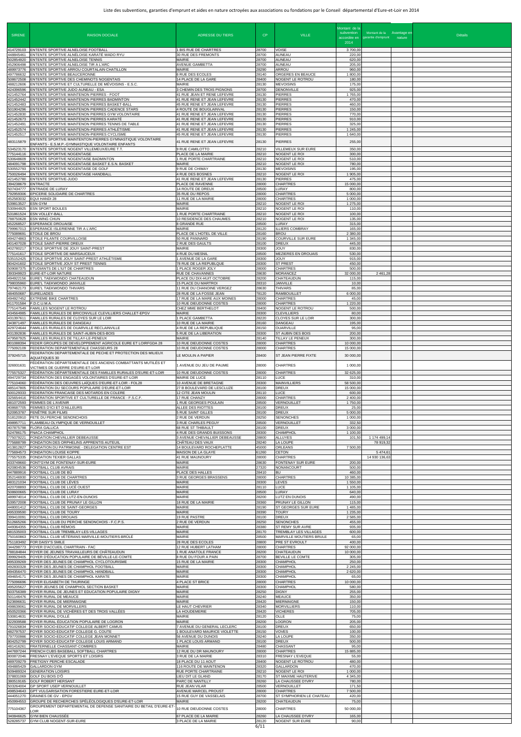| SIRENE | RAISON DOCIALE | ADRESSE DU TIERS | CP | VILLE | Montant de la subvention accordée en 2014 | Montant de la garantie d'emprunt | Avantage en nature | Détails |
|---|---|---|---|---|---|---|---|---|
| 414729103 | ENTENTE SPORTIVE ALNELOISE FOOTBALL | 1 BIS RUE DE CHARTRES | 28700 | VOISE | 3 700,00 | | | |
| 448845461 | ENTENTE SPORTIVE ALNELOISE KARATÉ WADO RYU | 30 RUE DES FREMONTS | 28700 | AUNEAU | 220,00 | | | |
| 502854920 | ENTENTE SPORTIVE ALNELOISE TENNIS | MAIRIE | 28700 | AUNEAU | 620,00 | | | |
| 452906498 | ENTENTE SPORTIVE ALNELOISE TIR A L'ARC | AVENUE GAMBETTA | 28700 | AUNEAU | 205,00 | | | |
| 489973776 | ENTENTE SPORTIVE ARROU COURTALAIN CHATILLON | MAIRIE | 28290 | ARROU | 960,00 | | | |
| 497786632 | ENTENTE SPORTIVE BEAUCERONNE | 6 RUE DES ECOLES | 28140 | ORGERES EN BEAUCE | 1 800,00 | | | |
| 508672508 | ENTENTE SPORTIVE DES CHEMINOTS NOGENTAIS | 14 PLACE DE LA GARE | 28400 | NOGENT LE ROTROU | 180,00 | | | |
| 488212606 | ENTENTE SPORTIVE ET CULTURELLE DE MÉVOISINS - E.S.C. | MAIRIE | 28130 | MEVOISINS | 175,00 | | | |
| 424396596 | ENTENTE SPORTIVE JUDO AUNEAU - ESA | 3 CHEMIN DES TROIS PIGNONS | 28700 | DENONVILLE | 925,00 | | | |
| 421452764 | ENTENTE SPORTIVE MAINTENON PIERRES - FOOT | 41 RUE JEAN ET RENE LEFEVRE | 28130 | PIERRES | 1 765,00 | | | |
| 421452442 | ENTENTE SPORTIVE MAINTENON PIERRES BADMINTON | 41 RUE RENE ET JEAN LEFEVRE | 28130 | PIERRES | 470,00 | | | |
| 421452483 | ENTENTE SPORTIVE MAINTENON PIERRES BASKET-BALL | 45 RUE RENE ET JEAN LEFEVRE | 28130 | PIERRES | 460,00 | | | |
| 501904296 | ENTENTE SPORTIVE MAINTENON PIERRES CADENCE STARS | 4 ROUTE DE BOUGLAINVAL | 28130 | PIERRES | 150,00 | | | |
| 421452830 | ENTENTE SPORTIVE MAINTENON PIERRES GYM VOLONTAIRE | 41 RUE RENE ET JEAN LEFEVRE | 28130 | PIERRES | 770,00 | | | |
| 421452673 | ENTENTE SPORTIVE MAINTENON PIERRES KARATÉ | 41 RUE RENE ET JEAN LEFEVRE | 28130 | PIERRES | 910,00 | | | |
| 421452491 | ENTENTE SPORTIVE MAINTENON PIERRES TENNIS DE TABLE | 41 RUE RENE ET JEAN LEFEVRE | 28130 | PIERRES | 325,00 | | | |
| 421452574 | ENTENTE SPORTIVE MAINTENON-PIERRES ATHLÉTISME | 41 RUE RENE ET JEAN LEFEVRE | 28130 | PIERRES | 1 245,00 | | | |
| 421452517 | ENTENTE SPORTIVE MAINTENON-PIERRES CYCLISME | 45 RUE RENE ET JEAN LEFEVRE | 28130 | PIERRES | 1 640,00 | | | |
| 483115879 | ENTENTE SPORTIVE MAINTENTON-PIERRES GYMNASTIQUE VOLONTAIRE ENFANTS - E.S.M.P.-GYMNASTIQUE VOLONTAIRE ENFANTS | 41 RUE RENE ET JEAN LEFEVRE | 28130 | PIERRES | 255,00 | | | |
| 534523170 | ENTENTE SPORTIVE NOGENT VILLEMEUX/EURE T.T. | 9 RUE CAMILOTTO | 28210 | VILLEMEUX SUR EURE | 350,00 | | | |
| 775144116 | ENTENTE SPORTIVE NOGENTAISE | PLACE DE LA MAIRIE | 28210 | NOGENT LE ROI | 300,00 | | | |
| 530648609 | ENTENTE SPORTIVE NOGENTAISE BADMINTON | 1 RUE PORTE CHARTRAINE | 28210 | NOGENT LE ROI | 510,00 | | | |
| 484091798 | ENTENTE SPORTIVE NOGENTAISE BASKET E.S.N. BASKET | MAIRIE | 28210 | NOGENT LE ROI | 780,00 | | | |
| 530552793 | ENTENTE SPORTIVE NOGENTAISE DE GOLF | 9 RUE DE CHIMAY | 28130 | MEVOISINS | 195,00 | | | |
| 750026494 | ENTENTE SPORTIVE NOGENTAISE HANDBALL | 4 RUE DES BOSNES | 28210 | NOGENT LE ROI | 1 905,00 | | | |
| 421452780 | ENTENTE SPORTIVE-JUDO | 41 RUE RENE ET JEAN LEFEVRE | 28130 | PIERRES | 475,00 | | | |
| 394238679 | ENTRACTE | PLACE DE RAVENNE | 28000 | CHARTRES | 15 000,00 | | | |
| 507434777 | ENTRAIDE DE LURAY | 14 ROUTE DE DREUX | 28500 | LURAY | 800,00 | | | |
| 792959306 | EPICERIE SOLIDAIRE DE CHARTRES | 35 RUE DU REPOS | 28000 | CHARTRES | 5 000,00 | | | |
| 452583032 | EQUI HANDI 28 | 11 RUE DE LA MAIRIE | 28000 | CHARTRES | 1 000,00 | | | |
| 539813527 | ESN GYM | MAIRIE | 28210 | NOGENT LE ROI | 1 275,00 | | | |
| 530944925 | ESN SPORT BOULES | MAIRIE | 28210 | NOGENT LE ROI | 110,00 | | | |
| 531861524 | ESN VOLLEY-BALL | 1 RUE PORTE CHARTRAINE | 28210 | NOGENT LE ROI | 100,00 | | | |
| 788750628 | ESN WING CHUN | 10 RESIDENCE DES CHAUMES | 28210 | NOGENT LE ROI | 135,00 | | | |
| 452268527 | ESPERANCE DROUAISE | 8 GRANDE RUE | 28500 | LURAY | 315,00 | | | |
| 799967013 | ESPERANCE ISLERIENNE TIR A L'ARC | MAIRIE | 28120 | ILLIERS COMBRAY | 165,00 | | | |
| 775089691 | ETOILE DE BROU | PLACE DE L'HOTEL DE VILLE | 28160 | BROU | 2 380,00 | | | |
| 494274863 | ETOILE FILANTE COURVILLOISE | 50 RUE PANNARD | 28190 | COURVILLE SUR EURE | 1 345,00 | | | |
| 401407028 | ETOILE SAINT-PIERRE DREUX | 2 RUE DES GAULTS | 28100 | DREUX | 445,00 | | | |
| 402780217 | ETOILE SPORTIVE DE JOUY SAINT-PREST | MAIRIE | 28300 | JOUY | 830,00 | | | |
| 775141617 | ETOILE SPORTIVE DE MARSAUCEUX | 4 RUE DU MESNIL | 28500 | MEZIERES EN DROUAIS | 530,00 | | | |
| 535152425 | ETOILE SPORTIVE JOUY SAINT-PREST ATHLÉTISME | 1 AVENUE DE LA GARE | 28300 | JOUY | 915,00 | | | |
| 804241602 | ETOILE SPORTIVE JOUY ST PREST TENNIS | 78 RUE DE LA REPUBLIQUE | 28300 | ST PREST | 450,00 | | | |
| 509087375 | ETUDIANTS DE L'IUT DE CHARTRES | 1 PLACE ROGER JOLY | 28000 | CHARTRES | 500,00 | | | |
| 393349923 | EURE-ET-LOIR NATURE | RUE DE CHAVANNES | 28630 | MORANCEZ | 32 000,00 | 2 461,28 | | |
| 494922156 | EURE'L TAEKWONDO CHATEAUDUN | PLACE DU DIX-HUIT OCTOBRE | 28200 | CHATEAUDUN | 115,00 | | | |
| 798035960 | EURE'L TAEKWONDO JANVILLE | 15 PLACE DU MARTROI | 28310 | JANVILLE | 10,00 | | | |
| 797462173 | EURE'L TAEKWONDO THIVARS | 11 RUE DU CHANOINE VERGEZ | 28630 | THIVARS | 85,00 | | | |
| 484050687 | EURELIADES | 28 RUE DE LA FOSSE JEAN | 78120 | RAMBOUILLET | 6 000,00 | | | |
| 494927452 | EXTREME BIKE CHARTRES | 17 RUE DE LA MARE AUX MOINES | 28000 | CHARTRES | 45,00 | | | |
| 411701584 | F.D.C.U.M.A. | 10 RUE DIEUDONNE COSTES | 28000 | CHARTRES | 1 220,00 | | | |
| 775147549 | FAMILLES NOGENT LE ROTROU | CHEZ MME BERTHELOT | 28400 | NOGENT LE ROTROU | 500,00 | | | |
| 434564985 | FAMILLES RURALES DE BRICONVILLE CLEVILLIERS CHALLET-EPGV | MAIRIE | 28300 | CLEVILLIERS | 80,00 | | | |
| 431397611 | FAMILLES RURALES DE CLOYES SUR LE LOIR | 1 PLACE GAMBETTA | 28220 | CLOYES SUR LE LOIR | 300,00 | | | |
| 343871497 | FAMILLES RURALES DE DANGEAU | 10 RUE DE LA MAIRIE | 28160 | DANGEAU | 195,00 | | | |
| 429724644 | FAMILLES RURALES DE OUARVILLE RECLAINVILLE | 4 RUE DE LA REPUBLIQUE | 28150 | OUARVILLE | 95,00 | | | |
| 431392836 | FAMILLES RURALES DE SAINT-AUBIN-DES-BOIS | 5 RUE DE LA LIBERATION | 28300 | ST AUBIN DES BOIS | 200,00 | | | |
| 479587925 | FAMILLES RURALES DE TILLAY-LE-PENEUX | MAIRIE | 28140 | TILLAY LE PENEUX | 300,00 | | | |
| 801088394 | FEDER GROUPES DE DEVELOPPEMENT AGRICOLE EURE ET LOIRFGDA 28 | 10 RUE DIEUDONNE COSTES | 28000 | CHARTRES | 10 000,00 | | | |
| 775092109 | FEDERATION DEPARTEMENTALE CHASSEURS 28 | 10 RUE DIEUDONNE COSTES | 28000 | CHARTRES | 15 000,00 | | | |
| 379245715 | FEDERATION DEPARTEMENTALE DE PECHE ET PROTECTION DES MILIEUX AQUATIQUES 30 | LE MOULIN A PAPIER | 28400 | ST JEAN PIERRE FIXTE | 30 000,00 | | | |
| 326931631 | FÉDÉRATION DÉPARTEMENTALE DES ANCIENS COMBATTANTS MUTILÉS ET VICTIMES DE GUERRE D'EURE-ET-LOIR | 1 AVENUE DU JEU DE PAUME | 28000 | CHARTRES | 1 000,00 | | | |
| 775575327 | FÉDÉRATION DÉPARTEMENTALE DES FAMILLES RURALES D'EURE-ET-LOIR | 10 RUE DIEUDONNE COSTES | 28000 | CHARTRES | 32 625,00 | | | |
| 494729734 | FÉDÉRATION DES ENGAGÉS VOLONTAIRES D'EURE-ET-LOIR | MAIRIE DE LUCE | 28110 | LUCE | 310,00 | | | |
| 775104060 | FÉDÉRATION DES OEUVRES LAÏQUES D'EURE-ET-LOIR - FOL28 | 10 AVENUE DE BRETAGNE | 28300 | MAINVILLIERS | 58 500,00 | | | |
| 485147805 | FÉDÉRATION DU SECOURS POPULAIRE D'EURE-ET-LOIR | 27 B BOULEVARD DE LESCLUZE | 28100 | DREUX | 15 000,00 | | | |
| 500129333 | FEDERATION FRANCAISE DES MOTARDS EN COLERE | 12 CITE JEAN MOULIN | 28110 | LUCE | 600,00 | | | |
| 325654416 | FÉDÉRATION SPORTIVE ET CULTURELLE DE FRANCE - F.S.C.F. | 17 RUE CHANZY | 28000 | CHARTRES | 2 400,00 | | | |
| 481072593 | FEMMES DE L'AVENIR | 1 RUE GEORGES POULAIN | 28500 | VERNOUILLET | 1 750,00 | | | |
| 408687705 | FEMMES D'ICI ET D'AILLEURS | ALLEE DES RIOTTES | 28100 | DREUX | 25,00 | | | |
| 520953787 | FENÊTRE SUR FILMS | 5 RUE SAINT GILLES | 28100 | DREUX | 5 000,00 | | | |
| 518120910 | FETE DU PERCHE SENONCHOIS | 2 RUE DE VERDUN | 28250 | SENONCHES | 1 000,00 | | | |
| 498957711 | FLAMBEAU OLYMPIQUE DE VERNOUILLET | 3 RUE CHARLES PEGUY | 28500 | VERNOUILLET | 332,50 | | | |
| 407875798 | FLORA GALLICA | 68 RUE ST THIBAULT | 28100 | DREUX | 3 000,00 | | | |
| 524786175 | FNACA CHAMPHOL | 4 RUE DES GRANDS BUISSONS | 28300 | CHAMPHOL | 1 100,00 | | | |
| 775079221 | FONDATION CHEVALLIER DEBEAUSSE | 3 AVENUE CHEVALLIER DEBEAUSSE | 28800 | ALLUYES | 101,50 | 1 174 499,14 | | |
| 775688799 | FONDATION DES ORPHELINS APPRENTIS AUTEUIL | CHÂTEAU DES VAUX | 28240 | LA LOUPE | | 78 919,32 | | |
| 413812827 | FONDATION DU PATRIMOINE - DELEGATION CENTRE EST | 14 BOULEVARD ROCHEPLATTE | 45000 | ORLEANS | 7 500,00 | | | |
| 775694573 | FONDATION LOUISE KOPPE | MAISON DE LA GLAYE | 61260 | CETON | | 5 474,61 | | |
| 775575335 | FONDATION TEXIER GALLAS | 41 RUE MAUNOURY | 28000 | CHARTRES | | 14 930 136,63 | | |
| 433749660 | FONT'GYM DE FONTENAY-SUR-EURE | MAIRIE | 28630 | FONTENAY SUR EURE | 200,00 | | | |
| 420804536 | FOOTBALL CLUB AVRAIS | MAIRIE | 27320 | NONANCOURT | 500,00 | | | |
| 447889916 | FOOTBALL CLUB DE BÛ | PLACE DES HALLES | 28410 | BU | 460,00 | | | |
| 352146930 | FOOTBALL CLUB DE CHARTRES | 3 RUE GEORGES BRASSENS | 28000 | CHARTRES | 10 385,00 | | | |
| 483121034 | FOOTBALL CLUB DE LÈVES | MAIRIE | 28300 | LEVES | 1 550,00 | | | |
| 420708893 | FOOTBALL CLUB DE LUCÉ OUEST | MAIRIE | 28110 | LUCE | 1 105,00 | | | |
| 508600665 | FOOTBALL CLUB DE LURAY | MAIRIE | 28500 | LURAY | 640,00 | | | |
| 489974014 | FOOTBALL CLUB DE LUTZ-EN-DUNOIS | MAIRIE | 28200 | LUTZ EN DUNOIS | 490,00 | | | |
| 539572008 | FOOTBALL CLUB DE PRUNAY LE GILLON | 18 RUE DE LA MAIRIE | 28360 | PRUNAY LE GILLON | 115,00 | | | |
| 448001412 | FOOTBALL CLUB DE SAINT-GEORGES | MAIRIE | 28190 | ST GEORGES SUR EURE | 1 485,00 | | | |
| 495339590 | FOOTBALL CLUB DE TOURY | MAIRIE | 28390 | TOURY | 1 235,00 | | | |
| 399410091 | FOOTBALL CLUB DROUAIS | 19 RUE PASTRE | 28100 | DREUX | 2 585,00 | | | |
| 512665266 | FOOTBALL CLUB DU PERCHE SENONCHOIS - F.C.P.S. | 2 RUE DE VERDUN | 28250 | SENONCHES | 455,00 | | | |
| 449364355 | FOOTBALL CLUB RÉMOIS | MAIRIE | 28380 | ST REMY SUR AVRE | 935,00 | | | |
| 481535003 | FOOTBALL CLUB TREMBLAY-LES-VILLAGES | MAIRIE | 28170 | TREMBLAY LES VILLAGES | 600,00 | | | |
| 750160863 | FOOTBALL CLUB VÉTÉRANS MARVILLE-MOUTIERS-BRÛLÉ | MAIRIE | 28500 | MARVILLE MOUTIERS BRULE | 65,00 | | | |
| 751183492 | FOR DAISY'S SMILE | 28 RUE DES ECOLES | 28800 | PRE ST EVROULT | 400,00 | | | |
| 344298773 | FOYER D'ACCUEIL CHARTRAIN - FAC | 12 RUE HUBERT LATHAM | 28000 | CHARTRES | 92 000,00 | | | |
| 788184844 | FOYER DE JEUNES TRAVAILLEURS DE CHÂTEAUDUN | 1 RUE ANATOLE FRANCE | 28200 | CHATEAUDUN | 10 000,00 | | | |
| 399929405 | FOYER D'EDUCATION POPULAIRE DE BÉVILLE-LE-COMTE | 8 RUE DU FOUR A PAIN | 28700 | BEVILLE LE COMTE | 305,00 | | | |
| 495339269 | FOYER DES JEUNES DE CHAMPHOL CYCLOTOURISME | 15 RUE DE LA MAIRIE | 28300 | CHAMPHOL | 250,00 | | | |
| 492830328 | FOYER DES JEUNES DE CHAMPHOL FOOTBALL | MAIRIE | 28300 | CHAMPHOL | 2 245,00 | | | |
| 494356470 | FOYER DES JEUNES DE CHAMPHOL HANDBALL | MAIRIE | 28300 | CHAMPHOL | 2 620,00 | | | |
| 494654171 | FOYER DES JEUNES DE CHAMPHOL KARATE | MAIRIE | 28300 | CHAMPHOL | 65,00 | | | |
| 775096696 | FOYER ELISABETH DE THURINGE | 4 PLACE ST BRICE | 28000 | CHARTRES | 10 000,00 | | | |
| 495205627 | FOYER JEUNES DE CHAMPHOL SECTION BASKET | MAIRIE | 28300 | CHAMPHOL | 580,00 | | | |
| 503756389 | FOYER RURAL DE JEUNES ET EDUCATION POPULAIRE DIGNY | MAIRIE | 28250 | DIGNY | 255,00 | | | |
| 501146476 | FOYER RURAL DE MEAUCE | MAIRIE | 28240 | MEAUCE | 350,00 | | | |
| 523696631 | FOYER RURAL DE MIERMAIGNE | MAIRIE | 28420 | MIERMAIGNE | 150,00 | | | |
| 498639061 | FOYER RURAL DE MORVILLERS | LE HAUT CHEVRIER | 28340 | MORVILLIERS | 110,00 | | | |
| 450520366 | FOYER RURAL DE VICHÈRES ET DES TROIS VALLÉES | LA HOUDEMERIE | 28420 | VICHERES | 705,00 | | | |
| 530814631 | FOYER RURAL D'OLLÉ | MAIRIE | 28120 | OLLE | 75,00 | | | |
| 322939588 | FOYER RURAL ÉDUCATION POPULAIRE DE LOGRON | MAIRIE | 28200 | LOGRON | 205,00 | | | |
| 791026834 | FOYER SOCIO-EDUCATIF COLLEGE ALBERT CAMUS | 7 AVENUE DU GENERAL LECLERC | 28100 | DREUX | 650,00 | | | |
| 482797537 | FOYER SOCIO-EDUCATIF COLLEGE G. COUTE | 1 BOULEVARD MAURICE VIOLETTE | 28150 | VOVES | 100,00 | | | |
| 797700986 | FOYER SOCIO-EDUCATIF COLLEGE JEAN MONNET | 56 AVENUE DU DUNOIS | 28240 | LA LOUPE | 350,00 | | | |
| 804252799 | FOYER SOCIO-EDUCATIF COLLEGE LOUIS ARMAND | 1 PLACE LOUIS ARMAND | 28100 | DREUX | 500,00 | | | |
| 481416261 | FRATERNELLE CHASSANT-COMBRES | MAIRIE | 28480 | CHASSANT | 95,00 | | | |
| 447697244 | FRENCH CUBS BASEBALL SOFTBALL CHARTRES | 12 RUE DU DR MAUNOURY | 28000 | CHARTRES | 15 885,00 | | | |
| 800872046 | FRESNAY L'EVEQUE SPORTS ET LOISIRS | 3 RUE DE LA MAIRIE | 28310 | FRESNAY L'EVEQUE | 55,00 | | | |
| 489709279 | FRETIGNY PERCHE ESCALADE | 18 PLACE DU 11 AOUT | 28400 | NOGENT LE ROTROU | 480,00 | | | |
| 494885429 | GALLARDON GYM | 116 ROUTE DE MAINTENON | 28320 | GALLARDON | 470,00 | | | |
| 509489324 | GENERATION LOISIRS | RUE PORTE CHARTRAINE | 28210 | NOGENT LE ROI | 1 000,00 | | | |
| 378831069 | GOLF DU BOIS D'Ô | LIEU DIT LE GLAND | 28170 | ST MAIXME HAUTERIVE | 4 345,00 | | | |
| 380519165 | GOLF ROBERT HERSANT | PARC DE NANTILLY | 28260 | LA CHAUSSEE D'IVRY | 780,00 | | | |
| 503264004 | GP SPORT USEP VERNOUILLET | RUE JEAN VILAR | 28500 | VERNOUILLET | 171,50 | | | |
| 498534643 | GPT VULGARISATION FORESTIERE EURE-ET-LOIR | AVENUE MARCEL PROUST | 28000 | CHARTRES | 7 500,00 | | | |
| 444051270 | GRAINES DE GV - EPGV | 15 RUE GUY DE VASSELAIS | 28700 | ST SYMPHORIEN LE CHATEAU | 420,00 | | | |
| 450994553 | GROUPE DE RECHERCHES SPÉLÉOLOGIQUES D'EURE-ET-LOIR | MAIRIE | 28200 | CHATEAUDUN | 75,00 | | | |
| 775104367 | GROUPEMENT DEPARTEMENTAL DE DEFENSE SANITAIRE DU BETAIL D'EURE-ET-LOIR | 10 RUE DIEUDONNE COSTES | 28000 | CHARTRES | 50 000,00 | | | |
| 340846625 | GYM BIEN CHAUSSÉE | 67 PLACE DE LA MAIRIE | 28260 | LA CHAUSSEE D'IVRY | 165,00 | | | |
| 528285737 | GYM CLUB NOGENT-SUR-EURE | 3 PLACE DE LA MAIRIE | 28120 | NOGENT SUR EURE | 90,00 | | | |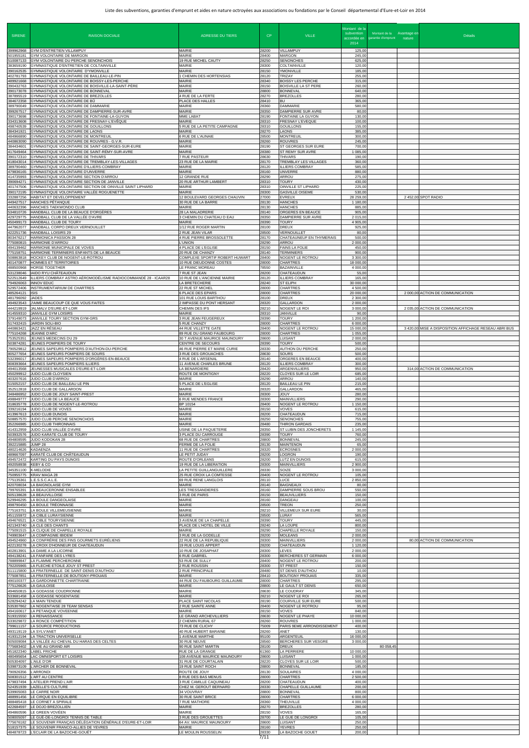# Liste des subventions, garanties d'emprunt et aides en nature octroyées aux associations ou fondations par le Conseil départemental d'Eure-et-Loir en 2014

| SIRENE | RAISON DOCIALE | ADRESSE DU TIERS | CP | VILLE | Montant de la subvention accordée en 2014 | Montant de la garantie d'emprunt | Avantage en nature | Détails |
|---|---|---|---|---|---|---|---|---|
| 399862968 | GYM D'ENTRETIEN VILLAMPUY | MAIRIE | 28200 | VILLAMPUY | 125,00 | | | |
| 501955181 | GYM VOLONTAIRE DE MARGON | MAIRIE | 28400 | MARGON | 245,00 | | | |
| 510087133 | GYM VOLONTAIRE DU PERCHE SENONCHOIS | 19 RUE MICHEL CAUTY | 28250 | SENONCHES | 625,00 | | | |
| 383659190 | GYMNASTIQUE D'ENTRETIEN DE COLTAINVILLE | MAIRIE | 28300 | COLTAINVILLE | 120,00 | | | |
| 390162535 | GYMNASTIQUE VOLONTAIRE D'YMONVILLE | MAIRIE | 28150 | YMONVILLE | 185,00 | | | |
| 402781793 | GYMNASTIQUE VOLONTAIRE DE BAILLEAU-LE-PIN | 1 CHEMIN DES HORTENSIAS | 28120 | TRIZAY | 255,00 | | | |
| 489921668 | GYMNASTIQUE VOLONTAIRE DE BOISSY-LES-PERCHE | MAIRIE | 28340 | BOISSY LES PERCHE | 315,00 | | | |
| 390432763 | GYMNASTIQUE VOLONTAIRE DE BOISVILLE-LA-SAINT-PÈRE | MAIRIE | 28150 | BOISVILLE LA ST PERE | 260,00 | | | |
| 390173078 | GYMNASTIQUE VOLONTAIRE DE BONNEVAL | MAIRIE | 28800 | BONNEVAL | 640,00 | | | |
| 387895519 | GYMNASTIQUE VOLONTAIRE DE BREZOLLES | 4 RUE DE LA FERTE | 28270 | BREZOLLES | 280,00 | | | |
| 384672358 | GYMNASTIQUE VOLONTAIRE DE BÛ | PLACE DES HALLES | 28410 | BU | 365,00 | | | |
| 389790049 | GYMNASTIQUE VOLONTAIRE DE DAMMARIE | MAIRIE | 28360 | DAMMARIE | 580,00 | | | |
| 399267517 | GYMNASTIQUE VOLONTAIRE DE DAMPIERRE-SUR-AVRE | MAIRIE | 28350 | DAMPIERRE SUR AVRE | 80,00 | | | |
| 390173698 | GYMNASTIQUE VOLONTAIRE DE FONTAINE-LA-GUYON | MME LABAT | 28190 | FONTAINE LA GUYON | 130,00 | | | |
| 334313608 | GYMNASTIQUE VOLONTAIRE DE FRESNAY-L'ÉVÊQUE | MAIRIE | 28310 | FRESNAY L'EVEQUE | 100,00 | | | |
| 498740539 | GYMNASTIQUE VOLONTAIRE DE GOUILLONS | 5 RUE DE LA PETITE CAMPAGNE | 28310 | GOUILLONS | 155,00 | | | |
| 384341921 | GYMNASTIQUE VOLONTAIRE DE LAONS | MAIRIE | 28270 | LAONS | 385,00 | | | |
| 484966890 | GYMNASTIQUE VOLONTAIRE DE MONTREUIL | 6 RUE DE L'AUNAIE | 28500 | MONTREUIL | 300,00 | | | |
| 440863090 | GYMNASTIQUE VOLONTAIRE DE ROUVRES - G.V.R. | MAIRIE | 28260 | ROUVRES | 245,00 | | | |
| 384434601 | GYMNASTIQUE VOLONTAIRE DE SAINT-GEORGES-SUR-EURE | MAIRIE | 28190 | ST GEORGES SUR EURE | 700,00 | | | |
| 417649464 | GYMNASTIQUE VOLONTAIRE DE SAINT-RÉMY-SUR-AVRE | MAIRIE | 28380 | ST REMY SUR AVRE | 1 085,00 | | | |
| 390172310 | GYMNASTIQUE VOLONTAIRE DE THIVARS | 7 RUE PASTEUR | 28630 | THIVARS | 190,00 | | | |
| 418043014 | GYMNASTIQUE VOLONTAIRE DE TREMBLAY-LES-VILLAGES | 23 RUE DE LA MAIRIE | 28170 | TREMBLAY LES VILLAGES | 360,00 | | | |
| 389790460 | GYMNASTIQUE VOLONTAIRE D'ILLIERS-COMBRAY | MAIRIE | 28120 | ILLIERS COMBRAY | 585,00 | | | |
| 479836165 | GYMNASTIQUE VOLONTAIRE D'UNVERRE | MAIRIE | 28160 | UNVERRE | 880,00 | | | |
| 414735993 | GYMNASTIQUE VOLONTAIRE SECTION D'ARROU | 12 GRANDE RUE | 28290 | ARROU | 275,00 | | | |
| 390694271 | GYMNASTIQUE VOLONTAIRE SECTION DE JANVILLE | 20 RUE ARTHUR LAMBERT | 28310 | TOURY | 430,00 | | | |
| 401747506 | GYMNASTIQUE VOLONTAIRE SECTION DE OINVILLE SAINT LIPHARD | MAIRIE | 28310 | OINVILLE ST LIPHARD | 225,00 | | | |
| 390172195 | GYMNASTIQUE VOLONTAIRE VALLÉE ROGUENETTE | MAIRIE | 28300 | GASVILLE OISEME | 530,00 | | | |
| 332887256 | HABITAT ET DEVELOPPEMENT | 12 BOULEVARD GEORGES CHAUVIN | 27000 | EVREUX | 28 259,00 | | 2 452,00 | SPOT RADIO |
| 449427517 | HANCHES PETANQUE | 30 RUE DE LA BARRE | 28130 | HANCHES | 1 180,00 | | | |
| 440632396 | HANCHES TAEKWONDO CLUB | MAIRIE | 28130 | HANCHES | 885,00 | | | |
| 534810726 | HANDBALL CLUB DE LA BEAUCE D'ORGÈRES | 28 LA MALADRERIE | 28140 | ORGERES EN BEAUCE | 905,00 | | | |
| 429729775 | HANDBALL CLUB DE LA VALLÉE D'AVRE | 3 CHEMIN DU CHATEAU D EAU | 28350 | DAMPIERRE SUR AVRE | 2 015,00 | | | |
| 450499173 | HANDBALL CLUB DE TOURY | MAIRIE | 28390 | TOURY | 4 905,00 | | | |
| 447962077 | HANDBALL CORPO DREUX VERNOUILLET | 1/12 RUE ROGER MARTIN | 28100 | DREUX | 925,00 | | | |
| 422251736 | HANDBALL LOISIRS 29 | 2 RUE JEAN VILAR | 28500 | VERNOUILLET | 80,00 | | | |
| 803476217 | HARMONICA PASSION 28 | 4 RUE PIERRE BROSSOLETTE | 28170 | CHATEAUNEUF EN THYMERAIS | 500,00 | | | |
| 775080815 | HARMONIE D'ARROU | L'UNION | 28290 | ARROU | 2 000,00 | | | |
| 494139462 | HARMONIE MUNICIPALE DE VOVES | 4 PLACE DE L'EGLISE | 28150 | FAINS LA FOLIE | 450,00 | | | |
| 775158751 | HARMONIE TERMINIERS ENFANTS DE LA BEAUCE | 20 RUE DE CHANZY | 28140 | TERMINIERS | 900,00 | | | |
| 508863818 | HOCKEY CLUB DE NOGENT-LE-ROTROU | COMPLEXE SPORTIF ROBERT HUWART | 28400 | NOGENT LE ROTROU | 3 300,00 | | | |
| 401470877 | HOMMES ET TERRITOIRES | 10 RUE DIEUDONNE COSTES | 28000 | CHARTRES | 18 000,00 | | | |
| 488500868 | HORSE TOGETHER | LE FRANC MOREAU | 78550 | BAZAINVILLE | 4 000,00 | | | |
| 531238046 | IAIDO RYU CHÂTEAUDUN | 7 RUE ST JEAN | 28200 | CHATEAUDUN | 55,00 | | | |
| 522512649 | ILLIERS COMBRAY ASTRO AÉROMODÉLISME RADIOCOMMANDÉ 28 - ICAAR28 | 10 RUE DE L'ANCIENNE MAIRIE | 28120 | ILLIERS COMBRAY | 165,00 | | | |
| 794926063 | INNOV EDUC | LA BRETECHERIE | 28240 | ST ELIPH | 30 000,00 | | | |
| 529572406 | INSTRUMENTARIUM DE CHARTRES | 22 RUE ST MICHEL | 28000 | CHARTRES | 4 500,00 | | | |
| 485264121 | ISIS | 6 PLACE DES EPARS | 28000 | CHARTRES | 20 000,00 | | 2 000,00 | ACTION DE COMMUNICATION |
| 481796092 | JADES | 101 RUE LOUIS BARTHOU | 28100 | DREUX | 2 300,00 | | | |
| 494923543 | J'AIME BEAUCOUP CE QUE VOUS FAITES | 2 IMPASSE DU PONT HERSANT | 28320 | GALLARDON | 2 000,00 | | | |
| 444219919 | JALMALV D'EURE-ET-LOIR | CHEMIN DES IFS | 28210 | NOGENT LE ROI | 3 000,00 | | 2 035,00 | ACTION DE COMMUNICATION |
| 414559310 | JANVILLE GYM LOISIRS | MAIRIE | 28310 | JANVILLE | 90,00 | | | |
| 379149073 | JANVILLE TOURY SECTION GYM-GRS | 3 RUE JEAN FEUGEREUX | 28390 | TOURY | 1 200,00 | | | |
| 517432415 | JARDIN SOLI-BIO | 5 RUE CHANZY | 28000 | CHARTRES | 6 000,00 | | | |
| 440863421 | JAZZ EN RÉSEAU | 44 RUE VILLETTE GATE | 28400 | NOGENT LE ROTROU | 15 000,00 | | 3 420,00 | MISE A DISPOSITION AFFICHAGE RESEAU ABRI BUS |
| 775104268 | JEANNE D'ARC | 89 RUE DU GRAND FAUBOURG | 28000 | CHARTRES | 1 055,00 | | | |
| 753525351 | JEUNES MEDECINS DU 29 | 30 T AVENUE MAURICE MAUNOURY | 28600 | LUISANT | 2 000,00 | | | |
| 503874281 | JEUNES POMPIERS DE TOURY | CENTRE DE SECOURS | 28390 | TOURY | 500,00 | | | |
| 790529812 | JEUNES SAPEURS POMPIERS D'AUTHON-DU-PERCHE | 46 RUE PIERRE ET MARIE CURIE | 28330 | AUTHON DU PERCHE | 250,00 | | | |
| 805277654 | JEUNES SAPEURS POMPIERS DE SOURS | 3 RUE DES GROUACHES | 28630 | SOURS | 500,00 | | | |
| 532396017 | JEUNES SAPEURS POMPIERS D'ORGÈRES-EN-BEAUCE | 4 RUE DE L'ARSENAL | 28140 | ORGERES EN BEAUCE | 400,00 | | | |
| 808393664 | JEUNES SAPEURS POMPIERS ILLIERS | 11 AVENUE CHARLES BRUNE | 28120 | ILLIERS COMBRAY | 300,00 | | | |
| 494013568 | JEUNESSES MUSICALES D'EURE-ET-LOIR | LA BENARDIERE | 28420 | ARGENVILLIERS | 950,00 | | 314,00 | ACTION DE COMMUNICATION |
| 450299912 | JUDO CLUB CLOYSIEN | ROUTE DE MONTIGNY | 28220 | CLOYES SUR LE LOIR | 685,00 | | | |
| 403207616 | JUDO CLUB D'ARROU | MAIRIE | 28290 | ARROU | 140,00 | | | |
| 515052157 | JUDO CLUB DE BAILLEAU LE PIN | 5 PLACE DE L'EGLISE | 28120 | BAILLEAU LE PIN | 215,00 | | | |
| 352512818 | JUDO CLUB DE GALLARDON | MAIRIE | 28320 | GALLARDON | 465,00 | | | |
| 348486952 | JUDO CLUB DE JOUY SAINT-PREST | MAIRIE | 28300 | JOUY | 280,00 | | | |
| 498849777 | JUDO CLUB DE LA BEAUCE | 6 RUE MENDES FRANCE | 28300 | MAINVILLIERS | 290,00 | | | |
| 318635778 | JUDO CLUB DE NOGENT-LE-ROTROU | BP 10154 | 28400 | NOGENT LE ROTROU | 1 150,00 | | | |
| 339216194 | JUDO CLUB DE VOVES | MAIRIE | 28150 | VOVES | 615,00 | | | |
| 413967613 | JUDO CLUB DUNOIS | MAIRIE | 28200 | CHATEAUDUN | 715,00 | | | |
| 508857570 | JUDO CLUB PERCHE SENONCHOIS | MAIRIE | 28250 | SENONCHES | 755,00 | | | |
| 352266985 | JUDO CLUB THIRONNAIS | MAIRIE | 28480 | THIRON GARDAIS | 235,00 | | | |
| 414312959 | JUDO CLUB VALLÉE D'AVRE | USINE DE LA PAQUETERIE | 28350 | ST LUBIN DES JONCHERETS | 1 145,00 | | | |
| 503932576 | JUDO KARATE CLUB DE TOURY | 3 PLACE DU CARROUGE | 28390 | TOURY | 760,00 | | | |
| 494808595 | JUDO KODOKAN 28 | 68 RUE DE CHARTRES | 28800 | BONNEVAL | 245,00 | | | |
| 392215885 | JUMP 28 | FERME DE LA FOLIE | 28130 | MAINTENON | 65,00 | | | |
| 480214626 | KADAENZA | 11 RUE DE CHARTRES | 28320 | ECROSNES | 2 000,00 | | | |
| 489667097 | KARATÉ CLUB DE CHÂTEAUDUN | LE PETIT JUDAY | 28200 | LOGRON | 190,00 | | | |
| 494572472 | KARTING DU PAYS DUNOIS | ROUTE D'ORLEANS | 28200 | LUTZ EN DUNOIS | 615,00 | | | |
| 492058938 | KEBY & CO | 19 RUE DE LA LIBERATION | 28300 | MAINVILLIERS | 2 900,00 | | | |
| 345351100 | K-MELODIE | LA PETITE GUILLANGUILLERE | 28330 | SOIZE | 3 000,00 | | | |
| 750955775 | KRAV MAGA 28 | 25 RUE CROIX LA COMTESSE | 28400 | NOGENT LE ROTROU | 105,00 | | | |
| 775135361 | L.E.S.S.C.A.L.E. | 69 RUE RENE LANGLOIS | 28110 | LUCE | 2 850,00 | | | |
| 420708034 | LA BAIGNOLAISE GYM | MAIRIE | 28140 | BAIGNEAUX | 80,00 | | | |
| 799765391 | LA BEAUCERONNE ENSABLEE | LES TRESSANDIERES | 28160 | DAMPIERRE SOUS BROU | 550,00 | | | |
| 505138628 | LA BEAUVILLOISE | 3 RUE DE PARIS | 28150 | BEAUVILLIERS | 150,00 | | | |
| 529946295 | LA BOULE DANGEOLAISE | MAIRIE | 28160 | DANGEAU | 100,00 | | | |
| 498790450 | LA BOULE TRÉONNAISE | MAIRIE | 28500 | TREON | 250,00 | | | |
| 775163751 | LA BOULE VILLEMEUSIENNE | MAIRIE | 28210 | VILLEMEUX SUR EURE | 30,00 | | | |
| 451155972 | LA CIBLE LURAYSIENNE | MAIRIE | 28500 | LURAY | 565,00 | | | |
| 494676521 | LA CIBLE TOURYSIENNE | 3 AVENUE DE LA CHAPELLE | 28390 | TOURY | 445,00 | | | |
| 421343740 | LA CLÉ DES CHANTS | PLACE DE L'HOTEL DE VILLE | 28240 | LA LOUPE | 800,00 | | | |
| 775091515 | LA CLIQUE DE CHAPELLE ROYALE | MAIRIE | 28290 | CHAPELLE ROYALE | 150,00 | | | |
| 749903647 | LA COMPAGNIE IBIDEM | 3 RUE DE LA GODELLE | 28200 | MOLEANS | 2 000,00 | | | |
| 494524960 | LA CONFRÉRIE DES FINS GOURMETS EURÉLIENS | 22 RUE DE LA REPUBLIQUE | 28300 | MAINVILLIERS | 2 000,00 | | 80,00 | ACTION DE COMMUNICATION |
| 422130278 | LA CROIX D'HONNEUR DE CHATEAUDUN | 19 RUE LOUIS APPERT | 28200 | CHATEAUDUN | 1 120,00 | | | |
| 402813901 | LA DAME A LA LICORNE | 10 RUE DE JOSAPHAT | 28300 | LEVES | 2 000,00 | | | |
| 494138241 | LA FANFARE DES LYRES | 6 RUE GABRIEL | 28300 | BERCHERES ST GERMAIN | 6 000,00 | | | |
| 788899847 | LA FLAMME PERCHERONNE | 53 RUE DE SULLY | 28400 | NOGENT LE ROTROU | 200,00 | | | |
| 792205965 | LA FLECHE ETOILE JOUY ST PREST | 2 RUE ROUSSIN | 28300 | ST PREST | 150,00 | | | |
| 511115800 | LA FRATERNELLE DE SAINT-DENIS D'AUTHOU | 2 RUE PRINCIPALE | 28480 | ST DENIS D'AUTHOU | 10,00 | | | |
| 775087851 | LA FRATERNELLE DE BOUTIGNY-PROUAIS | MAIRIE | 28410 | BOUTIGNY PROUAIS | 335,00 | | | |
| 490100377 | LA GARDONNETTE CHARTRAINE | 44 RUE DU FAUBOURG GUILLAUME | 28000 | CHARTRES | 295,00 | | | |
| 775126626 | LA GAULOISE | MAIRIE | 28800 | LE GAULT ST DENIS | 650,00 | | | |
| 494650815 | LA GODASSE COUDRIONNE | MAIRIE | 28630 | LE COUDRAY | 345,00 | | | |
| 533681458 | LA GODASSE NOGENTAISE | MAIRIE | 28210 | NOGENT LE ROI | 265,00 | | | |
| 528294242 | LA MAIN TENDUE | PLACE SAINT NICOLAS | 28190 | COURVILLE SUR EURE | 500,00 | | | |
| 535307862 | LA NOGENTAISE 28 TEAM SENSAS | 2 RUE SAINTE ANNE | 28400 | NOGENT LE ROTROU | 95,00 | | | |
| 494160617 | LA PETANQUE VOVEENNE | MAIRIE | 28150 | VOVES | 840,00 | | | |
| 519315550 | LA RENAISSANCE | LE GRAND ARCHEVILLIERS | 28630 | NOGENT LE PHAYE | 10 000,00 | | | |
| 533029872 | LA RONCE COMPÉTITION | 2 CHEMIN RURAL 67 | 28260 | ROUVRES | 1 000,00 | | | |
| 799611157 | LA SOURCE PRODUCTIONS | 73 RUE DE CLICHY | 75009 | PARIS 9EME ARRONDISSEMENT | 400,00 | | | |
| 493119119 | LA SYLV'ANET | 40 RUE HUBERT BARAINE | 28260 | ANET | 130,00 | | | |
| 419312194 | LA TRACTION UNIVERSELLE | 1 AVENUE MARTHE | 95100 | ARGENTEUIL | 16 000,00 | | | |
| 505009084 | LA VALLÉE AU CHEVAL DU HARAS DES CELTES | 30 RUE NEUVE | 28560 | BERCHERES SUR VESGRE | 3 000,00 | | | |
| 775683402 | LA VIE AU GRAND AIR | 90 RUE SAINT MARTIN | 28100 | DREUX | | 80 058,45 | | |
| 451822340 | LABEL FRICHE | RUE DE LA GRANGE | 61360 | LA PERRIERE | 10 000,00 | | | |
| 480495654 | LAC OMNISPORT ET LOISIRS | 108 AVENUE MAURICE MAUNOURY | 28600 | LUISANT | 1 000,00 | | | |
| 505304097 | L'AILE D'OR | 31 RUE DE COURTALAIN | 28220 | CLOYES SUR LE LOIR | 500,00 | | | |
| 539873109 | L'ARCHER DE BONNEVAL | 19 RUE SAINT ROCH | 28800 | BONNEVAL | 185,00 | | | |
| 790926356 | L'ARRONDI | ROUTE DE JOUY | 28130 | SOULAIRES | 4 000,00 | | | |
| 508301512 | L'ART AU CENTRE | 8 RUE DES BAS MENUS | 28000 | CHARTRES | 2 500,00 | | | |
| 479837494 | L'ATELIER PREND L'AIR | 3 RUE CAMILLE CAQUINEAU | 28200 | CHATEAUDUN | 400,00 | | | |
| 524351939 | LAZELLE'S CULTURE | CHEZ M. GEROUT BERNARD | 28330 | CHAPELLE GUILLAUME | 200,00 | | | |
| 539905083 | LE CARRE NOIR | 34 VOUVRAY | 28800 | BONNEVAL | 800,00 | | | |
| 488991456 | LE CIRQUE EN EQUILIBRE | 30 RUE SAINT BRICE | 28000 | CHARTRES | 6 000,00 | | | |
| 488485418 | LE CORNET A SPIRALE | 7 RUE MATHORE | 28360 | THEUVILLE | 4 000,00 | | | |
| 422684597 | LE DOJO BREZOLLIEN | MAIRIE | 28270 | BREZOLLES | 280,00 | | | |
| 494860596 | LE GREEN VOVEEN | MAIRIE | 28150 | VOVES | 165,00 | | | |
| 508005097 | LE GUÉ-DE-LONGROI TENNIS DE TABLE | 3 RUE DES GROUETTES | 28700 | LE GUE DE LONGROI | 105,00 | | | |
| 775676182 | LE SOUVENIR FRANÇAIS DÉLÉGATION GÉNÉRALE D'EURE-ET-LOIR | 64 AV. MAURICE MAUNOURY | 28600 | LUISANT | 250,00 | | | |
| 518157375 | LE SOUVENIR FRANCO-ALLIES DE YEVRES | MAIRIE | 28160 | YEVRES | 250,00 | | | |
| 484878723 | L'ECLAIR DE LA BAZOCHE-GOUËT | LE MOULIN ROUSSELIN | 28330 | LA BAZOCHE GOUET | 200,00 | | | |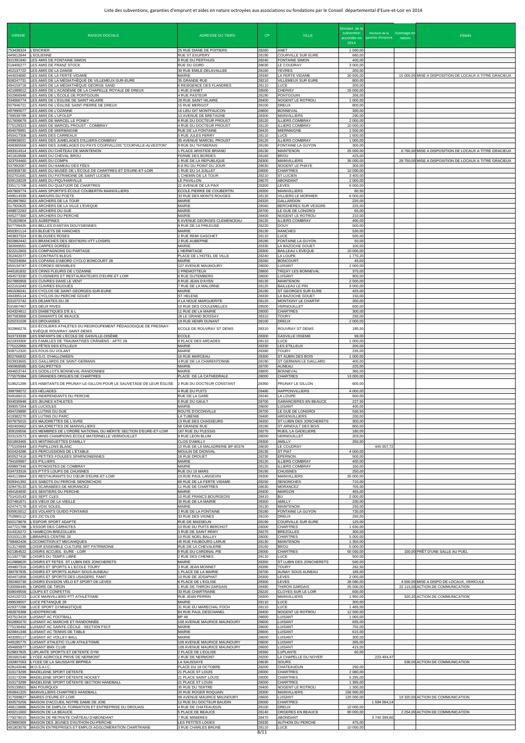Liste des subventions, garanties d'emprunt et aides en nature octroyées aux associations ou fondations par le Conseil départemental d'Eure-et-Loir en 2014

| SIRENE | RAISON DOCIALE | ADRESSE DU TIERS | CP | VILLE | Montant de la subvention accordée en 2014 | Montant de la garantie d'emprunt | Avantage en nature | Détails |
|---|---|---|---|---|---|---|---|---|
| 753438324 | L'ENCRIER | 25 RUE DIANE DE POITIERS | 28260 | ANET | 1 000,00 | | | |
| 440612844 | L'EOLIENNE | RUE ST EXUPERY | 28190 | COURVILLE SUR EURE | 860,00 | | | |
| 501391940 | LES AMIS DE FONTAINE-SIMON | 9 RUE DU PERTHUIS | 28240 | FONTAINE SIMON | 400,00 | | | |
| 518406277 | LES AMIS DE FRANZ STOCK | RUE DU GORD | 28630 | LE COUDRAY | 3 000,00 | | | |
| 452137722 | LES AMIS DE LA DANSE | 30 RUE EMILE DELAVALLEE | 28160 | YEVRES | 200,00 | | | |
| 444034680 | LES AMIS DE LA FERTÉ-VIDAME | MAIRIE | 28340 | LA FERTE VIDAME | 30 600,00 | | | 15 000,00 MISE A DISPOSITION DE LOCAUX A TITRE GRACIEUX |
| 508247731 | LES AMIS DE LA MÉDIATHÈQUE DE VILLEMEUX-SUR-EURE | 35 GRANDE RUE | 28210 | VILLEMEUX SUR EURE | 800,00 | | | |
| 494159718 | LES AMIS DE LA MÉDIATHÈQUE GEORGE SAND | 6 RESIDENCE DES FLANDRES | 28110 | LUCE | 200,00 | | | |
| 421089012 | LES AMIS DE L'ACADÉMIE DE LA CHAPELLE ROYALE DE DREUX | 1 RUE D'ANET | 28500 | CHERISY | 15 000,00 | | | |
| 502966948 | LES AMIS DE L'ÉCOLE DE PONTGOUIN | 4 RUE PASTEUR | 28190 | PONTGOUIN | 256,00 | | | |
| 534066774 | LES AMIS DE L'EGLISE DE SAINT HILAIRE | 28 RUE SAINT HILAIRE | 28400 | NOGENT LE ROTROU | 1 000,00 | | | |
| 507946721 | LES AMIS DE L'ÉGLISE SAINT-PIERRE DE DREUX | 15 RUE MERIGOT | 28100 | DREUX | 800,00 | | | |
| 497990077 | LES AMIS DE L'OZANNE | 16 LIEU DIT MONTFAUCON | 28800 | BONNEVAL | 300,00 | | | |
| 789039799 | LES AMIS DE L'UFOLEP | 10 AVENUE DE BRETAGNE | 28300 | MAINVILLIERS | 290,00 | | | |
| 517606679 | LES AMIS DE MARCEL LE PONEY | 8 RUE DU DOCTEUR PROUST | 28120 | ILLIERS COMBRAY | 2 000,00 | | | |
| 775129323 | LES AMIS DE MARCEL PROUST - COMBRAY | 4 RUE DU DOCTEUR PROUST | 28120 | ILLIERS COMBRAY | 10 000,00 | | | |
| 494078991 | LES AMIS DE MIERMAIGNE | RUE DE LA FONTAINE | 28420 | MIERMAIGNE | 2 500,00 | | | |
| 450417308 | LES AMIS DES CARREAUX | 5 RUE JULES FERRY | 28110 | LUCE | 1 600,00 | | | |
| 499836021 | LES AMIS DES JUMELAGES D'ILLIERS-COMBRAY | 35 AVENUE MARCEL PROUST | 28120 | ILLIERS COMBRAY | 1 000,00 | | | |
| 498385558 | LES AMIS DES JUMELAGES DU PAYS COURVILLOIS "COURVILLE-ALVESTON" | 9 RUE DU THYMERAIS | 28190 | FONTAINE LA GUYON | 300,00 | | | |
| 493314314 | LES AMIS DU CHÂTEAU DE MAINTENON | 1 PLACE ARISTIDE BRIAND | 28130 | MAINTENON | 25 000,00 | | | 6 760,00 MISE A DISPOSITION DE LOCAUX A TITRE GRACIEUX |
| 401818588 | LES AMIS DU CHEVAL BROU | FERME DES BORDES | 28160 | BROU | 425,00 | | | |
| 323704460 | LES AMIS DU COMPA | 1 RUE DE LA REPUBLIQUE | 28300 | MAINVILLIERS | 35 000,00 | | | 28 750,00 MISE A DISPOSITION DE LOCAUX A TITRE GRACIEUX |
| 537992067 | LES AMIS DU HAMEAU DES FÉES | 6-8 RU DU POINT DU JOUR | 28630 | NOGENT LE PHAYE | 300,00 | | | |
| 400308730 | LES AMIS DU MUSÉE DE L'ÉCOLE DE CHARTRES ET D'EURE-ET-LOIR | 1 RUE DU 14 JUILLET | 28000 | CHARTRES | 10 000,00 | | | |
| 502701691 | LES AMIS DU PATRIMOINE DE SAINT LUCIEN | 1 CHEMIN DE LA TOUR | 28210 | ST LUCIEN | 3 400,00 | | | |
| 509128229 | LES AMIS DU PIQU'HARVILLE | LE PAVILLON | 28570 | ABONDANT | 2 000,00 | | | |
| 335171708 | LES AMIS DU QUATUOR DE CHARTRES | 21 AVENUE DE LA PAIX | 28300 | LEVES | 6 000,00 | | | |
| 497969774 | LES AMIS SPORTIFS ÉCOLE COUBERTIN MAINVILLIERS | ECOLE PIERRE DE COUBERTIN | 28300 | MAINVILLIERS | 80,50 | | | |
| 499514339 | LES AMOURS DU POETE | 33 RUE DES MONTS ROUGES | 28130 | VILLIERS LE MORHIER | 6 000,00 | | | |
| 452887862 | LES ARCHERS DE LA TOUR | MAIRIE | 28320 | GALLARDON | 220,00 | | | |
| 517920625 | LES ARCHERS DE LA VILLE L'EVEQUE | MAIRIE | 28560 | BERCHERES SUR VESGRE | 225,00 | | | |
| 489872283 | LES ARCHERS DU GUE | MAIRIE | 28700 | LE GUE DE LONGROI | 65,00 | | | |
| 495277360 | LES ARCHERS DU PERCHE | MAIRIE | 28400 | NOGENT LE ROTROU | 210,00 | | | |
| 751820804 | LES AUBEPINES | 6 AVENUE GEORGES CLEMENCEAU | 28120 | ILLIERS COMBRAY | 400,00 | | | |
| 507799435 | LES BELLES D'ANTAN DOUYSIENNES | 9 RUE DE LA FRILEUSE | 28220 | DOUY | 500,00 | | | |
| 450301114 | LES BLEUETS DE HANCHES | MAIRIE | 28130 | HANCHES | 530,00 | | | |
| 483837324 | LES BLOUSES ROSES | 2 RUE REMI GASCHET | 28110 | LUCE | 500,00 | | | |
| 502882442 | LES BRANCHES DES SENTIERS-VTT LOISIRS | 2 RUE AUBEPINE | 28190 | FONTAINE LA GUYON | 50,00 | | | |
| 382699551 | LES CARPES DORÉES | MAIRIE | 28330 | LA BAZOCHE GOUET | 100,00 | | | |
| 322212903 | LES COMPAGNONS DU PARTAGE | L'HERMITAGE | 28300 | BAILLEAU L'EVEQUE | 10 000,00 | | | |
| 352402077 | LES CONTRATS BLEUS | PLACE DE L'HOTEL DE VILLE | 28240 | LA LOUPE | 1 770,20 | | | |
| 750234684 | LES COPAINS D'ABORD CYCLO BONCOURT 28 | MAIRIE | 28260 | BONCOURT | 45,00 | | | |
| 450134747 | LES CORDES SENSIBLES | 107 AVENUE MAUNOURY | 28600 | LUISANT | 2 000,00 | | | |
| 440181832 | LES CRINS FLEURIS DE L'OZANNE | 2 PREMOTTEUX | 28800 | TRIZAY LES BONNEVAL | 375,00 | | | |
| 494573330 | LES CUISINIERS ET RESTAURATEURS D'EURE-ET-LOIR | 8 RUE GUTEMBERG | 28600 | LUISANT | 900,00 | | | |
| 527880959 | LES CUIVRES DANS LE VENT | 9 RUE JEAN D'AYEN | 28130 | MAINTENON | 2 500,00 | | | |
| 422151043 | LES CUIVRES ENJOUÉS | 7 RUE DE LA MALORNE | 28120 | BAILLEAU LE PIN | 3 000,00 | | | |
| 481536241 | LES CYCLOS DE SAINT-GEORGES-SUR-EURE | MAIRIE | 28190 | ST GEORGES SUR EURE | 425,00 | | | |
| 494395114 | LES CYCLOS DU PERCHE GOUET | ST HELENE | 28330 | LA BAZOCHE GOUET | 150,00 | | | |
| 531072742 | LES DEJANTES DU 28 | 4 LA NOUE MARGUERITE | 28120 | MONTIGNY LE CHARTIF | 300,00 | | | |
| 531667467 | LES DEUX RIVES | 10 RUE DES COULEMELLES | 28500 | VERNOUILLET | 600,00 | | | |
| 424324911 | LES DIABETIQUES D'E & L | 11 RUE DE LA MAIRIE | 28000 | CHARTRES | 300,00 | | | |
| 807583968 | LES DIAMANTS DE BEAUCE | 28 LE GRAND BOISSAY | 28310 | TOURY | 250,00 | | | |
| 520231028 | LES DROUAISES | 19 RUE HENRI DUNANT | 28100 | DREUX | 2 000,00 | | | |
| 502966278 | LES ÉCOLIERS ATHLÈTES DU REGROUPEMENT PÉDAGOGIQUE DE FRESNAY-L'ÉVÊQUE ROUVRAY-SAINT-DENIS | ECOLE DE ROUVRAY ST DENIS | 28310 | ROUVRAY ST DENIS | 185,50 | | | |
| 503733339 | LES ENFANTS DE L'ÉCOLE DE GASVILLE-OISÈME | ECOLE | 28300 | GASVILLE OISEME | 98,00 | | | |
| 421933300 | LES FAMILLES DE TRAUMATISÉS CRÂNIENS - AFTC 28 | 8 PLACE DES ARCADES | 28110 | LUCE | 1 000,00 | | | |
| 775122955 | LES FÊTES DES ETILLEUX | MAIRIE | 28330 | LES ETILLEUX | 200,00 | | | |
| 508712320 | LES FOUS DU VOLANT | MAIRIE | 28390 | TOURY | 235,00 | | | |
| 802766832 | LES G.O. D'HALLOWEEN | 16 RUE MARCEAU | 28300 | ST AUBIN DES BOIS | 1 000,00 | | | |
| 503933665 | LES GAILLARDS DE SAINT-GERMAIN | 4 RUE DE LA CHARENTONNE | 28190 | ST GERMAIN LE GAILLARD | 400,00 | | | |
| 480968585 | LES GALIPETTES | MAIRIE | 28700 | AUNEAU | 220,00 | | | |
| 494653744 | LES GODILLOTS BONNEVAL-RANDONNEE | MAIRIE | 28800 | BONNEVAL | 380,00 | | | |
| 775575384 | LES GRANDES ORGUES DE CHARTRES | PLACE DE LA CATHEDRALE | 28000 | CHARTRES | 13 000,00 | | | |
| 518621289 | LES HABITANTS DE PRUNAY-LE-GILLON POUR LE SAUVETAGE DE LEUR ÉGLISE | 2 RUE DU DOCTEUR CONSTANT | 28360 | PRUNAY LE GILLON | 600,00 | | | |
| 398798272 | LES HÉLIADES | 4 RUE DU PUITS | 28480 | HAPPONVILLIERS | 4 000,00 | | | |
| 509188215 | LES INDEPENDANTS DU PERCHE | RUE DE LA GARE | 28240 | LA LOUPE | 500,00 | | | |
| 504036948 | LES JEUNES ATHLETES | 6 RUE DU GAULT | 28700 | GARANCIERES EN BEAUCE | 227,50 | | | |
| 399057264 | LES LUCIOLES | MAIRIE | 28600 | LUISANT | 400,00 | | | |
| 494729890 | LES LUTINS DU GUE | ROUTE D'OCONVILLE | 28700 | LE GUE DE LONGROI | 556,50 | | | |
| 419382270 | LES LUTINS DU PARC | LA TUBENIE | 28480 | ARGENVILLIERS | 200,00 | | | |
| 507675015 | LES MAJORETTES DE L'AVRE | 13 RUE DES CHASSEURS | 28350 | ST LUBIN DES JONCHERETS | 300,00 | | | |
| 480400662 | LES MAJORETTES DE MAINVILLIERS | 58 GRANDE RUE | 28190 | ST ARNOULT DES BOIS | 800,00 | | | |
| 309159556 | LES MEMBRES DE L'ORDRE NATIONAL DU MÉRITE SECTION D'EURE-ET-LOIR | 187 RUE DU PLESSIS | 28270 | RUEIL LA GADELIERE | 180,00 | | | |
| 503132573 | LES MINIS CHAMPIONS ÉCOLE MATERNELLE VERNOUILLET | 9 RUE LEON BLUM | 28500 | VERNOUILLET | 203,00 | | | |
| 501893465 | LES MISTINGUETTES D'AMILLY | CLOS D'AMILLY | 28300 | AMILLY | 250,00 | | | |
| 775100944 | LES PAPILLONS BLANC | 10 RUE DE LA MALADRERIE BP 60376 | 28630 | LE COUDRAY | | 445 007,72 | | |
| 502424286 | LES PERCUSSIONS DE L'ÉTABLE | MOULIN DE DIONVAL | 28130 | ST PIAT | 4 000,00 | | | |
| 800527418 | LES PETITES FOULEES SPARNONIENNES | 18 RUE DROUET | 28230 | EPERNON | 500,00 | | | |
| 794169987 | LES PILLIERS | MAIRIE | 28120 | ILLIERS COMBRAY | 400,00 | | | |
| 499897346 | LES PONGISTES DE COMBRAY | MAIRIE | 28120 | ILLIERS COMBRAY | 160,00 | | | |
| 534733316 | LES P'TITS LOUPS DE CHUISNES | RUE DU 19 MARS | 28190 | CHUISNES | 250,00 | | | |
| 484113964 | LES RESTAURANTS DU CŒUR D'EURE-ET-LOIR | 19 RUE PAUL LANGEVIN | 28300 | MAINVILLIERS | 35 000,00 | | | |
| 509341392 | LES SABOTS DU PERCHE SENONCHOIS | 69 RUE DE LA FERTE VIDAME | 28250 | SENONCHES | 710,00 | | | |
| 329479133 | LES SCARABÉES DE MORANCEZ | 11 RUE DE CHARTRES | 28630 | MORANCEZ | 705,00 | | | |
| 494184930 | LES SENTIERS DU PERCHE | MAIRIE | 28400 | MARGON | 465,00 | | | |
| 751410143 | LES SEPT CLES | 10 RUE FRANCS BOURGEOIS | 28410 | BU | 2 000,00 | | | |
| 537481871 | LES VIEUX DE LA VIEILLE | 30 RUE DE LA MAIRIE | 28300 | AMILLY | 200,00 | | | |
| 424747178 | LES VOIX SOLEIL | MAIRIE | 28130 | MAINTENON | 250,00 | | | |
| 500915012 | LES VOLANTS GUIDO FONTAINS | 2 RUE DE LA FONTAINE | 28190 | FONTAINE LA GUYON | 720,00 | | | |
| 752880112 | LES ZIC'OLOS | 33 RUE DES VIGNES | 28100 | DREUX | 250,00 | | | |
| 502178676 | L'ESPOIR SPORT ADAPTE | RUE DE MASSELIN | 28190 | COURVILLE SUR EURE | 120,00 | | | |
| 447721788 | L'ESSOR DES CARNUTES | 10 RUE DU PUITS BERCHOT | 28000 | CHARTRES | 1 630,00 | | | |
| 514316272 | L'HAMEÇON BREZOLLIEN | 3 RUE DE SAINT REMY | 28270 | BREZOLLES | 300,00 | | | |
| 531531135 | LIBRAIRES CENTRE 28 | 10 RUE NOEL BALLAY | 28000 | CHARTRES | 5 000,00 | | | |
| 798482428 | LOCOMOTION ET MECANIQUES | 45 RUE FAUBOURG LARUE | 28130 | MAINTENON | 1 350,00 | | | |
| 513174995 | LOISIR ENSEMBLE CULTURE ART PATRIMOINE | RUE DE LA CHEVALERIE | 28160 | BROU | 5 000,00 | | | |
| 421364522 | LOISIRS ACCUEIL EURE - LOIR | 9 RUE DU CARDINAL PIE | 28000 | CHARTRES | 50 000,00 | | | 150,00 PRÊT D'UNE SALLE AU PUEL |
| 511927790 | LOISIRS DU TEMPS LIBRE | 2 RUE DES CHENES | 28110 | LUCE | 500,00 | | | |
| 412888620 | LOISIRS ET FETES ST LUBIN DES JONCHERETS | MAIRIE | 28350 | ST LUBIN DES JONCHERETS | 500,00 | | | |
| 494807316 | LOISIRS ET SPORTS A L'ECOLE TOURY | 3 RUE JEAN MONNET | 28390 | TOURY | 262,50 | | | |
| 390787935 | LOISIRS ET SPORTS AUNAY-SOUS-AUNEAU | 1 PLACE DE LA MAIRIE | 28700 | AUNAY SOUS AUNEAU | 185,00 | | | |
| 404471856 | LOISIRS ET SPORTS DES USAGERS FAMT | 10 RUE DE JOSAPHAT | 28300 | LEVES | 2 000,00 | | | |
| 392460739 | LOISIRS ÉVASION VÉLO ET SPORT DE LEVES | 6 PLACE DE L'EGLISE | 28300 | LEVES | 28 080,00 | | | 4 550,00 MISE A DISPO DE LOCAUX, VEHICULE |
| 530096445 | L'ORDRE DE TIRON | 1 RUE DE THIRON GARDAIS | 28480 | THIRON GARDAIS | 25 000,00 | | | 22 115,00 ACTION DE COMMUNICATION |
| 508049558 | LOUPS ET CONFETTIS | 33 RUE CHARTRAINE | 28220 | CLOYES SUR LE LOIR | 600,00 | | | |
| 424120723 | LUCÉ MAINVILLIERS PTT ATHLÉTISME | RUE JEAN PERRIN | 28300 | MAINVILLIERS | 1 950,00 | | | 320,20 ACTION DE COMMUNICATION |
| 499538007 | LUCE PETANQUE 28 | MAIRIE | 28110 | LUCE | 300,00 | | | |
| 429377286 | LUCÉ SPORT GYMNASTIQUE | 31 RUE DU MARECHAL FOCH | 28110 | LUCE | 1 485,00 | | | |
| 492876388 | LUDO'PERCHE | 84 RUE PAUL DESCHANEL | 28400 | NOGENT LE ROTROU | 12 000,00 | | | |
| 437513419 | LUISANT AC FOOTBALL | BP 48 | 28600 | LUISANT | 1 060,00 | | | |
| 502890270 | LUISANT AC MARCHE ET RANDONNÉE | 108 AVENUE MAURICE MAUNOURY | 28600 | LUISANT | 835,00 | | | |
| 775136492 | LUISANT AC SAINTE-CÉCILE - SECTION FSCF | MAIRIE | 28600 | LUISANT | 755,00 | | | |
| 420841348 | LUISANT AC TENNIS DE TABLE | MAIRIE | 28600 | LUISANT | 615,00 | | | |
| 403285117 | LUISANT AC VOLLEY-BALL | MAIRIE | 28600 | LUISANT | 300,00 | | | |
| 449195775 | LUISANT ATHLETIC CLUB ATHLETISME | 108 AVENUE MAURICE MAUNOURY | 28600 | LUISANT | 285,00 | | | |
| 494685977 | LUISANT BMX CLUB | 108 AVENUE MAURICE MAUNOURY | 28600 | LUISANT | 415,00 | | | |
| 529837825 | LUPLANTE SPORTS ET DETENTE GYM | 2 PLACE DE L'EGLISE | 28360 | LUPLANTE | 60,00 | | | |
| 391681540 | LYCEE AGRICOLE PRIVE DE NERMONT | 2 RUE DE NERMONT | 28200 | LA CHAPELLE DU NOYER | | 223 404,47 | | |
| 192807063 | LYCEE DE LA SAUSSAYE BRPREA | LA SAUSSAYE | 28630 | SOURS | | | | 538,00 ACTION DE COMMUNICATION |
| 428142046 | M.O.S.A.I.C. | PLACE DU 18 OCTOBRE | 28200 | CHATEAUDUN | 250,00 | | | |
| 310173299 | MADELEINE SPORT DÉTENTE | 21 PLACE ST LOUIS | 28000 | CHARTRES | 2 080,00 | | | |
| 310173299 | MADELEINE SPORT DÉTENTE HOCKEY | 21 PLACE SAINT LOUIS | 28000 | CHARTRES | 5 295,00 | | | |
| 310173299 | MADELEINE SPORT DÉTENTE SECTION HANDBALL | 21 PLACE ST LOUIS | 28000 | CHARTRES | 1 395,00 | | | |
| 505139501 | MAI POURQUOI | 35 RUE DU TERTRE | 28400 | NOGENT LE ROTROU | 1 300,00 | | | |
| 450841325 | MAINVILLIERS CHARTRES HANDBALL | 20 RUE ROGER ROQUAIN | 28300 | MAINVILLIERS | 156 900,00 | | | |
| 317599827 | MAIRES D'EURE-ET-LOIR | 99 AVENUE MAURICE MAUNOURY | 28600 | LUISANT | 120 000,00 | | | 19 320,00 ACTION DE COMMUNICATION |
| 300570256 | MAISON D'ACCUEIL NOTRE DAME DE JOIE | 12 RUE DU DOCTEUR BAUDIN | 28000 | CHARTRES | | 1 594 064,14 | | |
| 488118886 | MAISON DE L'EMPLOI, FORMATION ET ENTREPRISE DU DROUAIS | 4 RUE DE CHATEAUDUN | 28100 | DREUX | 10 000,00 | | | |
| 400211660 | MAISON DE LA BEAUCE | 5 PLACE DE BEAUCE | 28140 | ORGERES EN BEAUCE | 80 000,00 | | | 2 254,00 ACTION DE COMMUNICATION |
| 775079015 | MAISON DE RETRAITE CHÂTEAU D'ABONDANT | 7 RUE MINIERES | 28470 | ABONDANT | | 3 740 399,66 | | |
| 429990369 | MAISON DES JEUNES D'AUTHON-DU-PERCHE | LES PETITES LOGES | 28330 | AUTHON DU PERCHE | 475,00 | | | |
| 491803078 | MAISON ENTREPRISES ET EMPLOI AGGLOMERATION CHARTRAINE | 3 RUE CHARLES BRUNE | 28110 | LUCE | 10 000,00 | | | |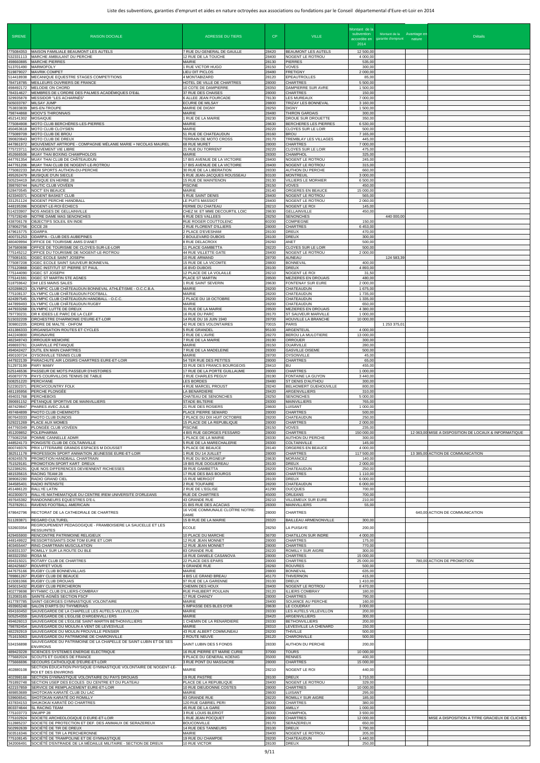| SIRENE | RAISON DOCIALE | ADRESSE DU TIERS | CP | VILLE | Montant de la subvention accordée en 2014 | Montant de la garantie d'emprunt | Avantage en nature | Détails |
|---|---|---|---|---|---|---|---|---|
| 775084353 | MAISON FAMILIALE BEAUMONT LES AUTELS | 7 RUE DU GENERAL DE GAULLE | 28420 | BEAUMONT LES AUTELS | 12 500,00 | | | |
| 532331113 | MARCHE AMBULANT DU PERCHE | 12 RUE DE LA TOUCHE | 28400 | NOGENT LE ROTROU | 4 000,00 | | | |
| 498660885 | MARCHE PIERRES | MAIRIE | 28130 | PIERRES | 535,00 | | | |
| 513701490 | MARMOFOLY | 1 RUE VICTOR HUGO | 28150 | VOVES | 300,00 | | | |
| 519879027 | MAVRIK COMPET | LIEU DIT PICLOS | 28480 | FRETIGNY | 2 000,00 | | | |
| 514418938 | MECANIQUE EQUESTRE STAGES COMPETITIONS | 4 MONTABIZARD | 28120 | EPEAUTROLLES | 85,00 | | | |
| 784718785 | MEILLEURS OUVRIERS DE FRANCE | HOTEL DE VILLE DE CHARTRES | 28000 | CHARTRES | 5 500,00 | | | |
| 498492172 | MELODIE ON CHORD | 10 COTE DE DAMPIERRE | 28350 | DAMPIERRE SUR AVRE | 1 500,00 | | | |
| 784314627 | MEMBRES DE L'ORDRE DES PALMES ACADÉMIQUES D'E&L | 37 RUE DES CHAISES | 28000 | CHARTRES | 150,00 | | | |
| 329935878 | MESSIDOR "LES ACHARNÉS" | 6 ALLEE JEAN FOURCADE | 78130 | LES MUREAUX | 7 000,00 | | | |
| 505033787 | MILSAY JUMP | ECURIE DE MILSAY | 28800 | TRIZAY LES BONNEVAL | 3 160,00 | | | |
| 753833839 | MIS-EN-TROUPE | MAIRIE DE DIGNY | 28250 | DIGNY | 1 500,00 | | | |
| 798744868 | MOOV'S THIRONNAIS | MAIRIE | 28480 | THIRON GARDAIS | 300,00 | | | |
| 452141302 | MOSAIQUE | 1 RUE DE LA MAIRIE | 28230 | DROUE SUR DROUETTE | 350,00 | | | |
| 775084908 | MOTO CLUB BERCHÈRES-LES-PIERRES | MAIRIE | 28630 | BERCHERES LES PIERRES | 6 530,00 | | | |
| 450453618 | MOTO CLUB CLOYSIEN | MAIRIE | 28220 | CLOYES SUR LE LOIR | 500,00 | | | |
| 775089709 | MOTO CLUB DE BROU | 51 RUE DE CHATEAUDUN | 28160 | BROU | 7 165,00 | | | |
| 390820843 | MOTO CLUB DE DREUX | TERRAIN DE MOTO CROSS | 28170 | TREMBLAY LES VILLAGES | 445,00 | | | |
| 447861972 | MOUVEMENT ARTROPE - COMPAGNIE MÉLANIE MARIE + NICOLAS MAUREL | 68 RUE MURET | 28000 | CHARTRES | 7 000,00 | | | |
| 775723711 | MOUVEMENT VIE LIBRE | 21 RUE DU TORRENT | 28220 | CLOYES SUR LE LOIR | 475,00 | | | |
| 452666506 | MUAY THAI BOXING CHAMPHOLOIS | MAIRIE | 28300 | CHAMPHOL | 325,00 | | | |
| 447761354 | MUAY THAI CLUB DE CHÂTEAUDUN | 17 BIS AVENUE DE LA VICTOIRE | 28400 | NOGENT LE ROTROU | 245,00 | | | |
| 447761206 | MUAY THAI CLUB DE NOGENT-LE-ROTROU | 17 BIS AVENUE DE LA VICTOIRE | 28400 | NOGENT LE ROTROU | 315,00 | | | |
| 775082233 | MUNI SPORTS AUTHON-DU-PERCHE | 30 RUE DE LA LIBERATION | 28330 | AUTHON DU PERCHE | 660,00 | | | |
| 495262479 | MUSIQUE D'UN SIECLE | 5 RUE JEAN-JACQUES ROUSSEAU | 93100 | MONTREUIL | 3 000,00 | | | |
| 505234419 | MUSIQUE EN HERBE 28 | 15 RUE DE MAINTENON | 28130 | VILLIERS LE MORHIER | 6 500,00 | | | |
| 398760744 | NAUTIC CLUB VOVÉEN | PISCINE | 28150 | VOVES | 450,00 | | | |
| 528470545 | NOCT' EN BEAUCE | MAIRIE | 28140 | ORGERES EN BEAUCE | 15 000,00 | | | |
| 423340371 | NOGENT BASKET CLUB | 5 RUE SAINT DENIS | 28400 | NOGENT LE ROTROU | 565,00 | | | |
| 331251124 | NOGENT PERCHE HANDBALL | LE PUITS MASSIOT | 28400 | NOGENT LE ROTROU | 2 060,00 | | | |
| 448195396 | NOGENT-LE-ROI ÉCHECS | FERME DU CHATEAU | 28210 | NOGENT LE ROI | 145,00 | | | |
| 514233907 | NOS ANGES DE GELLAINVILLE | CHEZ M. ET MME DECOURTIL LOIC | 28630 | GELLAINVILLE | 450,00 | | | |
| 775728249 | NOTRE DAME MAS SENONCHES | 6 RUE DES VALLEES | 28250 | SENONCHES | | 440 000,00 | | |
| 438706178 | OBJECTIFS SOLEIL EN INDE | RUE ROGER COUTTOLENC | 60200 | COMPIEGNE | 150,00 | | | |
| 378062756 | OCCE 28 | 2 RUE FLORENT D'ILLIERS | 28000 | CHARTRES | 6 453,00 | | | |
| 479615775 | ODARPA | 2 PLACE D'EVESHAM | 28100 | DREUX | 470,00 | | | |
| 400731253 | ODARPA - CLUB DES AUBEPINES | 2 BOULEVARD DUBOIS | 28100 | DREUX | 300,00 | | | |
| 480409994 | OFFICE DE TOURISME AMIS D'ANET | 8 RUE DELACROIX | 28260 | ANET | 500,00 | | | |
| 347580698 | OFFICE DE TOURISME DE CLOYES-SUR-LE-LOIR | 11 PLACE GAMBETTA | 28220 | CLOYES SUR LE LOIR | 500,00 | | | |
| 775145212 | OFFICE DU TOURISME DE NOGENT-LE-ROTROU | 44 RUE VILLETTE GATE | 28400 | NOGENT LE ROTROU | 2 000,00 | | | |
| 775081631 | OGEC ECOLE SAINT JOSEPH | 10 RUE ARMAND | 28700 | AUNEAU | | 124 583,39 | | |
| 775087208 | OGEC ECOLE SAINT SAUVEUR BONNEVAL | 15 RUE DE LA VICOMTE | 28800 | BONNEVAL | 400,00 | | | |
| 775120868 | OGEC INSTITUT ST PIERRE ST PAUL | 16 BVD DUBOIS | 28100 | DREUX | 4 893,00 | | | |
| 775144090 | OGEC ST JOSEPH | 12 PLACE DE LA VOLAILLE | 28210 | NOGENT LE ROI | 31,50 | | | |
| 775141591 | OGEC ST MARTIN STE AGNES | PLACE ST MARTIN | 28500 | MEZIERES EN DROUAIS | 480,00 | | | |
| 518759642 | OHI LES MAINS SALES | 1 RUE SAINT SEVERIN | 28630 | FONTENAY SUR EURE | 2 000,00 | | | |
| 420288623 | OLYMPIC CLUB CHÂTEAUDUN BONNEVAL ATHLÉTISME - O.C.C.B.A. | MAIRIE | 28200 | CHATEAUDUN | 1 675,00 | | | |
| 775108137 | OLYMPIC CLUB CHÂTEAUDUN FOOTBALL | MAIRIE | 28200 | CHATEAUDUN | 1 735,00 | | | |
| 424397545 | OLYMPIC CLUB CHÂTEAUDUN HANDBALL - O.C.C. | 2 PLACE DU 18 OCTOBRE | 28200 | CHATEAUDUN | 1 335,00 | | | |
| 447899493 | OLYMPIC CLUB CHÂTEAUDUN RUGBY | MAIRIE | 28200 | CHATEAUDUN | 650,00 | | | |
| 447933268 | OLYMPIC LUTTE DE DREUX | 31 RUE DE LA MAIRIE | 28500 | MEZIERES EN DROUAIS | 4 380,00 | | | |
| 797730231 | OR K IDEES LE PARC DE LA CLEF | 16 RUE DU PARC | 28170 | ST SAUVEUR MARVILLE | 1 000,00 | | | |
| 515032209 | ORCHESTRE D'HARMONIE D'EURE-ET-LOIR | 14 RUE DU 16 JUIN 1940 | 28700 | HOUVILLE LA BRANCHE | 10 000,00 | | | |
| 309802205 | ORDRE DE MALTE - OHFOM | 42 RUE DES VOLONTAIRES | 70015 | PARIS | | 1 253 375,01 | | |
| 431386333 | ORGANISATION ROUTES ET CYCLES | 5 RUE GRANDEL | 95100 | ARGENTEUIL | 4 000,00 | | | |
| 442240800 | ORIGINAVRE | 2 RUE DE L'AVRE | 28270 | BEROU LA MULOTIERE | 13 000,00 | | | |
| 482349743 | ORROUER MEMOIRE | 7 RUE DE LA MAIRIE | 28190 | ORROUER | 300,00 | | | |
| 498693761 | OUARVILLE PÉTANQUE | MAIRIE | 28150 | OUARVILLE | 280,00 | | | |
| 494042427 | OUTIL EN MAIN CHARTRES | 7 RUE DE LA MADELEINE | 28300 | GASVILLE OISEME | 500,00 | | | |
| 490100724 | OYSONVILLE TENNIS CLUB | MAIRIE | 28700 | OYSONVILLE | 45,00 | | | |
| 447922139 | PARACHUTE AIR LOISIRS CHARTRES EURE-ET-LOIR | 54 TER RUE DES PETITES | 28000 | CHARTRES | 65,00 | | | |
| 512973199 | PARY MAMY | 33 RUE DES FRANCS BOURGEOIS | 28410 | BU | 455,00 | | | |
| 525146536 | PASSEUR DE MOTS PASSEUR D'HISTOIRES | 17 RUE DE LA PORTE GUILLAUME | 28000 | CHARTRES | 1 000,00 | | | |
| 450870779 | PAYS COURVILLOIS TENNIS DE TABLE | 2 RUE CHARLES PEGUY | 28190 | FONTAINE LA GUYON | 3 440,00 | | | |
| 508251220 | PERCH'ANE | LES BORDES | 28480 | ST DENIS D'AUTHOU | 300,00 | | | |
| 522302371 | PERCH'COUNTRY FOLK | 4 RUE MARCEL PROUST | 28240 | BELHOMERT GUEHOUVILLE | 800,00 | | | |
| 481195956 | PERCHE PLONGÉE | LA BENARDIERE | 28420 | ARGENVILLIERS | 310,00 | | | |
| 494031768 | PERCHEBOIS | CHATEAU DE SENONCHES | 28250 | SENONCHES | 5 000,00 | | | |
| 390691152 | PÉTANQUE SPORTIVE DE MAINVILLIERS | STADE BILTERIE | 28300 | MAINVILLIERS | 765,00 | | | |
| 487429847 | PHARES AVEC JULIE | 21 RUE DES ROSIERS | 28600 | LUISANT | 1 000,00 | | | |
| 497484899 | PHOTO CLUB CHEMINOTS | PLACE PIERRE SEMARD | 28000 | CHARTRES | 500,00 | | | |
| 807643333 | PHOTO CLUB DUNOIS | 2 PLACE DU DIX HUIT OCTOBRE | 28200 | CHATEAUDUN | 250,00 | | | |
| 529221269 | PLACE AUX MOMES | 15 PLACE DE LA REPUBLIQUE | 28000 | CHARTRES | 2 000,00 | | | |
| 447760349 | PLONGÉE CLUB VOVEEN | PISCINE | 28150 | VOVES | 235,00 | | | |
| 451209852 | POLEPHARMA | 4 BIS RUE GEORGES FESSARD | 28000 | CHARTRES | 150 000,00 | | 12 063,00 | MISE A DISPOSITION DE LOCAUX & INFORMATIQUE |
| 775082258 | POMME CANNELLE ADMR | 1 PLACE DE LA MAIRIE | 28330 | AUTHON DU PERCHE | 300,00 | | | |
| 448524173 | PONGISTE CLUB DE COLTAINVILLE | 5 RUE DE LA MARECHALERIE | 28300 | COLTAINVILLE | 145,00 | | | |
| 800749376 | PRIX LITTERAIRE GRANDS ESPACES M DOUSSET | 5 PLACE DE BEAUCE | 28140 | ORGERES EN BEAUCE | 4 000,00 | | | |
| 382511178 | PROFESSION SPORT ANIMATION JEUNESSE EURE-ET-LOIR | 1 RUE DU 14 JUILLET | 28000 | CHARTRES | 117 500,00 | | 13 385,00 | ACTION DE COMMUNICATION |
| 409245578 | PROMOTION HANDBALL CHARTRAIN | 5 RUE DU BOURGNEUF | 28630 | MORANCEZ | 140,00 | | | |
| 751529181 | PROMOTION SPORT KART DREUX | 19 BIS RUE DOGUEREAU | 28100 | DREUX | 2 000,00 | | | |
| 522386291 | QUE NOS DIFFERENCES DEVIENNENT RICHESSES | 39 RUE GAMBETTA | 28200 | CHATEAUDUN | 250,00 | | | |
| 481535615 | RACING TEAM 28 | 17 RUE DES BAS BOURGS | 28000 | CHARTRES | 1 110,00 | | | |
| 389082280 | RADIO GRAND CIEL | 15 RUE MERIGOT | 28100 | DREUX | 6 000,00 | | | |
| 344585401 | RADIO INTENSITE | 2 RUE TOUFAIRE | 28200 | CHATEAUDUN | 6 000,00 | | | |
| 451486120 | RALLYE LATIN | 2 RUE DE L'EGLISE | 41290 | OUCQUES | 700,00 | | | |
| 402300073 | RALLYE MATHEMATIQUE DU CENTRE IREM UNIVERSITE D'ORLEANS | RUE DE CHARTRES | 45000 | ORLEANS | 700,00 | | | |
| 497645382 | RANDONNEURS EQUESTRES D'E-L | 43 GRANDE RUE | 28210 | VILLEMEUX SUR EURE | 210,00 | | | |
| 753782911 | RAVENS FOOTBALL AMERICAIN | 21 BIS RUE DES ACACIAS | 28300 | MAINVILLIERS | 55,00 | | | |
| 478642796 | RECTORAT DE LA CATHEDRALE DE CHARTRES | 16 VOIE COMMUNALE CLOÎTRE NOTRE-DAME | 28000 | CHARTRES | | | 640,00 | ACTION DE COMMUNICATION |
| 511283871 | REGARD CULTUREL | 15 B RUE DE LA MAIRIE | 28320 | BAILLEAU ARMENONVILLE | 300,00 | | | |
| 532603354 | REGROUPEMENT PEDAGOGIQUE - FRAMBOISIERE LA SAUCELLE ET LES RESSUINTES | ECOLE | 28250 | LA PUISAYE | 200,00 | | | |
| 429455900 | RENCONTRE PATRIMOINE RELIGIEUX | 10 PLACE DU MARCHE | 36700 | CHATILLON SUR INDRE | 4 000,00 | | | |
| 448149922 | RESSORTISSANTS DOM TOM EURE ET LOIR | 12 RUE JEAN MONNET | 28000 | CHARTRES | 175,00 | | | |
| 403455447 | RING CHARTRAIN MUSCULATION | 12 RUE JEAN MONNET | 28000 | CHARTRES | 770,00 | | | |
| 508331337 | ROMILLY SUR LA ROUTE DU BLE | 83 GRANDE RUE | 28220 | ROMILLY SUR AIGRE | 300,00 | | | |
| 483322350 | ROSA M. | 18 RUE DANIELE CASANOVA | 28000 | CHARTRES | 15 000,00 | | | |
| 494315021 | ROTARY CLUB DE CHARTRES | 22 PLACE DES EPARS | 28000 | CHARTRES | 25 000,00 | | 780,00 | ACTION DE PROMOTION |
| 482425667 | ROUVR'ET VOUS | 9 GRANDE RUE | 28260 | ROUVRES | 500,00 | | | |
| 447675166 | RUGBY CLUB BONNEVALLAIS | MAIRIE | 28800 | BONNEVAL | 635,00 | | | |
| 789861267 | RUGBY CLUB DE BEAUCE | 4 BIS LE GRAND BREAU | 45170 | THIVERNON | 415,00 | | | |
| 415081066 | RUGBY CLUB DROUAIS | 97 RUE DE LA GARENNE | 28100 | DREUX | 1 410,00 | | | |
| 345015432 | RUGBY CLUB PERCHERON | CHEMIN DES HOUX | 28400 | NOGENT LE ROTROU | 8 470,00 | | | |
| 402779698 | RYTHMIC CLUB D'ILLIERS-COMBRAY | RUE PHILIBERT POULAIN | 28120 | ILLIERS COMBRAY | 180,00 | | | |
| 312083165 | SAINTE-AGNES SECTION FSCF | 17 RUE CHANZY | 28000 | CHARTRES | 790,00 | | | |
| 417787785 | SAINT-GEORGES GYMNASTIQUE VOLONTAIRE | MAIRIE | 28400 | SOUANCE AU PERCHE | 160,00 | | | |
| 493965248 | SALON D'ARTS DU THYMERAIS | 5 IMPASSE DES BLES D'OR | 28630 | LE COUDRAY | 3 000,00 | | | |
| 494160450 | SAUVEGARDE DE LA CHAPELLE LES AUTELS-VILLEVILLON | MAIRIE | 28330 | LES AUTELS VILLEVILLON | 200,00 | | | |
| 505254359 | SAUVEGARDE DE L'EGLISE D'ARGENVILLIERS | MAIRIE | 28420 | ARGENVILLIERS | 300,00 | | | |
| 494626013 | SAUVEGARDE DE L'EGLISE SAINT-MARTIN BETHONVILLIERS | 1 CHEMIN DE LA RENARDIERE | 28330 | BETHONVILLIERS | 200,00 | | | |
| 798782454 | SAUVEGARDE DU MOULIN A VENT DE LEVESVILLE | MAIRIE | 28310 | LEVESVILLE LA CHENARD | 150,00 | | | |
| 482292919 | SAUVEGARDE DU MOULIN FROUVILLE PENSIER | 43 RUE ALBERT COMMUNEAU | 28200 | THIVILLE | 500,00 | | | |
| 751615063 | SAUVEGARDE DU PATRIMOINE DE CHARONVILLE | 2 ROUTE NEUVE | 28120 | CHARONVILLE | 500,00 | | | |
| 534156898 | SAUVEGARDE DU PATRIMOINE DE LA CHAPELLE DE SAINT-LUBIN ET DE SES ENVIRONS | SAINT LUBIN DES 5 FONDS | 28330 | AUTHON DU PERCHE | 200,00 | | | |
| 489423228 | SCIENCES SYSTEMES ENERGIE ELECTRIQUE | 16 RUE PIERRE ET MARIE CURIE | 37000 | TOURS | 10 000,00 | | | |
| 775682024 | SCOUTS ET GUIDES DE FRANCE | 9 PLACE DU GENERAL KOENIG | 35000 | RENNES | 400,00 | | | |
| 775666696 | SECOURS CATHOLIQUE D'EURE-ET-LOIR | 3 RUE PONT DU MASSACRE | 28000 | CHARTRES | 15 000,00 | | | |
| 402880108 | SECTION EDUCATION PHYSIQUE GYMNASTIQUE VOLONTAIRE DE NOGENT-LE-ROI ET DES ENVIRONS | MAIRIE | 28210 | NOGENT LE ROI | 440,00 | | | |
| 402398168 | SECTION GYMNASTIQUE VOLONTAIRE DU PAYS DROUAIS | 19 RUE PASTRE | 28100 | DREUX | 1 710,00 | | | |
| 791892748 | SECTION USEP DES ECOLES DU CENTRE ET DU PLATEAU | PLACE DE LA REPUBLIQUE | 28400 | NOGENT LE ROTROU | 329,00 | | | |
| 422157859 | SERVICE DE REMPLACEMENT EURE-ET-LOIR | 10 RUE DIEUDONNE COSTES | 28000 | CHARTRES | 10 000,00 | | | |
| 489853689 | SHOTOKAN KARATÉ CLUB DU LAC | MAIRIE | 28600 | LUISANT | 295,00 | | | |
| 539606541 | SHOTOKAN KARATÉ DO ROMILLY | 83 GRANDE RUE | 28220 | ROMILLY SUR AIGRE | 185,00 | | | |
| 437834153 | SHUKOKAI KARATÉ DO CHARTRES | 120 RUE GABRIEL PERI | 28000 | CHARTRES | 380,00 | | | |
| 803374644 | SL RACING TEAM | 45 RUE DE LA GARE | 28300 | AMILLY | 1 000,00 | | | |
| 775103773 | SNUIPP 28 | 3 RUE LOUIS BLERIOT | 28300 | CHAMPHOL | 3 930,00 | | | |
| 775102924 | SOCIETE ARCHEOLOGIQUE D EURE-ET-LOIR | 1 RUE JEAN POCQUET | 28000 | CHARTRES | 12 000,00 | | | MISE A DISPOSITION A TITRE GRACIEUX DE CLICHES |
| 512885237 | SOCIETE DE PROTECTION ET DEF. DES ANIMAUX DE SERAZEREUX | BOUCONVILLE | 28170 | SERAZEREUX | 650,00 | | | |
| 502992639 | SOCIÉTÉ DE TIR DE DREUX | 14 RUE DES TANNEURS | 28100 | DREUX | 1 790,00 | | | |
| 503516346 | SOCIÉTÉ DE TIR LA PERCHERONNE | MAIRIE | 28400 | NOGENT LE ROTROU | 205,00 | | | |
| 775108145 | SOCIÉTÉ DE TRAMPOLINE ET DE GYMNASTIQUE | 19 RUE DU CHAMPDE | 28200 | CHATEAUDUN | 1 440,00 | | | |
| 342006491 | SOCIÉTÉ D'ENTRAIDE DE LA MÉDAILLE MILITAIRE - SECTION DE DREUX | 10 RUE VICTOR | 28100 | DREUX | 250,00 | | | |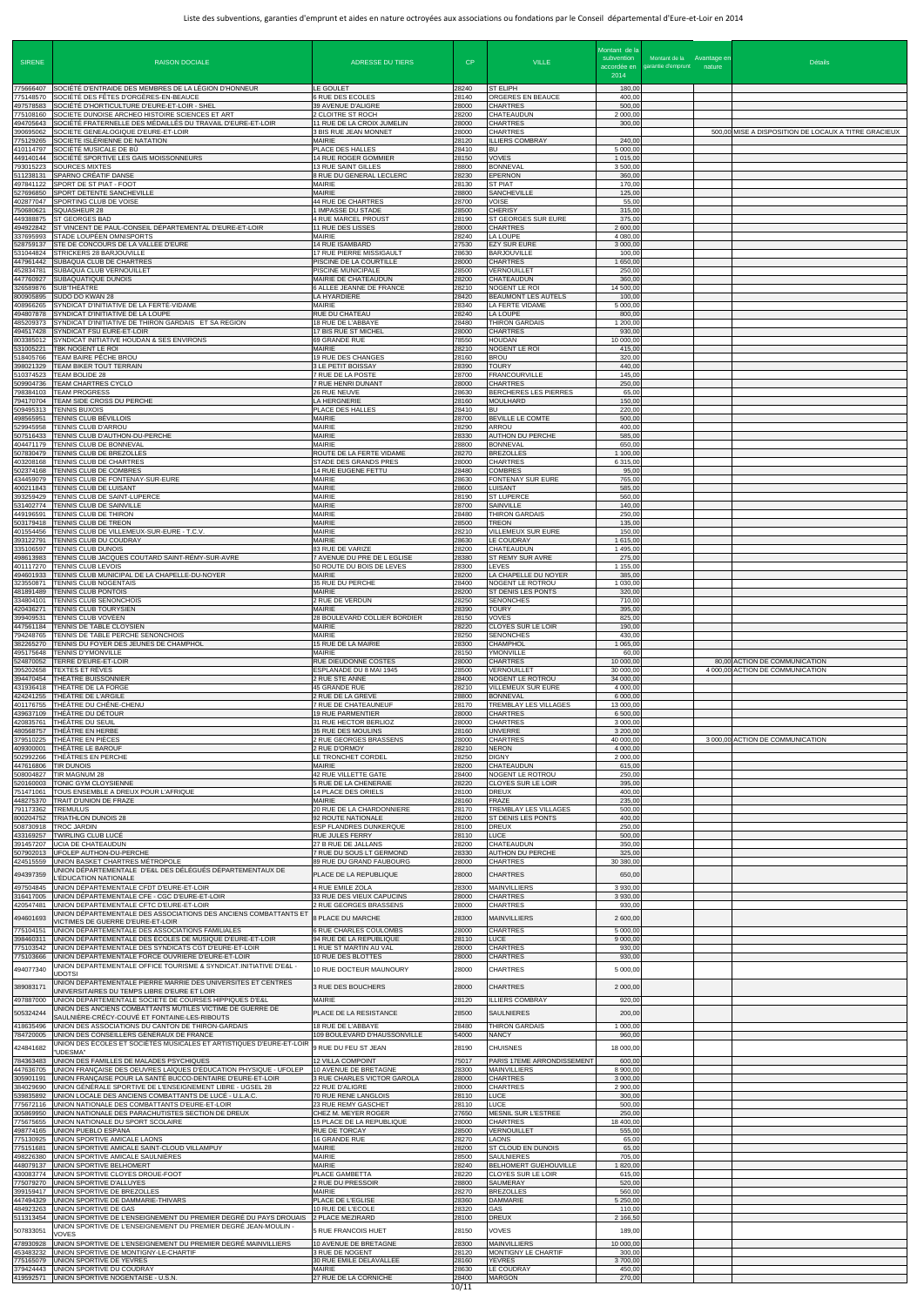# Liste des subventions, garanties d'emprunt et aides en nature octroyées aux associations ou fondations par le Conseil départemental d'Eure-et-Loir en 2014

| SIRENE | RAISON SOCIALE | ADRESSE DU TIERS | CP | VILLE | Montant de la subvention accordée en 2014 | Montant de la garantie d'emprunt | Avantage en nature | Détails |
|---|---|---|---|---|---|---|---|---|
| 775666407 | SOCIÉTÉ D'ENTRAIDE DES MEMBRES DE LA LÉGION D'HONNEUR | LE GOULET | 28240 | ST ELIPH | 180,00 | | | |
| 775148570 | SOCIÉTÉ DES FÊTES D'ORGÈRES-EN-BEAUCE | 6 RUE DES ECOLES | 28140 | ORGERES EN BEAUCE | 400,00 | | | |
| 497578583 | SOCIÉTÉ D'HORTICULTURE D'EURE-ET-LOIR - SHEL | 39 AVENUE D'ALIGRE | 28000 | CHARTRES | 500,00 | | | |
| 775108160 | SOCIETE DUNOISE ARCHEO HISTOIRE SCIENCES ET ART | 2 CLOITRE ST ROCH | 28200 | CHATEAUDUN | 2 000,00 | | | |
| 494705643 | SOCIÉTÉ FRATERNELLE DES MÉDAILLÉS DU TRAVAIL D'EURE-ET-LOIR | 11 RUE DE LA CROIX JUMELIN | 28000 | CHARTRES | 300,00 | | | |
| 390695062 | SOCIETE GENEALOGIQUE D'EURE-ET-LOIR | 3 BIS RUE JEAN MONNET | 28000 | CHARTRES | | | 500,00 | MISE A DISPOSITION DE LOCAUX A TITRE GRACIEUX |
| 775129265 | SOCIETE ISLÉRIENNE DE NATATION | MAIRIE | 28120 | ILLIERS COMBRAY | 240,00 | | | |
| 410114797 | SOCIÉTÉ MUSICALE DE BÛ | PLACE DES HALLES | 28410 | BU | 5 000,00 | | | |
| 449140144 | SOCIÉTÉ SPORTIVE LES GAIS MOISSONNEURS | 14 RUE ROGER GOMMIER | 28150 | VOVES | 1 015,00 | | | |
| 793015223 | SOURCES MIXTES | 13 RUE SAINT GILLES | 28800 | BONNEVAL | 3 500,00 | | | |
| 511238131 | SPARNO CRÉATIF DANSE | 8 RUE DU GENERAL LECLERC | 28230 | EPERNON | 360,00 | | | |
| 497841122 | SPORT DE ST PIAT - FOOT | MAIRIE | 28130 | ST PIAT | 170,00 | | | |
| 527696850 | SPORT DETENTE SANCHEVILLE | MAIRIE | 28800 | SANCHEVILLE | 125,00 | | | |
| 402877047 | SPORTING CLUB DE VOISE | 44 RUE DE CHARTRES | 28700 | VOISE | 55,00 | | | |
| 750680621 | SQUASHEUR 28 | 1 IMPASSE DU STADE | 28500 | CHERISY | 315,00 | | | |
| 449388875 | ST GEORGES BAD | 4 RUE MARCEL PROUST | 28190 | ST GEORGES SUR EURE | 375,00 | | | |
| 494922842 | ST VINCENT DE PAUL-CONSEIL DÉPARTEMENTAL D'EURE-ET-LOIR | 11 RUE DES LISSES | 28000 | CHARTRES | 2 600,00 | | | |
| 337695993 | STADE LOUPÉEN OMNISPORTS | MAIRIE | 28240 | LA LOUPE | 4 080,00 | | | |
| 528759137 | STE DE CONCOURS DE LA VALLEE D'EURE | 14 RUE ISAMBARD | 27530 | EZY SUR EURE | 3 000,00 | | | |
| 531044824 | STRICKERS 28 BARJOUVILLE | 17 RUE PIERRE MISSIGAULT | 28630 | BARJOUVILLE | 100,00 | | | |
| 447961442 | SUBAQUA CLUB DE CHARTRES | PISCINE DE LA COURTILLE | 28000 | CHARTRES | 1 650,00 | | | |
| 452834781 | SUBAQUA CLUB VERNOUILLET | PISCINE MUNICIPALE | 28500 | VERNOUILLET | 250,00 | | | |
| 447760927 | SUBAQUATIQUE DUNOIS | MAIRIE DE CHATEAUDUN | 28200 | CHATEAUDUN | 360,00 | | | |
| 326589876 | SUB'THÉÂTRE | 6 ALLEE JEANNE DE FRANCE | 28210 | NOGENT LE ROI | 14 500,00 | | | |
| 800905895 | SUDO DO KWAN 28 | LA HYARDIERE | 28420 | BEAUMONT LES AUTELS | 100,00 | | | |
| 408966265 | SYNDICAT D'INITIATIVE DE LA FERTÉ-VIDAME | MAIRIE | 28340 | LA FERTE VIDAME | 5 000,00 | | | |
| 494807878 | SYNDICAT D'INITIATIVE DE LA LOUPE | RUE DU CHATEAU | 28240 | LA LOUPE | 800,00 | | | |
| 485209373 | SYNDICAT D'INITIATIVE DE THIRON GARDAIS ET SA REGION | 18 RUE DE L'ABBAYE | 28480 | THIRON GARDAIS | 1 200,00 | | | |
| 494517428 | SYNDICAT FSU EURE-ET-LOIR | 17 BIS RUE ST MICHEL | 28000 | CHARTRES | 930,00 | | | |
| 803385012 | SYNDICAT INITIATIVE HOUDAN & SES ENVIRONS | 69 GRANDE RUE | 78550 | HOUDAN | 10 000,00 | | | |
| 531005221 | TBK NOGENT LE ROI | MAIRIE | 28210 | NOGENT LE ROI | 415,00 | | | |
| 518405766 | TEAM BAIRE PÊCHE BROU | 19 RUE DES CHANGES | 28160 | BROU | 320,00 | | | |
| 398021329 | TEAM BIKER TOUT TERRAIN | 3 LE PETIT BOISSAY | 28390 | TOURY | 440,00 | | | |
| 510374523 | TEAM BOLIDE 28 | 7 RUE DE LA POSTE | 28700 | FRANCOURVILLE | 145,00 | | | |
| 509904736 | TEAM CHARTRES CYCLO | 7 RUE HENRI DUNANT | 28000 | CHARTRES | 250,00 | | | |
| 798384103 | TEAM PROGRESS | 26 RUE NEUVE | 28630 | BERCHERES LES PIERRES | 65,00 | | | |
| 794170704 | TEAM SIDE CROSS DU PERCHE | LA HERGNERIE | 28160 | MOULHARD | 150,00 | | | |
| 509495313 | TENNIS BUXOIS | PLACE DES HALLES | 28410 | BU | 220,00 | | | |
| 498565951 | TENNIS CLUB BÉVILLOIS | MAIRIE | 28700 | BEVILLE LE COMTE | 500,00 | | | |
| 529945958 | TENNIS CLUB D'ARROU | MAIRIE | 28290 | ARROU | 400,00 | | | |
| 507516433 | TENNIS CLUB D'AUTHON-DU-PERCHE | MAIRIE | 28330 | AUTHON DU PERCHE | 585,00 | | | |
| 404471179 | TENNIS CLUB DE BONNEVAL | MAIRIE | 28800 | BONNEVAL | 650,00 | | | |
| 507830479 | TENNIS CLUB DE BREZOLLES | ROUTE DE LA FERTE VIDAME | 28270 | BREZOLLES | 1 100,00 | | | |
| 403208168 | TENNIS CLUB DE CHARTRES | STADE DES GRANDS PRES | 28000 | CHARTRES | 6 315,00 | | | |
| 502374168 | TENNIS CLUB DE COMBRES | 14 RUE EUGENE FETTU | 28480 | COMBRES | 95,00 | | | |
| 434459079 | TENNIS CLUB DE FONTENAY-SUR-EURE | MAIRIE | 28630 | FONTENAY SUR EURE | 765,00 | | | |
| 400211843 | TENNIS CLUB DE LUISANT | MAIRIE | 28600 | LUISANT | 585,00 | | | |
| 393259429 | TENNIS CLUB DE SAINT-LUPERCE | MAIRIE | 28190 | ST LUPERCE | 560,00 | | | |
| 531402774 | TENNIS CLUB DE SAINVILLE | MAIRIE | 28700 | SAINVILLE | 140,00 | | | |
| 449196591 | TENNIS CLUB DE THIRON | MAIRIE | 28480 | THIRON GARDAIS | 250,00 | | | |
| 503179418 | TENNIS CLUB DE TREON | MAIRIE | 28500 | TREON | 135,00 | | | |
| 401554456 | TENNIS CLUB DE VILLEMEUX-SUR-EURE - T.C.V. | MAIRIE | 28210 | VILLEMEUX SUR EURE | 150,00 | | | |
| 393122791 | TENNIS CLUB DU COUDRAY | MAIRIE | 28630 | LE COUDRAY | 1 615,00 | | | |
| 335106597 | TENNIS CLUB DUNOIS | 83 RUE DE VARIZE | 28200 | CHATEAUDUN | 1 495,00 | | | |
| 498613983 | TENNIS CLUB JACQUES COUTARD SAINT-RÉMY-SUR-AVRE | 7 AVENUE DU PRE DE L EGLISE | 28380 | ST REMY SUR AVRE | 275,00 | | | |
| 401117270 | TENNIS CLUB LEVOIS | 50 ROUTE DU BOIS DE LEVES | 28300 | LEVES | 1 155,00 | | | |
| 494601933 | TENNIS CLUB MUNICIPAL DE LA CHAPELLE-DU-NOYER | MAIRIE | 28200 | LA CHAPELLE DU NOYER | 385,00 | | | |
| 323550871 | TENNIS CLUB NOGENTAIS | 35 RUE DU PERCHE | 28400 | NOGENT LE ROTROU | 1 030,00 | | | |
| 481891489 | TENNIS CLUB PONTOIS | MAIRIE | 28200 | ST DENIS LES PONTS | 320,00 | | | |
| 334804101 | TENNIS CLUB SENONCHOIS | 2 RUE DE VERDUN | 28250 | SENONCHES | 710,00 | | | |
| 420436271 | TENNIS CLUB TOURYSIEN | MAIRIE | 28390 | TOURY | 395,00 | | | |
| 399409531 | TENNIS CLUB VOVEEN | 28 BOULEVARD COLLIER BORDIER | 28150 | VOVES | 825,00 | | | |
| 447561184 | TENNIS DE TABLE CLOYSIEN | MAIRIE | 28220 | CLOYES SUR LE LOIR | 190,00 | | | |
| 794248765 | TENNIS DE TABLE PERCHE SENONCHOIS | MAIRIE | 28250 | SENONCHES | 430,00 | | | |
| 382265270 | TENNIS DU FOYER DES JEUNES DE CHAMPHOL | 15 RUE DE LA MAIRIE | 28300 | CHAMPHOL | 1 065,00 | | | |
| 495175648 | TENNIS D'YMONVILLE | MAIRIE | 28150 | YMONVILLE | 60,00 | | | |
| 524870052 | TERRE D'EURE-ET-LOIR | RUE DIEUDONNE COSTES | 28000 | CHARTRES | 10 000,00 | | 80,00 | ACTION DE COMMUNICATION |
| 395202658 | TEXTES ET RÊVES | ESPLANADE DU 8 MAI 1945 | 28500 | VERNOUILLET | 30 000,00 | | 4 000,00 | ACTION DE COMMUNICATION |
| 394470454 | THÉÂTRE BUISSONNIER | 2 RUE STE ANNE | 28400 | NOGENT LE ROTROU | 34 000,00 | | | |
| 431936418 | THÉÂTRE DE LA FORGE | 45 GRANDE RUE | 28210 | VILLEMEUX SUR EURE | 4 000,00 | | | |
| 424241255 | THÉÂTRE DE L'ARGILE | 2 RUE DE LA GREVE | 28800 | BONNEVAL | 6 000,00 | | | |
| 401176755 | THÉÂTRE DU CHÊNE-CHENU | 7 RUE DE CHATEAUNEUF | 28170 | TREMBLAY LES VILLAGES | 13 000,00 | | | |
| 439637109 | THÉÂTRE DU DÉTOUR | 19 RUE PARMENTIER | 28000 | CHARTRES | 6 500,00 | | | |
| 420835761 | THÉÂTRE DU SEUIL | 31 RUE HECTOR BERLIOZ | 28000 | CHARTRES | 3 000,00 | | | |
| 480568757 | THÉÂTRE EN HERBE | 35 RUE DES MOULINS | 28160 | UNVERRE | 3 200,00 | | | |
| 379510225 | THÉÂTRE EN PIÈCES | 2 RUE GEORGES BRASSENS | 28000 | CHARTRES | 40 000,00 | | 3 000,00 | ACTION DE COMMUNICATION |
| 409300001 | THÉÂTRE LE BAROUF | 2 RUE D'ORMOY | 28210 | NERON | 4 000,00 | | | |
| 502992266 | THÉÂTRES EN PERCHE | LE TRONCHET CORDEL | 28250 | DIGNY | 2 000,00 | | | |
| 447616806 | TIR DUNOIS | MAIRIE | 28200 | CHATEAUDUN | 615,00 | | | |
| 508004827 | TIR MAGNUM 28 | 42 RUE VILLETTE GATE | 28400 | NOGENT LE ROTROU | 250,00 | | | |
| 520160003 | TONIC GYM CLOYSIENNE | 5 RUE DE LA CHENERAIE | 28220 | CLOYES SUR LE LOIR | 395,00 | | | |
| 751471061 | TOUS ENSEMBLE A DREUX POUR L'AFRIQUE | 14 PLACE DES ORIELS | 28100 | DREUX | 400,00 | | | |
| 448275370 | TRAIT D'UNION DE FRAZE | MAIRIE | 28160 | FRAZE | 235,00 | | | |
| 791173362 | TREMULUS | 20 RUE DE LA CHARDONNIERE | 28170 | TREMBLAY LES VILLAGES | 500,00 | | | |
| 800204752 | TRIATHLON DUNOIS 28 | 92 ROUTE NATIONALE | 28200 | ST DENIS LES PONTS | 400,00 | | | |
| 508730918 | TROC JARDIN | ESP FLANDRES DUNKERQUE | 28100 | DREUX | 250,00 | | | |
| 433169257 | TWIRLING CLUB LUCÉ | RUE JULES FERRY | 28110 | LUCE | 500,00 | | | |
| 391457207 | UCIA DE CHATEAUDUN | 27 B RUE DE JALLANS | 28200 | CHATEAUDUN | 350,00 | | | |
| 507902013 | UFOLEP AUTHON-DU-PERCHE | 7 RUE DU SOUS LT GERMOND | 28330 | AUTHON DU PERCHE | 325,00 | | | |
| 424515559 | UNION BASKET CHARTRES MÉTROPOLE | 89 RUE DU GRAND FAUBOURG | 28000 | CHARTRES | 30 380,00 | | | |
| 494397359 | UNION DÉPARTEMENTALE D'E&L DES DÉLÉGUÉS DÉPARTEMENTAUX DE L'ÉDUCATION NATIONALE | PLACE DE LA REPUBLIQUE | 28000 | CHARTRES | 650,00 | | | |
| 497504845 | UNION DÉPARTEMENTALE CFDT D'EURE-ET-LOIR | 4 RUE EMILE ZOLA | 28300 | MAINVILLIERS | 3 930,00 | | | |
| 316417005 | UNION DÉPARTEMENTALE CFE - CGC D'EURE-ET-LOIR | 33 RUE DES VIEUX CAPUCINS | 28000 | CHARTRES | 3 930,00 | | | |
| 420547481 | UNION DÉPARTEMENTALE CFTC D'EURE-ET-LOIR | 2 RUE GEORGES BRASSENS | 28000 | CHARTRES | 930,00 | | | |
| 494601693 | UNION DÉPARTEMENTALE DES ASSOCIATIONS DES ANCIENS COMBATTANTS ET VICTIMES DE GUERRE D'EURE-ET-LOIR | 8 PLACE DU MARCHE | 28300 | MAINVILLIERS | 2 600,00 | | | |
| 775104151 | UNION DÉPARTEMENTALE DES ASSOCIATIONS FAMILIALES | 6 RUE CHARLES COULOMBS | 28000 | CHARTRES | 5 000,00 | | | |
| 398460311 | UNION DÉPARTEMENTALE DES ÉCOLES DE MUSIQUE D'EURE-ET-LOIR | 94 RUE DE LA REPUBLIQUE | 28110 | LUCE | 9 000,00 | | | |
| 775103542 | UNION DÉPARTEMENTALE DES SYNDICATS CGT D'EURE-ET-LOIR | 1 RUE ST MARTIN AU VAL | 28000 | CHARTRES | 930,00 | | | |
| 775103666 | UNION DÉPARTEMENTALE FORCE OUVRIÈRE D'EURE-ET-LOIR | 10 RUE DES BLOTTES | 28000 | CHARTRES | 930,00 | | | |
| 494077340 | UNION DÉPARTEMENTALE OFFICE TOURISME & SYNDICAT.INITIATIVE D'E&L - UDOTSI | 10 RUE DOCTEUR MAUNOURY | 28000 | CHARTRES | 5 000,00 | | | |
| 389083171 | UNION DÉPARTEMENTALE PIERRE MARRIE DES UNIVERSITES ET CENTRES UNIVERSITAIRES DU TEMPS LIBRE D'EURE ET LOIR | 3 RUE DES BOUCHERS | 28000 | CHARTRES | 2 000,00 | | | |
| 497887000 | UNION DÉPARTEMENTALE SOCIETE DE COURSES HIPPIQUES D'E&L | MAIRIE | 28120 | ILLIERS COMBRAY | 920,00 | | | |
| 505324244 | UNION DES ANCIENS COMBATTANTS MUTILES VICTIME DE GUERRE DE SAULNIÈRE-CRÉCY-COUVÉ ET FONTAINE-LES-RIBOUTS | PLACE DE LA RESISTANCE | 28500 | SAULNIERES | 200,00 | | | |
| 418635496 | UNION DES ASSOCIATIONS DU CANTON DE THIRON-GARDAIS | 18 RUE DE L'ABBAYE | 28480 | THIRON GARDAIS | 1 000,00 | | | |
| 784720005 | UNION DES CONSEILLERS GÉNÉRAUX DE FRANCE | 109 BOULEVARD D'HAUSSONVILLE | 54000 | NANCY | 960,00 | | | |
| 424841682 | UNION DES ÉCOLES ET SOCIETES MUSICALES ET ARTISTIQUES D'EURE-ET-LOIR "UDESMA" | 9 RUE DU FEU ST JEAN | 28190 | CHUISNES | 18 000,00 | | | |
| 784363483 | UNION DES FAMILLES DE MALADES PSYCHIQUES | 12 VILLA COMPOINT | 75017 | PARIS 17EME ARRONDISSEMENT | 600,00 | | | |
| 447636705 | UNION FRANÇAISE DES ŒUVRES LAÏQUES D'ÉDUCATION PHYSIQUE - UFOLEP | 10 AVENUE DE BRETAGNE | 28300 | MAINVILLIERS | 8 900,00 | | | |
| 305901191 | UNION FRANÇAISE POUR LA SANTÉ BUCCO-DENTAIRE D'EURE-ET-LOIR | 3 RUE CHARLES VICTOR GAROLA | 28000 | CHARTRES | 3 000,00 | | | |
| 384029690 | UNION GÉNÉRALE SPORTIVE DE L'ENSEIGNEMENT LIBRE - UGSEL 28 | 22 RUE D'ALIGRE | 28000 | CHARTRES | 2 900,00 | | | |
| 539835892 | UNION LOCALE DES ANCIENS COMBATTANTS DE LUCÉ - U.L.A.C. | 70 RUE RENE LANGLOIS | 28110 | LUCE | 300,00 | | | |
| 775672116 | UNION NATIONALE DES COMBATTANTS D'EURE-ET-LOIR | 23 RUE REMY GASCHET | 28110 | LUCE | 500,00 | | | |
| 305869950 | UNION NATIONALE DES PARACHUTISTES SECTION DE DREUX | CHEZ M. MEYER ROGER | 27650 | MESNIL SUR L'ESTREE | 250,00 | | | |
| 775675655 | UNION NATIONALE DU SPORT SCOLAIRE | 15 PLACE DE LA REPUBLIQUE | 28000 | CHARTRES | 18 400,00 | | | |
| 498774165 | UNION PUEBLO ESPAÑA | RUE DE TORCAY | 28500 | VERNOUILLET | 555,00 | | | |
| 775130925 | UNION SPORTIVE AMICALE LAONS | 16 GRANDE RUE | 28270 | LAONS | 65,00 | | | |
| 775151681 | UNION SPORTIVE AMICALE SAINT-CLOUD VILLAMPUY | MAIRIE | 28200 | ST CLOUD EN DUNOIS | 65,00 | | | |
| 498226380 | UNION SPORTIVE AMICALE SAULNIÈRES | MAIRIE | 28500 | SAULNIERES | 705,00 | | | |
| 448079137 | UNION SPORTIVE BELHOMERT | MAIRIE | 28240 | BELHOMERT GUEHOUVILLE | 1 820,00 | | | |
| 430083774 | UNION SPORTIVE CLOYES DROUE-FOOT | PLACE GAMBETTA | 28220 | CLOYES SUR LE LOIR | 615,00 | | | |
| 775079270 | UNION SPORTIVE D'ALLUYES | 2 RUE DU PRESSOIR | 28800 | SAUMERAY | 520,00 | | | |
| 399159417 | UNION SPORTIVE DE BREZOLLES | MAIRIE | 28270 | BREZOLLES | 560,00 | | | |
| 447494329 | UNION SPORTIVE DE DAMMARIE-THIVARS | PLACE DE L'EGLISE | 28360 | DAMMARIE | 5 250,00 | | | |
| 484923263 | UNION SPORTIVE DE GAS | 10 RUE DE L'ECOLE | 28320 | GAS | 110,00 | | | |
| 511313454 | UNION SPORTIVE DE L'ENSEIGNEMENT DU PREMIER DEGRÉ DU PAYS DROUAIS | 2 PLACE MEZIRARD | 28100 | DREUX | 2 166,50 | | | |
| 507833051 | UNION SPORTIVE DE L'ENSEIGNEMENT DU PREMIER DEGRÉ JEAN-MOULIN - VOVES | 5 RUE FRANCOIS HUET | 28150 | VOVES | 189,00 | | | |
| 478930928 | UNION SPORTIVE DE L'ENSEIGNEMENT DU PREMIER DEGRÉ MAINVILLIERS | 10 AVENUE DE BRETAGNE | 28300 | MAINVILLIERS | 10 000,00 | | | |
| 453483232 | UNION SPORTIVE DE MONTIGNY-LE-CHARTIF | 3 RUE DE NOGENT | 28120 | MONTIGNY LE CHARTIF | 300,00 | | | |
| 775165079 | UNION SPORTIVE DE YEVRES | 30 RUE EMILE DELAVALLEE | 28160 | YEVRES | 3 700,00 | | | |
| 379424443 | UNION SPORTIVE DU COUDRAY | MAIRIE | 28630 | LE COUDRAY | 450,00 | | | |
| 419592571 | UNION SPORTIVE NOGENTAISE - U.S.N. | 27 RUE DE LA CORNICHE | 28400 | MARGON | 270,00 | | | |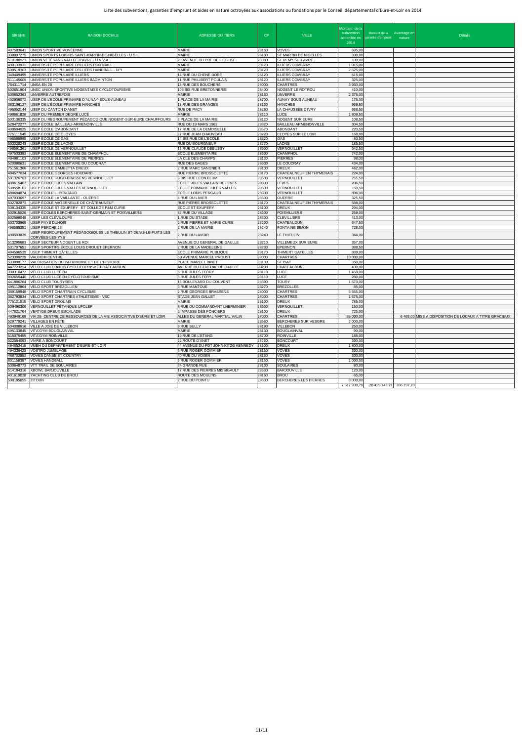# Liste des subventions, garanties d'emprunt et aides en nature octroyées aux associations ou fondations par le Conseil départemental d'Eure-et-Loir en 2014

| SIRENE | RAISON DOCIALE | ADRESSE DU TIERS | CP | VILLE | Montant de la subvention accordée en 2014 | Montant de la garantie d'emprunt | Avantage en nature | Détails |
|---|---|---|---|---|---|---|---|---|
| 497583641 | UNION SPORTIVE VOVÉENNE | MAIRIE | 28150 | VOVES | 695,00 | | | |
| 338897275 | UNION SPORTS LOISIRS SAINT-MARTIN-DE-NIGELLES - U.S.L. | MAIRIE | 28130 | ST MARTIN DE NIGELLES | 330,00 | | | |
| 510188923 | UNION VÉTÉRANS VALLÉE D'AVRE - U.V.V.A. | 20 AVENUE DU PRE DE L'EGLISE | 28380 | ST REMY SUR AVRE | 100,00 | | | |
| 490133931 | UNIVERSITÉ POPULAIRE D'ILLIERS FOOTBALL | MAIRIE | 28120 | ILLIERS COMBRAY | 1 015,00 | | | |
| 508519303 | UNIVERSITÉ POPULAIRE D'ILLIERS HANDBALL - UPI | MAIRIE | 28120 | ILLIERS COMBRAY | 2 625,00 | | | |
| 340409499 | UNIVERSITE POPULAIRE ILLIERS | 14 RUE DU CHENE DORE | 28120 | ILLIERS COMBRAY | 615,00 | | | |
| 511145609 | UNIVERSITÉ POPULAIRE ILLIERS BADMINTON | 11 RUE PHILIBERT POULAIN | 28120 | ILLIERS COMBRAY | 325,00 | | | |
| 784311714 | UNSA-EN 28 | 13 RUE DES BOUCHERS | 28000 | CHARTRES | 3 930,00 | | | |
| 502651904 | UNSC UNION SPORTIVE NOGENTAISE CYCLOTOURISME | 105 BIS RUE BRETONNERIE | 28400 | NOGENT LE ROTROU | 410,00 | | | |
| 500852363 | UNVERRE AUTREFOIS | MAIRIE | 28160 | UNVERRE | 2 375,00 | | | |
| 452908072 | USEP DE L'ECOLE PRIMAIRE D'AUNAY-SOUS-AUNEAU | 1 PLACE DE LA MAIRIE | 28700 | AUNAY SOUS AUNEAU | 175,00 | | | |
| 383106127 | USEP DE L'ÉCOLE PRIMAIRE HANCHES | 13 RUE DES GRANGES | 28130 | HANCHES | 969,50 | | | |
| 495052144 | USEP DU CANTON D'ANET | RUE DE PACY | 28260 | LA CHAUSSEE D'IVRY | 668,50 | | | |
| 498661826 | USEP DU PREMIER DEGRÉ LUCÉ | MAIRIE | 28110 | LUCE | 1 809,50 | | | |
| 503136335 | USEP DU REGROUPEMENT PÉDAGOGIQUE NOGENT-SUR-EURE CHAUFFOURS | 3 PLACE DE LA MAIRIE | 28120 | NOGENT SUR EURE | 108,50 | | | |
| 528472277 | USEP ÉCOLE BAILLEAU-ARMENONVILLE | RUE DU 19 MARS 1962 | 28320 | BAILLEAU ARMENONVILLE | 304,50 | | | |
| 498694025 | USEP ÉCOLE D'ABONDANT | 17 RUE DE LA DEMOISELLE | 28570 | ABONDANT | 220,50 | | | |
| 775111545 | USEP ECOLE DE CLOYES | 27 RUE JEAN CHAUVEAU | 28220 | CLOYES SUR LE LOIR | 168,00 | | | |
| 498565985 | USEP ÉCOLE DE GAS | 14 BIS RUE DE L'ÉCOLE | 28320 | GAS | 80,50 | | | |
| 503028243 | USEP ÉCOLE DE LAONS | RUE DU BOURGNEUF | 28270 | LAONS | 185,50 | | | |
| 498591361 | USEP ÉCOLE DE VERNOUILLET | 16 RUE CLAUDE DEBUSSY | 28500 | VERNOUILLET | 542,50 | | | |
| 497503383 | USEP ECOLE ÉLÉMENTAIRE DE CHAMPHOL | ECOLE ELEMENTAIRE | 28300 | CHAMPHOL | 742,00 | | | |
| 494981103 | USEP ECOLE ÉLÉMENTAIRE DE PIERRES | LA CLE DES CHAMPS | 28130 | PIERRES | 98,00 | | | |
| 520080631 | USEP ECOLE ELEMENTAIRE DU COUDRAY | RUE DES GAGES | 28630 | LE COUDRAY | 434,00 | | | |
| 751561366 | USEP ECOLE GAMBETTA DREUX | 2 RUE MARC SANGNIER | 28100 | DREUX | 462,00 | | | |
| 494577034 | USEP ÉCOLE GEORGES HOUDARD | RUE PIERRE BROSSOLETTE | 28170 | CHATEAUNEUF EN THYMERAIS | 224,00 | | | |
| 501326763 | USEP ÉCOLE HUGO-BRASSENS VERNOUILLET | 3 BIS RUE LEON BLUM | 28500 | VERNOUILLET | 255,50 | | | |
| 498615467 | USEP ÉCOLE JULES VALLAIN | ECOLE JULES VALLAIN DE LEVES | 28300 | LEVES | 206,50 | | | |
| 508558103 | USEP ÉCOLE JULES VALLÈS VERNOUILLET | ECOLE PRIMAIRE JULES VALLES | 28500 | VERNOUILLET | 150,50 | | | |
| 498694074 | USEP ÉCOLE L. PERGAUD | ECOLE LOUIS PERGAUD | 28500 | VERNOUILLET | 896,00 | | | |
| 497933697 | USEP ÉCOLE LA VAILLANTE - OUERRE | 4 RUE DU LIVIER | 28500 | OUERRE | 325,50 | | | |
| 502782873 | USEP ÉCOLE MATERNELLE DE CHÂTEAUNEUF | RUE PIERRE BROSSOLETTE | 28170 | CHATEAUNEUF EN THYMERAIS | 588,00 | | | |
| 508134335 | USEP ECOLE ST EXUPERY ET COLLEGE P&M CURIE | ECOLE ST EXUPERY | 28100 | DREUX | 294,00 | | | |
| 502915028 | USEP ÉCOLES BERCHÈRES-SAINT-GERMAIN ET POISVILLIERS | 32 RUE DU VILLAGE | 28300 | POISVILLIERS | 259,00 | | | |
| 502598048 | USEP LES CLÉVILOUPS | 1 RUE DU STADE | 28300 | CLEVILLIERS | 413,00 | | | |
| 503703969 | USEP PAYS DUNOIS | 2 RUE PIERRE ET MARIE CURIE | 28200 | CHATEAUDUN | 647,50 | | | |
| 498565381 | USEP PERCHE 28 | 2 RUE DE LA MAIRIE | 28240 | FONTAINE SIMON | 728,00 | | | |
| 498593839 | USEP REGROUPEMENT PÉDAGOGIQUES LE THIEULIN ST-DENIS-LE-PUITS LES CORVÉES-LES-YYS | 2 RUE DU LAVOIR | 28240 | LE THIEULIN | 364,00 | | | |
| 513295683 | USEP SECTEUR NOGENT LE ROI | AVENUE DU GENERAL DE GAULLE | 28210 | VILLEMEUX SUR EURE | 357,00 | | | |
| 531707651 | USEP SPORTIFS ÉCOLE LOUIS DROUET EPERNON | 2 RUE DE LA MADELEINE | 28230 | EPERNON | 388,50 | | | |
| 494596539 | USEP THIMERT GÂTELLES | ECOLE PRIMAIRE PUBLIQUE | 28170 | THIMERT GATELLES | 889,00 | | | |
| 523308229 | VALBIOM CENTRE | 5B AVENUE MARCEL PROUST | 28000 | CHARTRES | 10 000,00 | | | |
| 533898177 | VALORISATION DU PATRIMOINE ET DE L'HISTOIRE | PLACE MARCEL BINET | 28130 | ST PIAT | 350,00 | | | |
| 447723214 | VÉLO CLUB DUNOIS CYCLOTOURISME CHÂTEAUDUN | AVENUE DU GENERAL DE GAULLE | 28200 | CHATEAUDUN | 430,00 | | | |
| 390310472 | VÉLO CLUB LUCÉEN | 5 RUE JULES FERRY | 28110 | LUCE | 1 450,00 | | | |
| 802650440 | VELO CLUB LUCEEN CYCLOTOURISME | 5 RUE JULES FERY | 28110 | LUCE | 280,00 | | | |
| 441886264 | VÉLO CLUB TOURYSIEN | 13 BOULEVARD DU COUVENT | 28390 | TOURY | 1 670,00 | | | |
| 495112864 | VELO SPORT BREZOLLIEN | 6 RUE MANTOUE | 28270 | BREZOLLES | 85,00 | | | |
| 389159948 | VÉLO SPORT CHARTRAIN CYCLISME | 2 RUE GEORGES BRASSENS | 28000 | CHARTRES | 5 555,00 | | | |
| 382793834 | VÉLO SPORT CHARTRES ATHLÉTISME - VSC | STADE JEAN GALLET | 28000 | CHARTRES | 1 675,00 | | | |
| 775121015 | VÉLO SPORT DROUAIS | MAIRIE | 28100 | DREUX | 785,00 | | | |
| 509490306 | VERNOUILLET PÉTANQUE UFOLEP | 8 RUE DU COMMANDANT LHERMINIER | 28500 | VERNOUILLET | 150,00 | | | |
| 447621764 | VERTIGE DREUX ESCALADE | 2 IMPASSE DES FONCIERS | 28100 | DREUX | 725,00 | | | |
| 493949168 | VIA 28- CENTRE DE RESSOURCES DE LA VIE ASSOCIATIVE D'EURE ET LOIR | ALLEE DU GENERAL MARTIAL VALIN | 28000 | CHARTRES | 55 000,00 | | 6 463,00 | MISE A DISPOSITION DE LOCAUX A TITRE GRACIEUX |
| 529779241 | VILLAGES EN FÊTE | MAIRIE | 28560 | BERCHERES SUR VESGRE | 2 000,00 | | | |
| 504008616 | VILLE A JOIE DE VILLEBON | 9 RUE SULLY | 28190 | VILLEBON | 250,00 | | | |
| 495133845 | VITA'GYM BOUGLAINVAL | MAIRIE | 28130 | BOUGLAINVAL | 90,00 | | | |
| 515075455 | VITA'GYM ROINVILLE | 19 RUE DE L'ETANG | 28700 | ROINVILLE | 185,00 | | | |
| 522584093 | VIVRE A BONCOURT | 22 ROUTE D'ANET | 28260 | BONCOURT | 300,00 | | | |
| 494652415 | VMEH DU DEPARTEMENT D'EURE-ET-LOIR | 44 AVENUE DU PDT JOHN KITZG KENNEDY | 28100 | DREUX | 1 800,00 | | | |
| 494336423 | VOSTRO JUMELAGE | 5 RUE ROGER GOMMIER | 28150 | VOVES | 300,00 | | | |
| 488702952 | VOVES DANSE ET COUNTRY | 40 RUE DU VOISIN | 28150 | VOVES | 300,00 | | | |
| 801158387 | VOVES HANDBALL | 5 RUE ROGER GOMMIER | 28150 | VOVES | 1 000,00 | | | |
| 530648773 | VTT TRAIL DE SOULAIRES | 34 GRANDE RUE | 28130 | SOULAIRES | 80,00 | | | |
| 514184316 | XBOWL BARJOUVILLE | 17 RUE DES PIERRES MISSIGAULT | 28630 | BARJOUVILLE | 120,00 | | | |
| 401619028 | YACHTING CLUB DE BROU | ROUTE DES MOULINS | 28160 | BROU | 65,00 | | | |
| 508185055 | ZITOUN | 2 RUE DU POINTU | 28630 | BERCHERES LES PIERRES | 3 000,00 | | | |
| | | | | | 7 517 930,70 | 28 429 746,21 | 286 197,70 | |